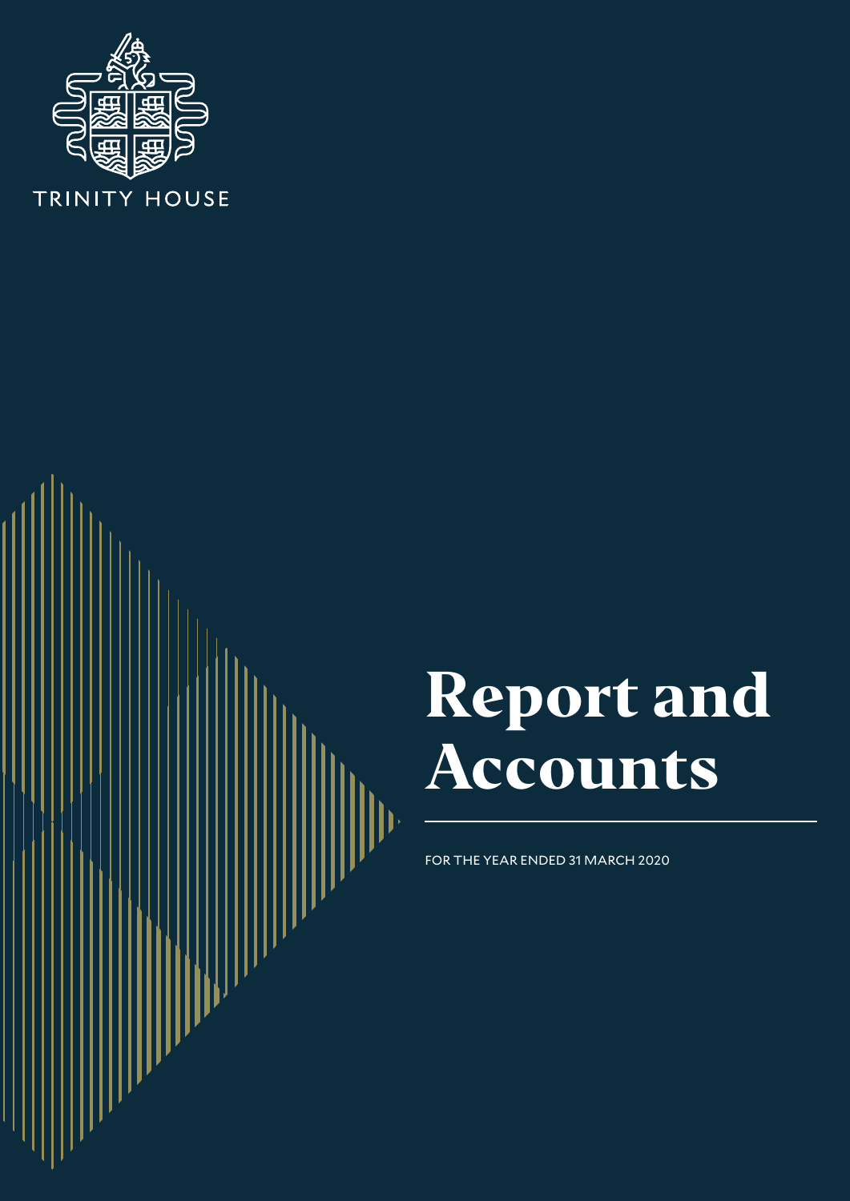TRINITY HOUSE

# Report and Accounts

FOR THE YEAR ENDED 31 MARCH 2020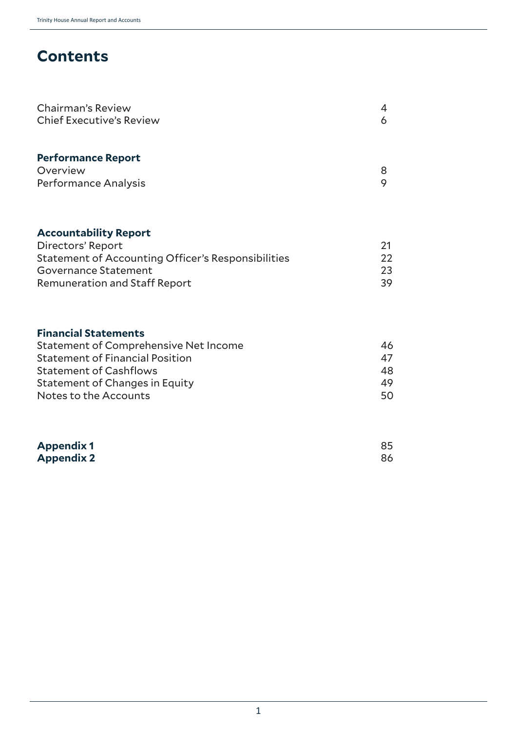# Contents

| | |
|---|---|
| Chairman's Review | 4 |
| Chief Executive's Review | 6 |
| **Performance Report** | |
| Overview | 8 |
| Performance Analysis | 9 |
| **Accountability Report** | |
| Directors' Report | 21 |
| Statement of Accounting Officer's Responsibilities | 22 |
| Governance Statement | 23 |
| Remuneration and Staff Report | 39 |
| **Financial Statements** | |
| Statement of Comprehensive Net Income | 46 |
| Statement of Financial Position | 47 |
| Statement of Cashflows | 48 |
| Statement of Changes in Equity | 49 |
| Notes to the Accounts | 50 |
| **Appendix 1** | 85 |
| **Appendix 2** | 86 |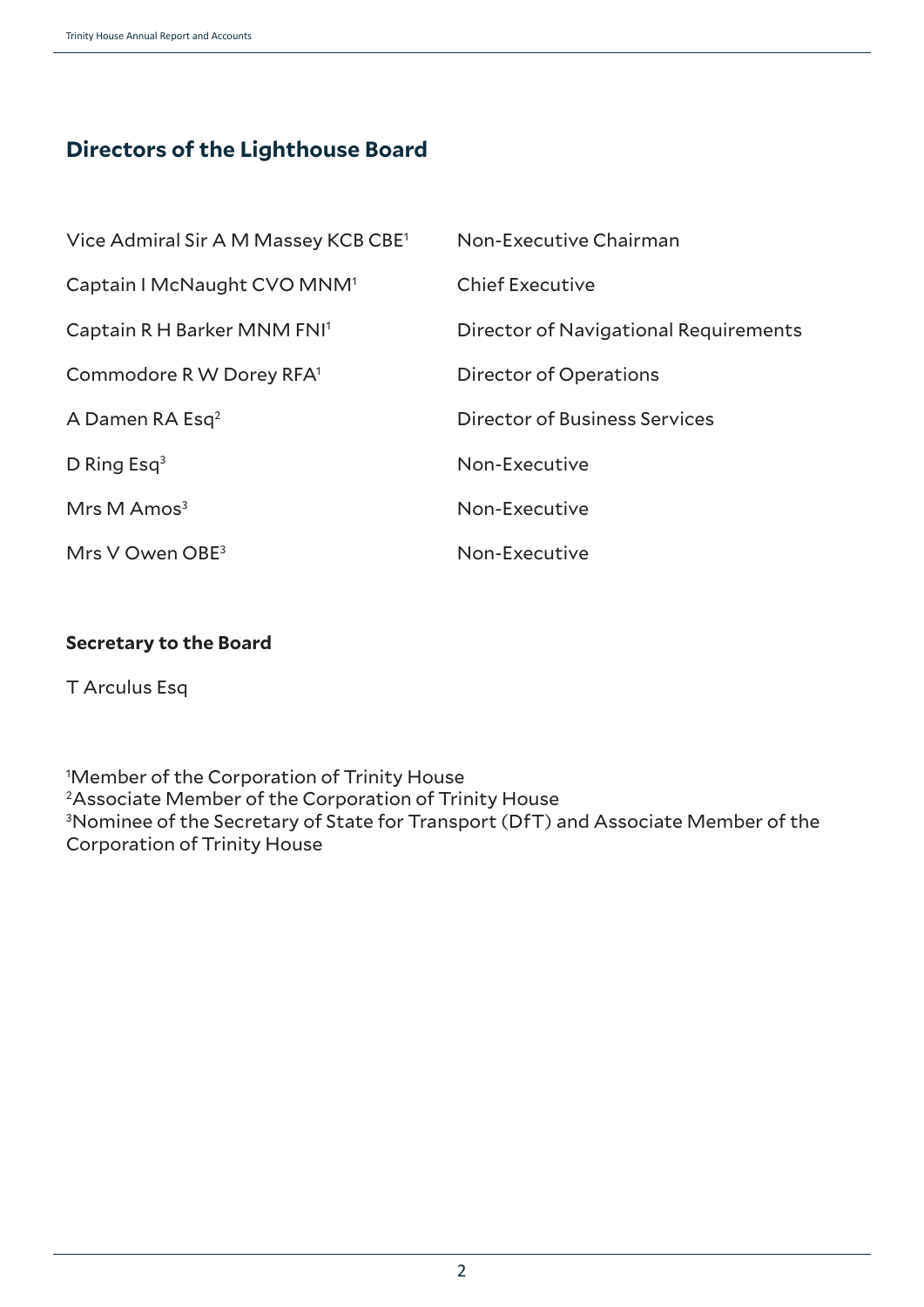## Directors of the Lighthouse Board

| | |
|---|---|
| Vice Admiral Sir A M Massey KCB CBE[1] | Non-Executive Chairman |
| Captain I McNaught CVO MNM[1] | Chief Executive |
| Captain R H Barker MNM FNI[1] | Director of Navigational Requirements |
| Commodore R W Dorey RFA[1] | Director of Operations |
| A Damen RA Esq[2] | Director of Business Services |
| D Ring Esq[3] | Non-Executive |
| Mrs M Amos[3] | Non-Executive |
| Mrs V Owen OBE[3] | Non-Executive |

**Secretary to the Board**

T Arculus Esq

[1]Member of the Corporation of Trinity House
[2]Associate Member of the Corporation of Trinity House
[3]Nominee of the Secretary of State for Transport (DfT) and Associate Member of the Corporation of Trinity House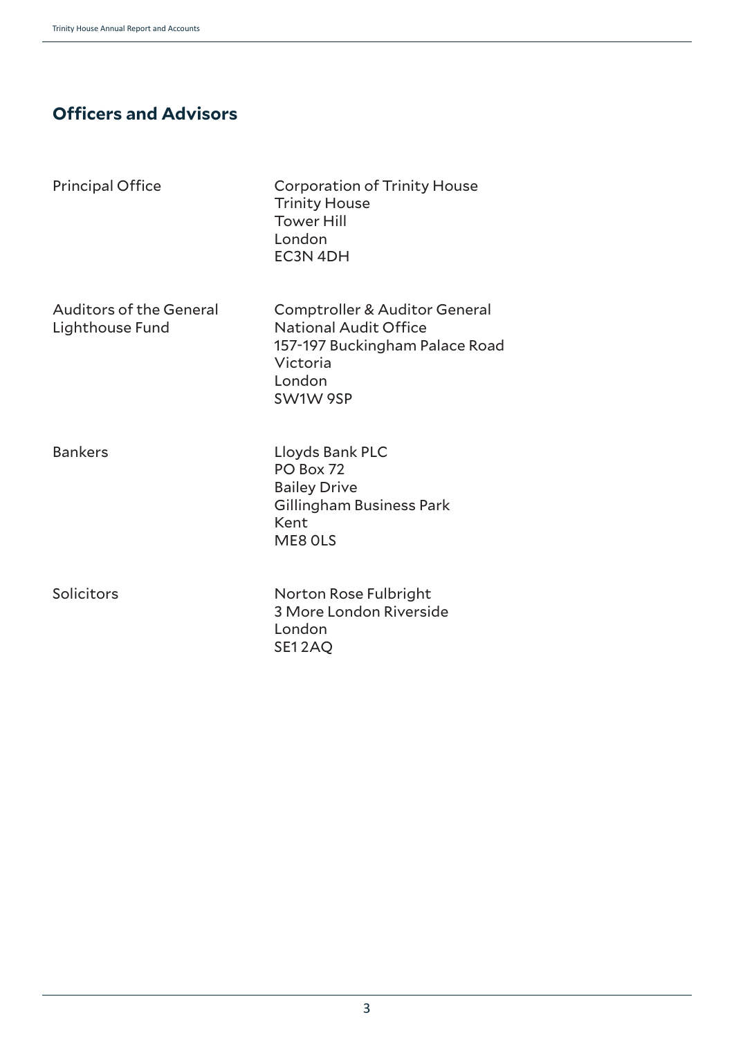## Officers and Advisors

| | |
|---|---|
| Principal Office | Corporation of Trinity House<br>Trinity House<br>Tower Hill<br>London<br>EC3N 4DH |
| Auditors of the General Lighthouse Fund | Comptroller & Auditor General<br>National Audit Office<br>157-197 Buckingham Palace Road<br>Victoria<br>London<br>SW1W 9SP |
| Bankers | Lloyds Bank PLC<br>PO Box 72<br>Bailey Drive<br>Gillingham Business Park<br>Kent<br>ME8 0LS |
| Solicitors | Norton Rose Fulbright<br>3 More London Riverside<br>London<br>SE1 2AQ |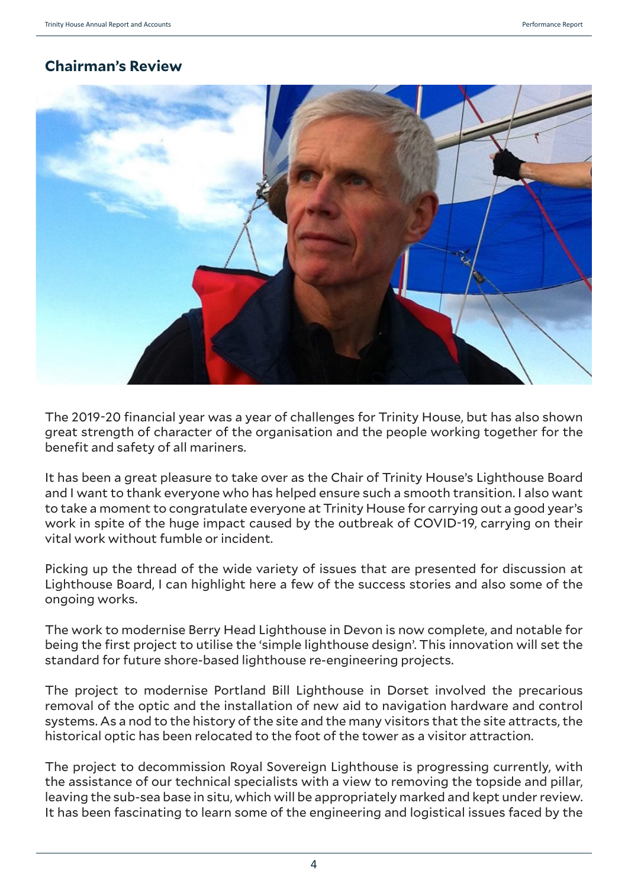## Chairman's Review

The 2019-20 financial year was a year of challenges for Trinity House, but has also shown great strength of character of the organisation and the people working together for the benefit and safety of all mariners.

It has been a great pleasure to take over as the Chair of Trinity House's Lighthouse Board and I want to thank everyone who has helped ensure such a smooth transition. I also want to take a moment to congratulate everyone at Trinity House for carrying out a good year's work in spite of the huge impact caused by the outbreak of COVID-19, carrying on their vital work without fumble or incident.

Picking up the thread of the wide variety of issues that are presented for discussion at Lighthouse Board, I can highlight here a few of the success stories and also some of the ongoing works.

The work to modernise Berry Head Lighthouse in Devon is now complete, and notable for being the first project to utilise the 'simple lighthouse design'. This innovation will set the standard for future shore-based lighthouse re-engineering projects.

The project to modernise Portland Bill Lighthouse in Dorset involved the precarious removal of the optic and the installation of new aid to navigation hardware and control systems. As a nod to the history of the site and the many visitors that the site attracts, the historical optic has been relocated to the foot of the tower as a visitor attraction.

The project to decommission Royal Sovereign Lighthouse is progressing currently, with the assistance of our technical specialists with a view to removing the topside and pillar, leaving the sub-sea base in situ, which will be appropriately marked and kept under review. It has been fascinating to learn some of the engineering and logistical issues faced by the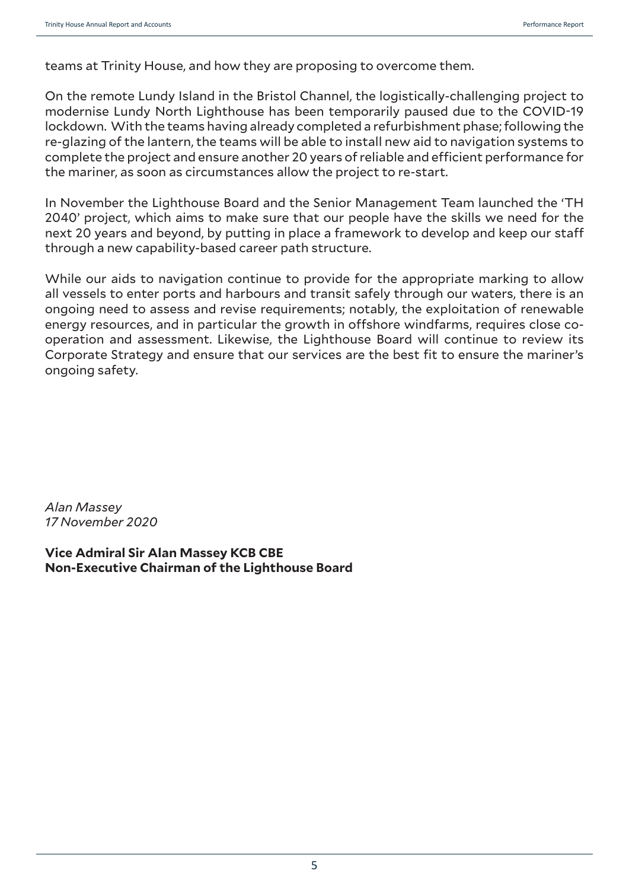teams at Trinity House, and how they are proposing to overcome them.

On the remote Lundy Island in the Bristol Channel, the logistically-challenging project to modernise Lundy North Lighthouse has been temporarily paused due to the COVID-19 lockdown. With the teams having already completed a refurbishment phase; following the re-glazing of the lantern, the teams will be able to install new aid to navigation systems to complete the project and ensure another 20 years of reliable and efficient performance for the mariner, as soon as circumstances allow the project to re-start.

In November the Lighthouse Board and the Senior Management Team launched the 'TH 2040' project, which aims to make sure that our people have the skills we need for the next 20 years and beyond, by putting in place a framework to develop and keep our staff through a new capability-based career path structure.

While our aids to navigation continue to provide for the appropriate marking to allow all vessels to enter ports and harbours and transit safely through our waters, there is an ongoing need to assess and revise requirements; notably, the exploitation of renewable energy resources, and in particular the growth in offshore windfarms, requires close co-operation and assessment. Likewise, the Lighthouse Board will continue to review its Corporate Strategy and ensure that our services are the best fit to ensure the mariner's ongoing safety.

*Alan Massey*
*17 November 2020*

**Vice Admiral Sir Alan Massey KCB CBE**
**Non-Executive Chairman of the Lighthouse Board**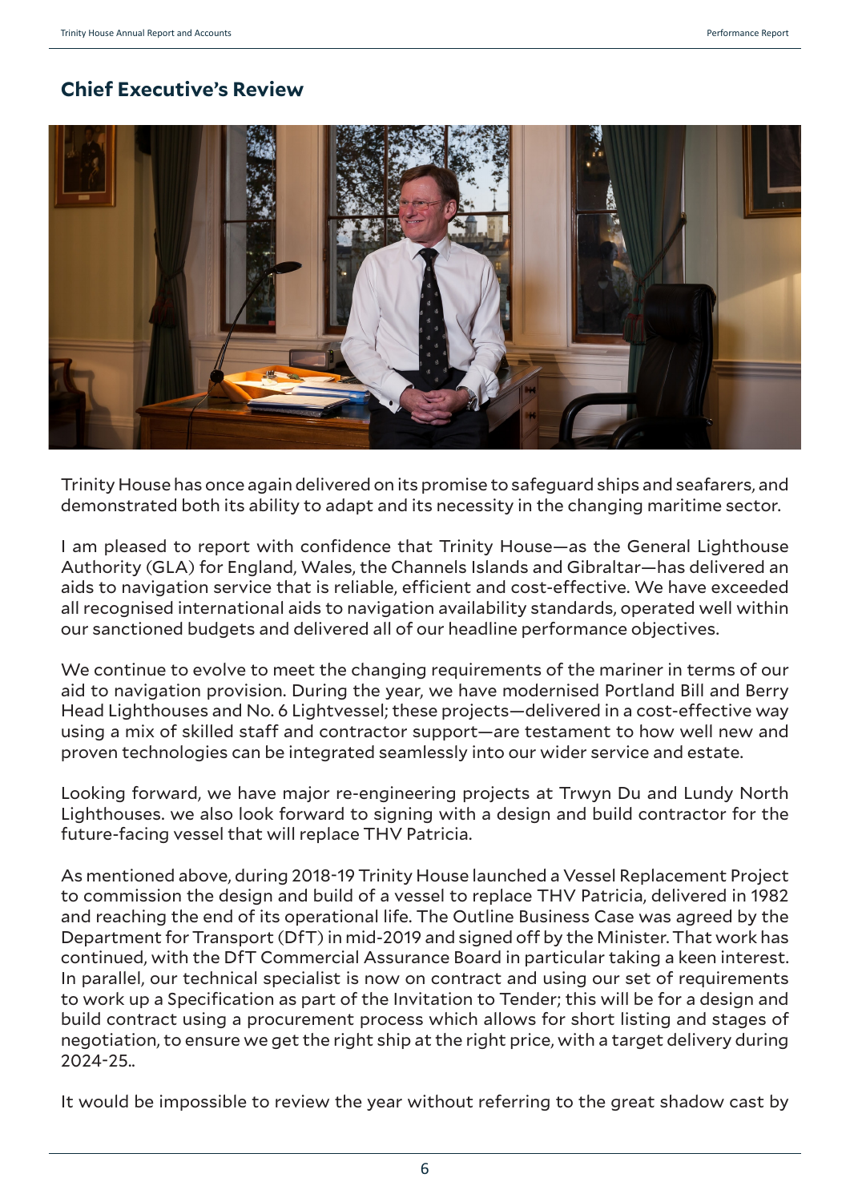## Chief Executive's Review

Trinity House has once again delivered on its promise to safeguard ships and seafarers, and demonstrated both its ability to adapt and its necessity in the changing maritime sector.

I am pleased to report with confidence that Trinity House—as the General Lighthouse Authority (GLA) for England, Wales, the Channels Islands and Gibraltar—has delivered an aids to navigation service that is reliable, efficient and cost-effective. We have exceeded all recognised international aids to navigation availability standards, operated well within our sanctioned budgets and delivered all of our headline performance objectives.

We continue to evolve to meet the changing requirements of the mariner in terms of our aid to navigation provision. During the year, we have modernised Portland Bill and Berry Head Lighthouses and No. 6 Lightvessel; these projects—delivered in a cost-effective way using a mix of skilled staff and contractor support—are testament to how well new and proven technologies can be integrated seamlessly into our wider service and estate.

Looking forward, we have major re-engineering projects at Trwyn Du and Lundy North Lighthouses. we also look forward to signing with a design and build contractor for the future-facing vessel that will replace THV Patricia.

As mentioned above, during 2018-19 Trinity House launched a Vessel Replacement Project to commission the design and build of a vessel to replace THV Patricia, delivered in 1982 and reaching the end of its operational life. The Outline Business Case was agreed by the Department for Transport (DfT) in mid-2019 and signed off by the Minister. That work has continued, with the DfT Commercial Assurance Board in particular taking a keen interest. In parallel, our technical specialist is now on contract and using our set of requirements to work up a Specification as part of the Invitation to Tender; this will be for a design and build contract using a procurement process which allows for short listing and stages of negotiation, to ensure we get the right ship at the right price, with a target delivery during 2024-25..

It would be impossible to review the year without referring to the great shadow cast by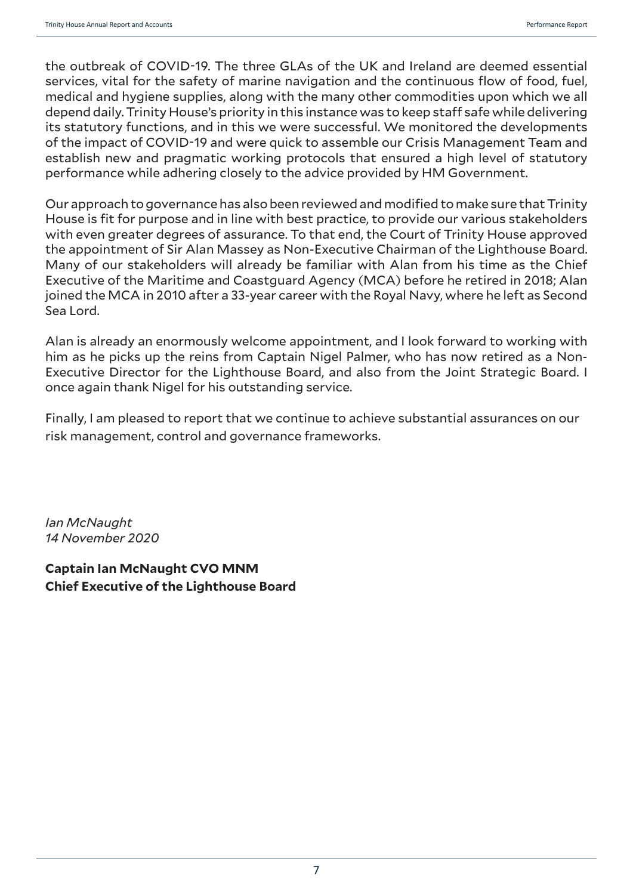the outbreak of COVID-19. The three GLAs of the UK and Ireland are deemed essential services, vital for the safety of marine navigation and the continuous flow of food, fuel, medical and hygiene supplies, along with the many other commodities upon which we all depend daily. Trinity House's priority in this instance was to keep staff safe while delivering its statutory functions, and in this we were successful. We monitored the developments of the impact of COVID-19 and were quick to assemble our Crisis Management Team and establish new and pragmatic working protocols that ensured a high level of statutory performance while adhering closely to the advice provided by HM Government.

Our approach to governance has also been reviewed and modified to make sure that Trinity House is fit for purpose and in line with best practice, to provide our various stakeholders with even greater degrees of assurance. To that end, the Court of Trinity House approved the appointment of Sir Alan Massey as Non-Executive Chairman of the Lighthouse Board. Many of our stakeholders will already be familiar with Alan from his time as the Chief Executive of the Maritime and Coastguard Agency (MCA) before he retired in 2018; Alan joined the MCA in 2010 after a 33-year career with the Royal Navy, where he left as Second Sea Lord.

Alan is already an enormously welcome appointment, and I look forward to working with him as he picks up the reins from Captain Nigel Palmer, who has now retired as a Non-Executive Director for the Lighthouse Board, and also from the Joint Strategic Board. I once again thank Nigel for his outstanding service.

Finally, I am pleased to report that we continue to achieve substantial assurances on our risk management, control and governance frameworks.

*Ian McNaught*
*14 November 2020*

**Captain Ian McNaught CVO MNM**
**Chief Executive of the Lighthouse Board**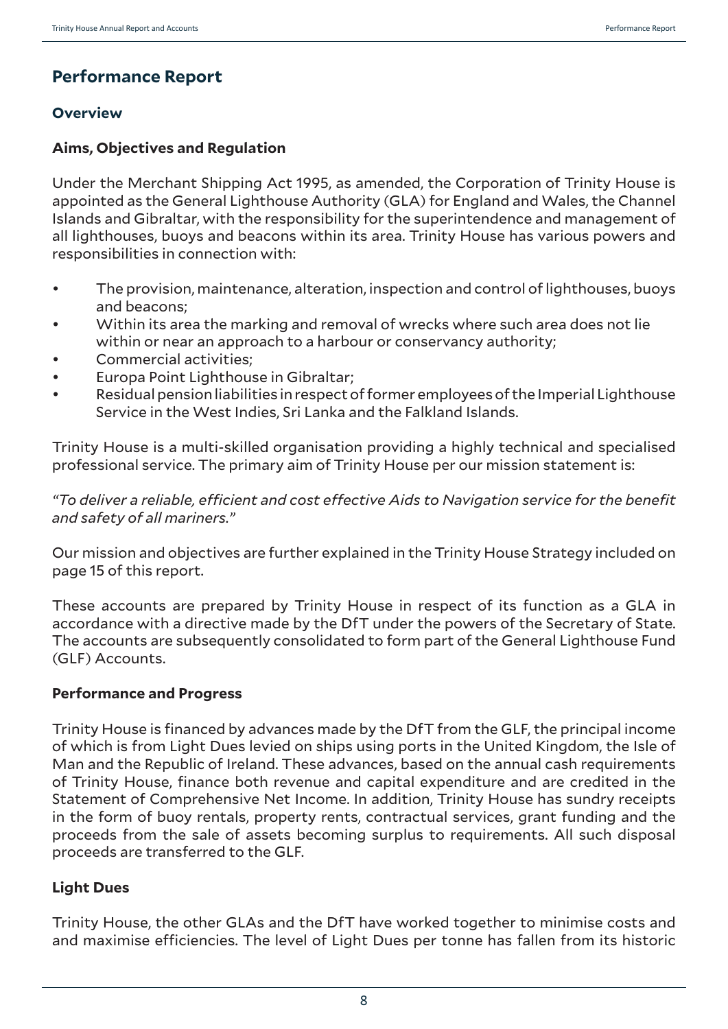## Performance Report

### Overview

### Aims, Objectives and Regulation

Under the Merchant Shipping Act 1995, as amended, the Corporation of Trinity House is appointed as the General Lighthouse Authority (GLA) for England and Wales, the Channel Islands and Gibraltar, with the responsibility for the superintendence and management of all lighthouses, buoys and beacons within its area. Trinity House has various powers and responsibilities in connection with:

- The provision, maintenance, alteration, inspection and control of lighthouses, buoys and beacons;
- Within its area the marking and removal of wrecks where such area does not lie within or near an approach to a harbour or conservancy authority;
- Commercial activities;
- Europa Point Lighthouse in Gibraltar;
- Residual pension liabilities in respect of former employees of the Imperial Lighthouse Service in the West Indies, Sri Lanka and the Falkland Islands.

Trinity House is a multi-skilled organisation providing a highly technical and specialised professional service. The primary aim of Trinity House per our mission statement is:

*"To deliver a reliable, efficient and cost effective Aids to Navigation service for the benefit and safety of all mariners."*

Our mission and objectives are further explained in the Trinity House Strategy included on page 15 of this report.

These accounts are prepared by Trinity House in respect of its function as a GLA in accordance with a directive made by the DfT under the powers of the Secretary of State. The accounts are subsequently consolidated to form part of the General Lighthouse Fund (GLF) Accounts.

### Performance and Progress

Trinity House is financed by advances made by the DfT from the GLF, the principal income of which is from Light Dues levied on ships using ports in the United Kingdom, the Isle of Man and the Republic of Ireland. These advances, based on the annual cash requirements of Trinity House, finance both revenue and capital expenditure and are credited in the Statement of Comprehensive Net Income. In addition, Trinity House has sundry receipts in the form of buoy rentals, property rents, contractual services, grant funding and the proceeds from the sale of assets becoming surplus to requirements. All such disposal proceeds are transferred to the GLF.

### Light Dues

Trinity House, the other GLAs and the DfT have worked together to minimise costs and and maximise efficiencies. The level of Light Dues per tonne has fallen from its historic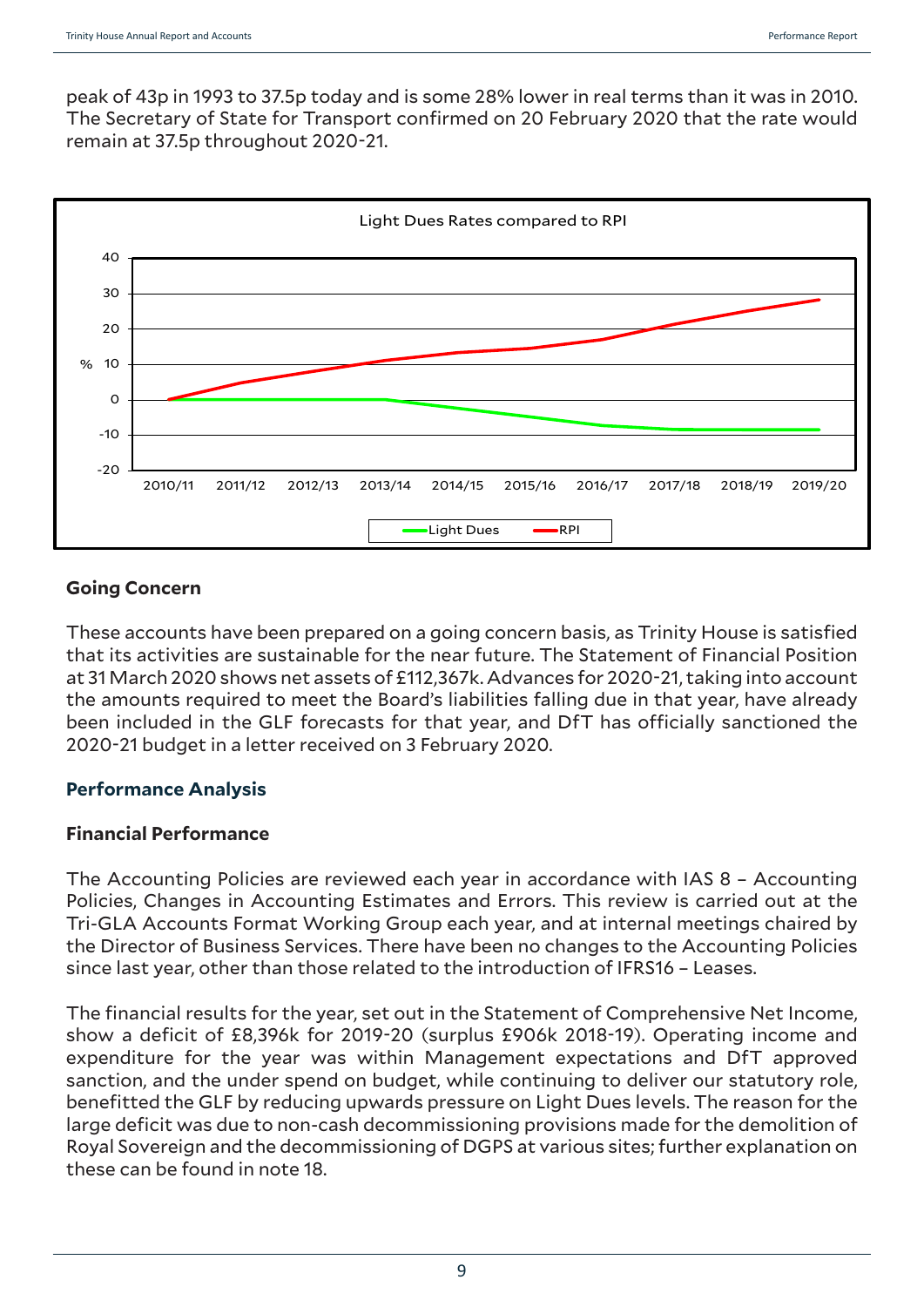peak of 43p in 1993 to 37.5p today and is some 28% lower in real terms than it was in 2010. The Secretary of State for Transport confirmed on 20 February 2020 that the rate would remain at 37.5p throughout 2020-21.

Light Dues Rates compared to RPI

## Going Concern

These accounts have been prepared on a going concern basis, as Trinity House is satisfied that its activities are sustainable for the near future. The Statement of Financial Position at 31 March 2020 shows net assets of £112,367k. Advances for 2020-21, taking into account the amounts required to meet the Board's liabilities falling due in that year, have already been included in the GLF forecasts for that year, and DfT has officially sanctioned the 2020-21 budget in a letter received on 3 February 2020.

## Performance Analysis

### Financial Performance

The Accounting Policies are reviewed each year in accordance with IAS 8 – Accounting Policies, Changes in Accounting Estimates and Errors. This review is carried out at the Tri-GLA Accounts Format Working Group each year, and at internal meetings chaired by the Director of Business Services. There have been no changes to the Accounting Policies since last year, other than those related to the introduction of IFRS16 – Leases.

The financial results for the year, set out in the Statement of Comprehensive Net Income, show a deficit of £8,396k for 2019-20 (surplus £906k 2018-19). Operating income and expenditure for the year was within Management expectations and DfT approved sanction, and the under spend on budget, while continuing to deliver our statutory role, benefitted the GLF by reducing upwards pressure on Light Dues levels. The reason for the large deficit was due to non-cash decommissioning provisions made for the demolition of Royal Sovereign and the decommissioning of DGPS at various sites; further explanation on these can be found in note 18.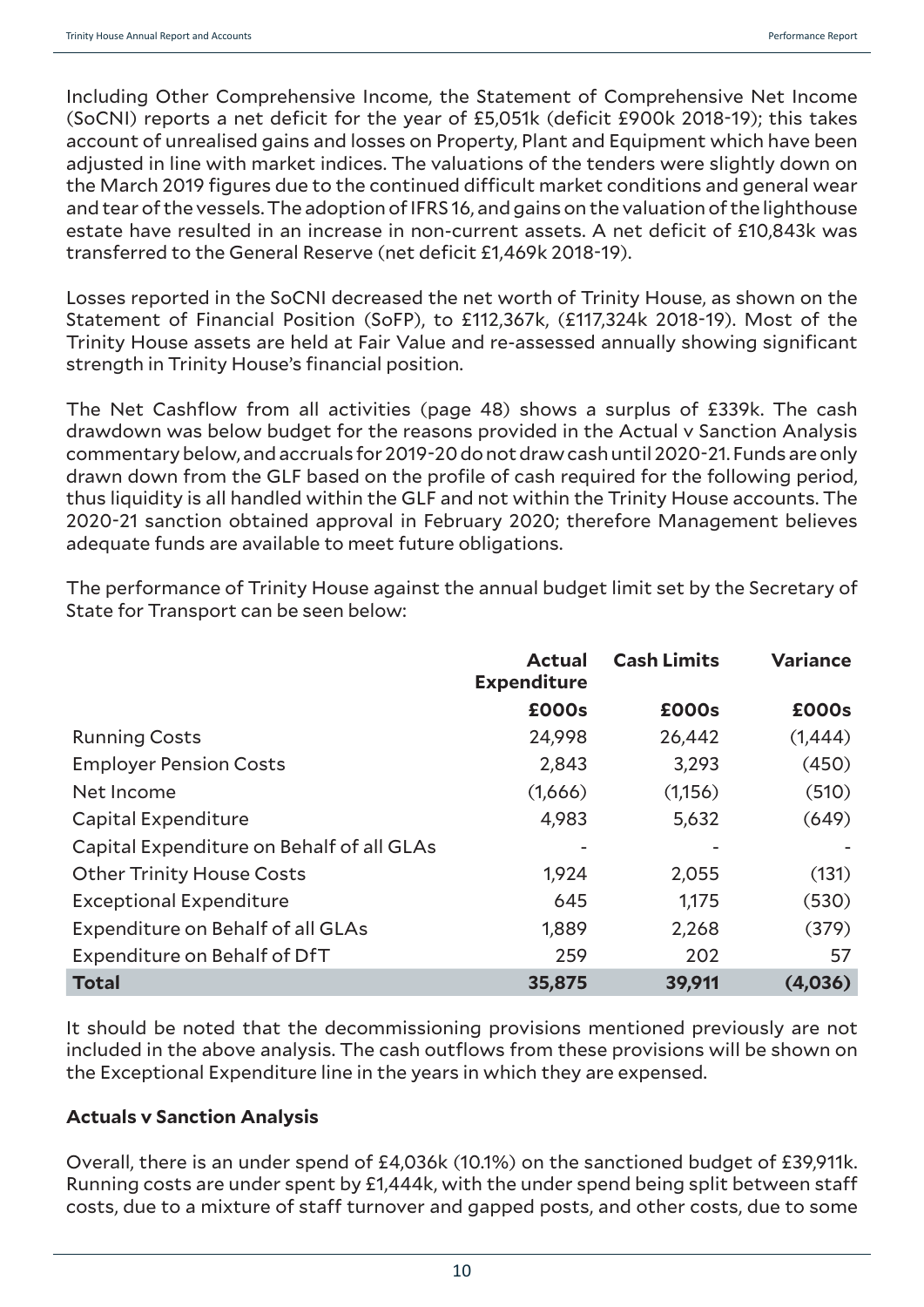Including Other Comprehensive Income, the Statement of Comprehensive Net Income (SoCNI) reports a net deficit for the year of £5,051k (deficit £900k 2018-19); this takes account of unrealised gains and losses on Property, Plant and Equipment which have been adjusted in line with market indices. The valuations of the tenders were slightly down on the March 2019 figures due to the continued difficult market conditions and general wear and tear of the vessels. The adoption of IFRS 16, and gains on the valuation of the lighthouse estate have resulted in an increase in non-current assets. A net deficit of £10,843k was transferred to the General Reserve (net deficit £1,469k 2018-19).

Losses reported in the SoCNI decreased the net worth of Trinity House, as shown on the Statement of Financial Position (SoFP), to £112,367k, (£117,324k 2018-19). Most of the Trinity House assets are held at Fair Value and re-assessed annually showing significant strength in Trinity House's financial position.

The Net Cashflow from all activities (page 48) shows a surplus of £339k. The cash drawdown was below budget for the reasons provided in the Actual v Sanction Analysis commentary below, and accruals for 2019-20 do not draw cash until 2020-21. Funds are only drawn down from the GLF based on the profile of cash required for the following period, thus liquidity is all handled within the GLF and not within the Trinity House accounts. The 2020-21 sanction obtained approval in February 2020; therefore Management believes adequate funds are available to meet future obligations.

The performance of Trinity House against the annual budget limit set by the Secretary of State for Transport can be seen below:

| | Actual Expenditure | Cash Limits | Variance |
|---|---|---|---|
| | £000s | £000s | £000s |
| Running Costs | 24,998 | 26,442 | (1,444) |
| Employer Pension Costs | 2,843 | 3,293 | (450) |
| Net Income | (1,666) | (1,156) | (510) |
| Capital Expenditure | 4,983 | 5,632 | (649) |
| Capital Expenditure on Behalf of all GLAs | - | - | - |
| Other Trinity House Costs | 1,924 | 2,055 | (131) |
| Exceptional Expenditure | 645 | 1,175 | (530) |
| Expenditure on Behalf of all GLAs | 1,889 | 2,268 | (379) |
| Expenditure on Behalf of DfT | 259 | 202 | 57 |
| **Total** | **35,875** | **39,911** | **(4,036)** |

It should be noted that the decommissioning provisions mentioned previously are not included in the above analysis. The cash outflows from these provisions will be shown on the Exceptional Expenditure line in the years in which they are expensed.

**Actuals v Sanction Analysis**

Overall, there is an under spend of £4,036k (10.1%) on the sanctioned budget of £39,911k. Running costs are under spent by £1,444k, with the under spend being split between staff costs, due to a mixture of staff turnover and gapped posts, and other costs, due to some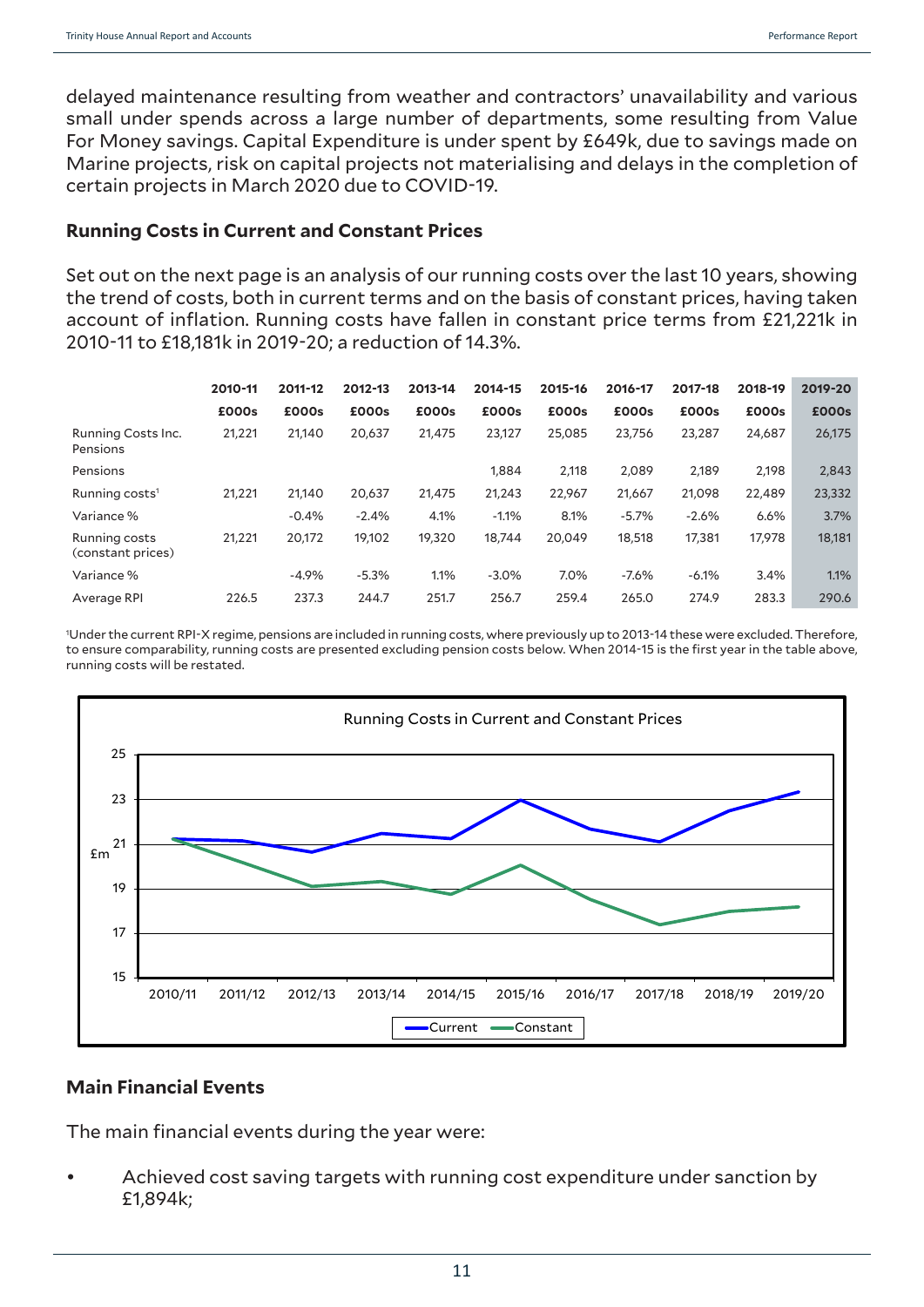delayed maintenance resulting from weather and contractors' unavailability and various small under spends across a large number of departments, some resulting from Value For Money savings. Capital Expenditure is under spent by £649k, due to savings made on Marine projects, risk on capital projects not materialising and delays in the completion of certain projects in March 2020 due to COVID-19.

### Running Costs in Current and Constant Prices

Set out on the next page is an analysis of our running costs over the last 10 years, showing the trend of costs, both in current terms and on the basis of constant prices, having taken account of inflation. Running costs have fallen in constant price terms from £21,221k in 2010-11 to £18,181k in 2019-20; a reduction of 14.3%.

| | 2010-11 | 2011-12 | 2012-13 | 2013-14 | 2014-15 | 2015-16 | 2016-17 | 2017-18 | 2018-19 | 2019-20 |
|---|---|---|---|---|---|---|---|---|---|---|
| | £000s | £000s | £000s | £000s | £000s | £000s | £000s | £000s | £000s | £000s |
| Running Costs Inc. Pensions | 21,221 | 21,140 | 20,637 | 21,475 | 23,127 | 25,085 | 23,756 | 23,287 | 24,687 | 26,175 |
| Pensions | | | | | 1,884 | 2,118 | 2,089 | 2,189 | 2,198 | 2,843 |
| Running costs[1] | 21,221 | 21,140 | 20,637 | 21,475 | 21,243 | 22,967 | 21,667 | 21,098 | 22,489 | 23,332 |
| Variance % | | -0.4% | -2.4% | 4.1% | -1.1% | 8.1% | -5.7% | -2.6% | 6.6% | 3.7% |
| Running costs (constant prices) | 21,221 | 20,172 | 19,102 | 19,320 | 18,744 | 20,049 | 18,518 | 17,381 | 17,978 | 18,181 |
| Variance % | | -4.9% | -5.3% | 1.1% | -3.0% | 7.0% | -7.6% | -6.1% | 3.4% | 1.1% |
| Average RPI | 226.5 | 237.3 | 244.7 | 251.7 | 256.7 | 259.4 | 265.0 | 274.9 | 283.3 | 290.6 |

[1]Under the current RPI-X regime, pensions are included in running costs, where previously up to 2013-14 these were excluded. Therefore, to ensure comparability, running costs are presented excluding pension costs below. When 2014-15 is the first year in the table above, running costs will be restated.

### Main Financial Events

The main financial events during the year were:

- Achieved cost saving targets with running cost expenditure under sanction by £1,894k;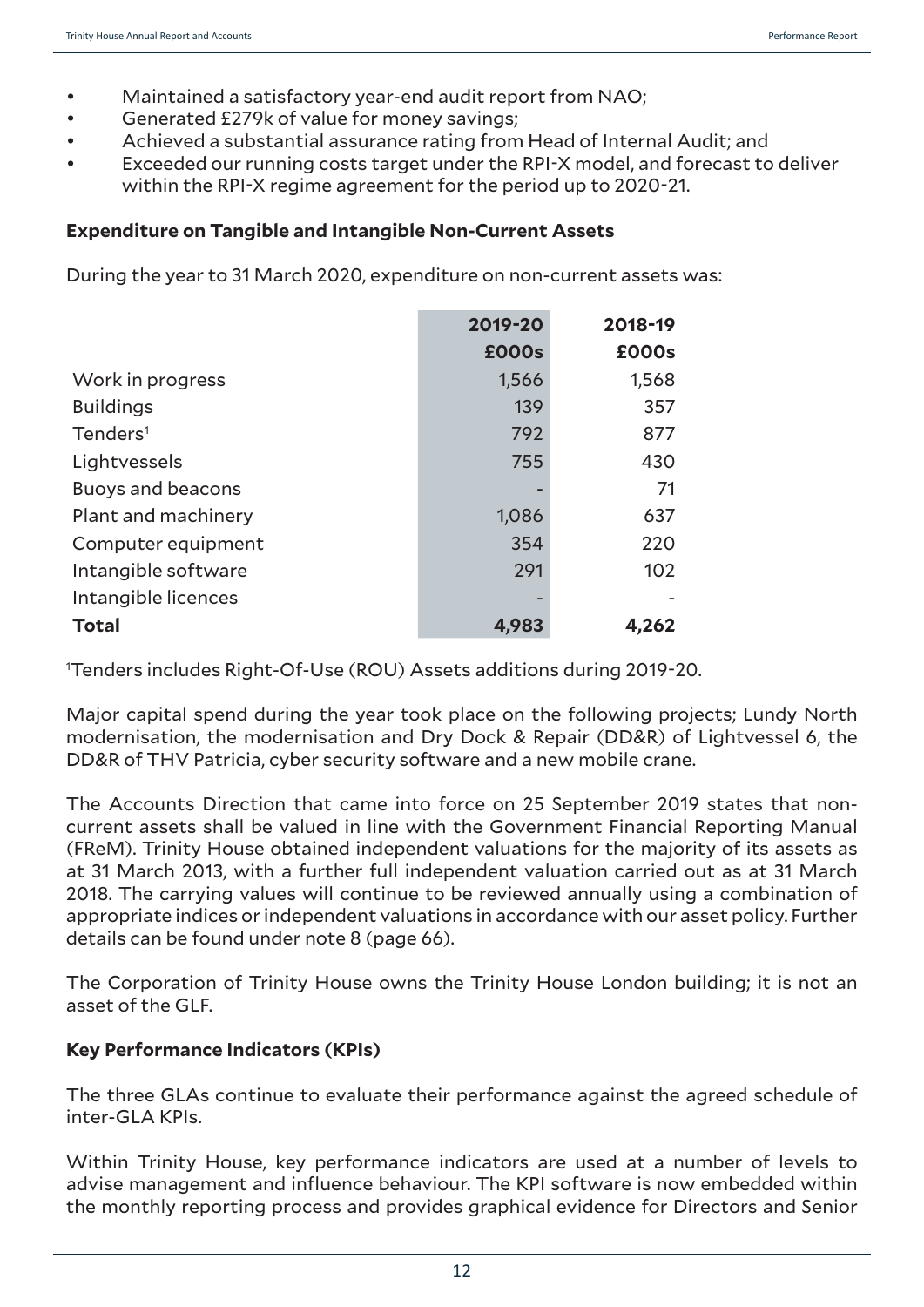- Maintained a satisfactory year-end audit report from NAO;
- Generated £279k of value for money savings;
- Achieved a substantial assurance rating from Head of Internal Audit; and
- Exceeded our running costs target under the RPI-X model, and forecast to deliver within the RPI-X regime agreement for the period up to 2020-21.

**Expenditure on Tangible and Intangible Non-Current Assets**

During the year to 31 March 2020, expenditure on non-current assets was:

| | 2019-20 | 2018-19 |
|---|---|---|
| | £000s | £000s |
| Work in progress | 1,566 | 1,568 |
| Buildings | 139 | 357 |
| Tenders[1] | 792 | 877 |
| Lightvessels | 755 | 430 |
| Buoys and beacons | - | 71 |
| Plant and machinery | 1,086 | 637 |
| Computer equipment | 354 | 220 |
| Intangible software | 291 | 102 |
| Intangible licences | - | - |
| **Total** | **4,983** | **4,262** |

[1]Tenders includes Right-Of-Use (ROU) Assets additions during 2019-20.

Major capital spend during the year took place on the following projects; Lundy North modernisation, the modernisation and Dry Dock & Repair (DD&R) of Lightvessel 6, the DD&R of THV Patricia, cyber security software and a new mobile crane.

The Accounts Direction that came into force on 25 September 2019 states that non-current assets shall be valued in line with the Government Financial Reporting Manual (FReM). Trinity House obtained independent valuations for the majority of its assets as at 31 March 2013, with a further full independent valuation carried out as at 31 March 2018. The carrying values will continue to be reviewed annually using a combination of appropriate indices or independent valuations in accordance with our asset policy. Further details can be found under note 8 (page 66).

The Corporation of Trinity House owns the Trinity House London building; it is not an asset of the GLF.

**Key Performance Indicators (KPIs)**

The three GLAs continue to evaluate their performance against the agreed schedule of inter-GLA KPIs.

Within Trinity House, key performance indicators are used at a number of levels to advise management and influence behaviour. The KPI software is now embedded within the monthly reporting process and provides graphical evidence for Directors and Senior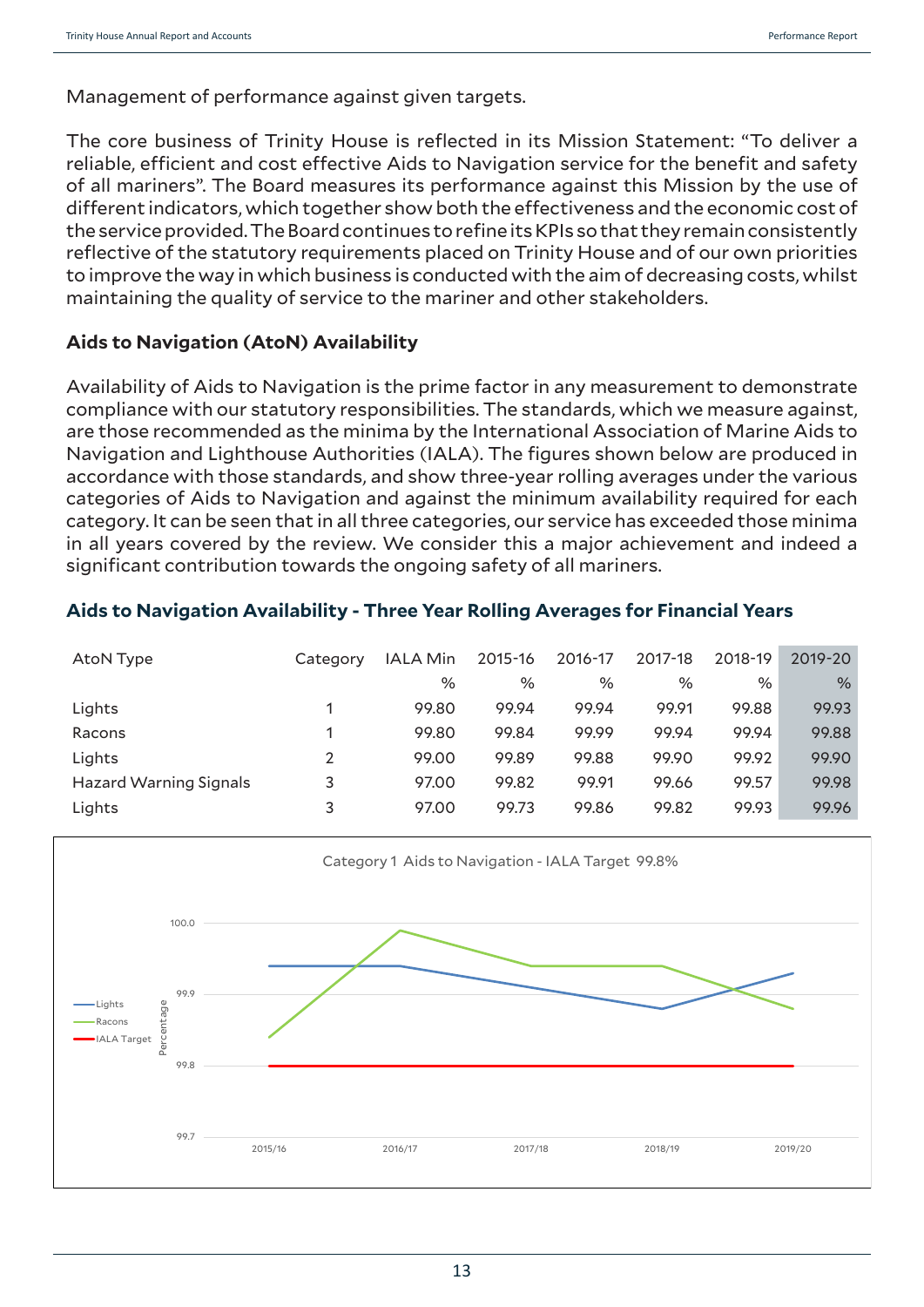Management of performance against given targets.

The core business of Trinity House is reflected in its Mission Statement: "To deliver a reliable, efficient and cost effective Aids to Navigation service for the benefit and safety of all mariners". The Board measures its performance against this Mission by the use of different indicators, which together show both the effectiveness and the economic cost of the service provided. The Board continues to refine its KPIs so that they remain consistently reflective of the statutory requirements placed on Trinity House and of our own priorities to improve the way in which business is conducted with the aim of decreasing costs, whilst maintaining the quality of service to the mariner and other stakeholders.

### Aids to Navigation (AtoN) Availability

Availability of Aids to Navigation is the prime factor in any measurement to demonstrate compliance with our statutory responsibilities. The standards, which we measure against, are those recommended as the minima by the International Association of Marine Aids to Navigation and Lighthouse Authorities (IALA). The figures shown below are produced in accordance with those standards, and show three-year rolling averages under the various categories of Aids to Navigation and against the minimum availability required for each category. It can be seen that in all three categories, our service has exceeded those minima in all years covered by the review. We consider this a major achievement and indeed a significant contribution towards the ongoing safety of all mariners.

### Aids to Navigation Availability - Three Year Rolling Averages for Financial Years

| AtoN Type | Category | IALA Min | 2015-16 | 2016-17 | 2017-18 | 2018-19 | 2019-20 |
|---|---|---|---|---|---|---|---|
| | | % | % | % | % | % | % |
| Lights | 1 | 99.80 | 99.94 | 99.94 | 99.91 | 99.88 | 99.93 |
| Racons | 1 | 99.80 | 99.84 | 99.99 | 99.94 | 99.94 | 99.88 |
| Lights | 2 | 99.00 | 99.89 | 99.88 | 99.90 | 99.92 | 99.90 |
| Hazard Warning Signals | 3 | 97.00 | 99.82 | 99.91 | 99.66 | 99.57 | 99.98 |
| Lights | 3 | 97.00 | 99.73 | 99.86 | 99.82 | 99.93 | 99.96 |

Category 1 Aids to Navigation - IALA Target 99.8%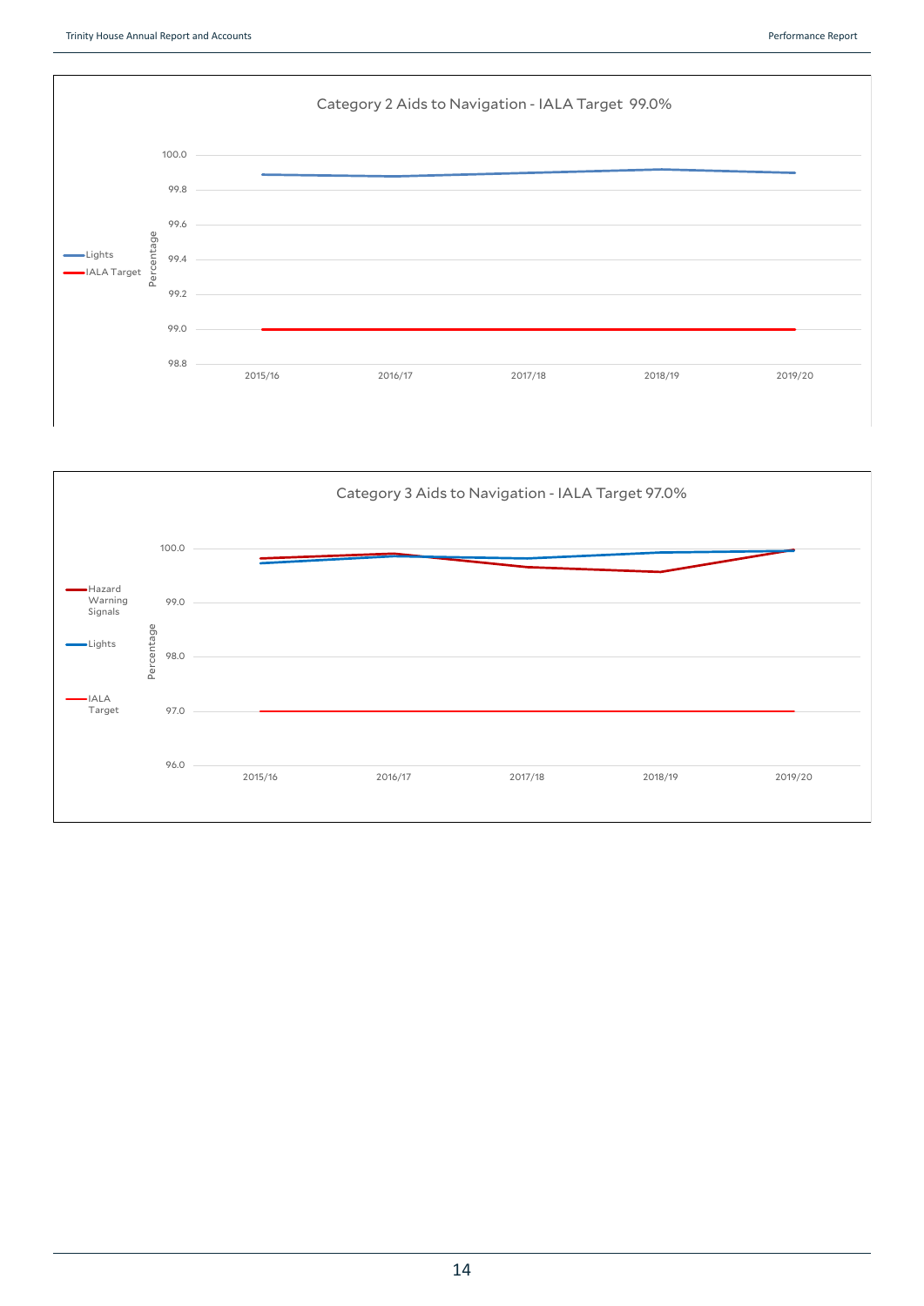Category 2 Aids to Navigation - IALA Target 99.0%

Percentage

- Lights
- IALA Target

100.0
99.8
99.6
99.4
99.2
99.0
98.8

2015/16 2016/17 2017/18 2018/19 2019/20

Category 3 Aids to Navigation - IALA Target 97.0%

Percentage

- Hazard Warning Signals
- Lights
- IALA Target

100.0
99.0
98.0
97.0
96.0

2015/16 2016/17 2017/18 2018/19 2019/20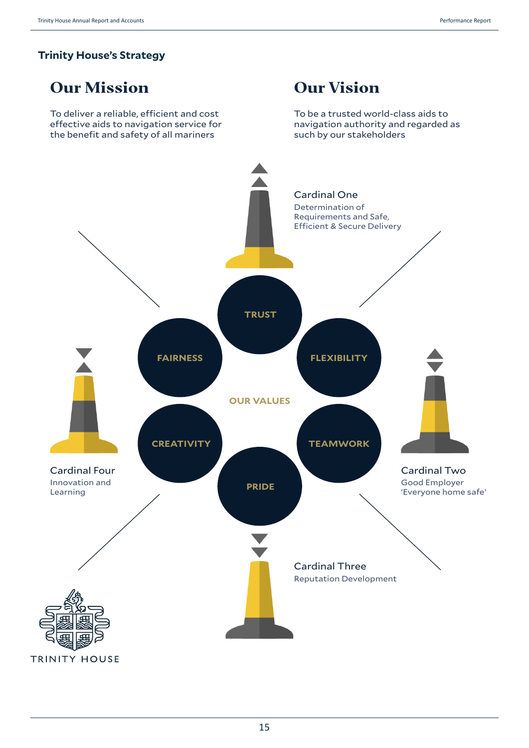## Trinity House's Strategy

# Our Mission

To deliver a reliable, efficient and cost effective aids to navigation service for the benefit and safety of all mariners

# Our Vision

To be a trusted world-class aids to navigation authority and regarded as such by our stakeholders

**Cardinal One**
Determination of Requirements and Safe, Efficient & Secure Delivery

**Cardinal Two**
Good Employer
'Everyone home safe'

**Cardinal Three**
Reputation Development

**Cardinal Four**
Innovation and Learning

**OUR VALUES**

- TRUST
- FLEXIBILITY
- TEAMWORK
- PRIDE
- CREATIVITY
- FAIRNESS

TRINITY HOUSE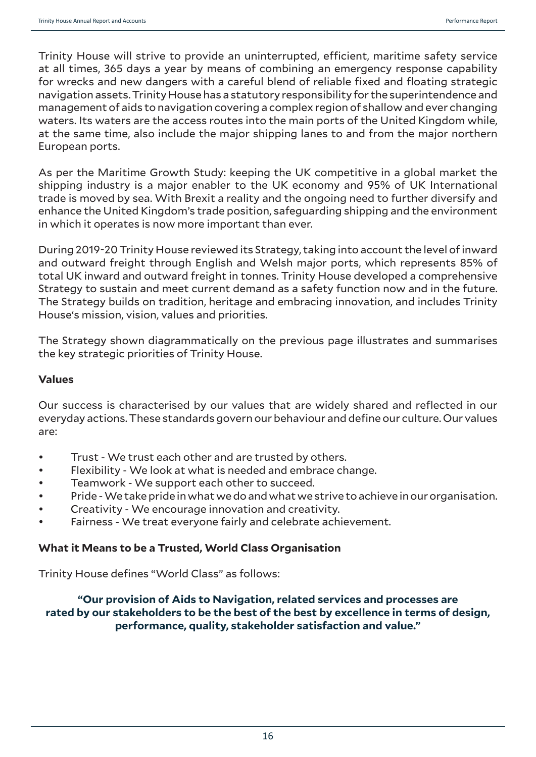Trinity House will strive to provide an uninterrupted, efficient, maritime safety service at all times, 365 days a year by means of combining an emergency response capability for wrecks and new dangers with a careful blend of reliable fixed and floating strategic navigation assets. Trinity House has a statutory responsibility for the superintendence and management of aids to navigation covering a complex region of shallow and ever changing waters. Its waters are the access routes into the main ports of the United Kingdom while, at the same time, also include the major shipping lanes to and from the major northern European ports.

As per the Maritime Growth Study: keeping the UK competitive in a global market the shipping industry is a major enabler to the UK economy and 95% of UK International trade is moved by sea. With Brexit a reality and the ongoing need to further diversify and enhance the United Kingdom's trade position, safeguarding shipping and the environment in which it operates is now more important than ever.

During 2019-20 Trinity House reviewed its Strategy, taking into account the level of inward and outward freight through English and Welsh major ports, which represents 85% of total UK inward and outward freight in tonnes. Trinity House developed a comprehensive Strategy to sustain and meet current demand as a safety function now and in the future. The Strategy builds on tradition, heritage and embracing innovation, and includes Trinity House's mission, vision, values and priorities.

The Strategy shown diagrammatically on the previous page illustrates and summarises the key strategic priorities of Trinity House.

**Values**

Our success is characterised by our values that are widely shared and reflected in our everyday actions. These standards govern our behaviour and define our culture. Our values are:

- Trust - We trust each other and are trusted by others.
- Flexibility - We look at what is needed and embrace change.
- Teamwork - We support each other to succeed.
- Pride - We take pride in what we do and what we strive to achieve in our organisation.
- Creativity - We encourage innovation and creativity.
- Fairness - We treat everyone fairly and celebrate achievement.

**What it Means to be a Trusted, World Class Organisation**

Trinity House defines "World Class" as follows:

**"Our provision of Aids to Navigation, related services and processes are rated by our stakeholders to be the best of the best by excellence in terms of design, performance, quality, stakeholder satisfaction and value."**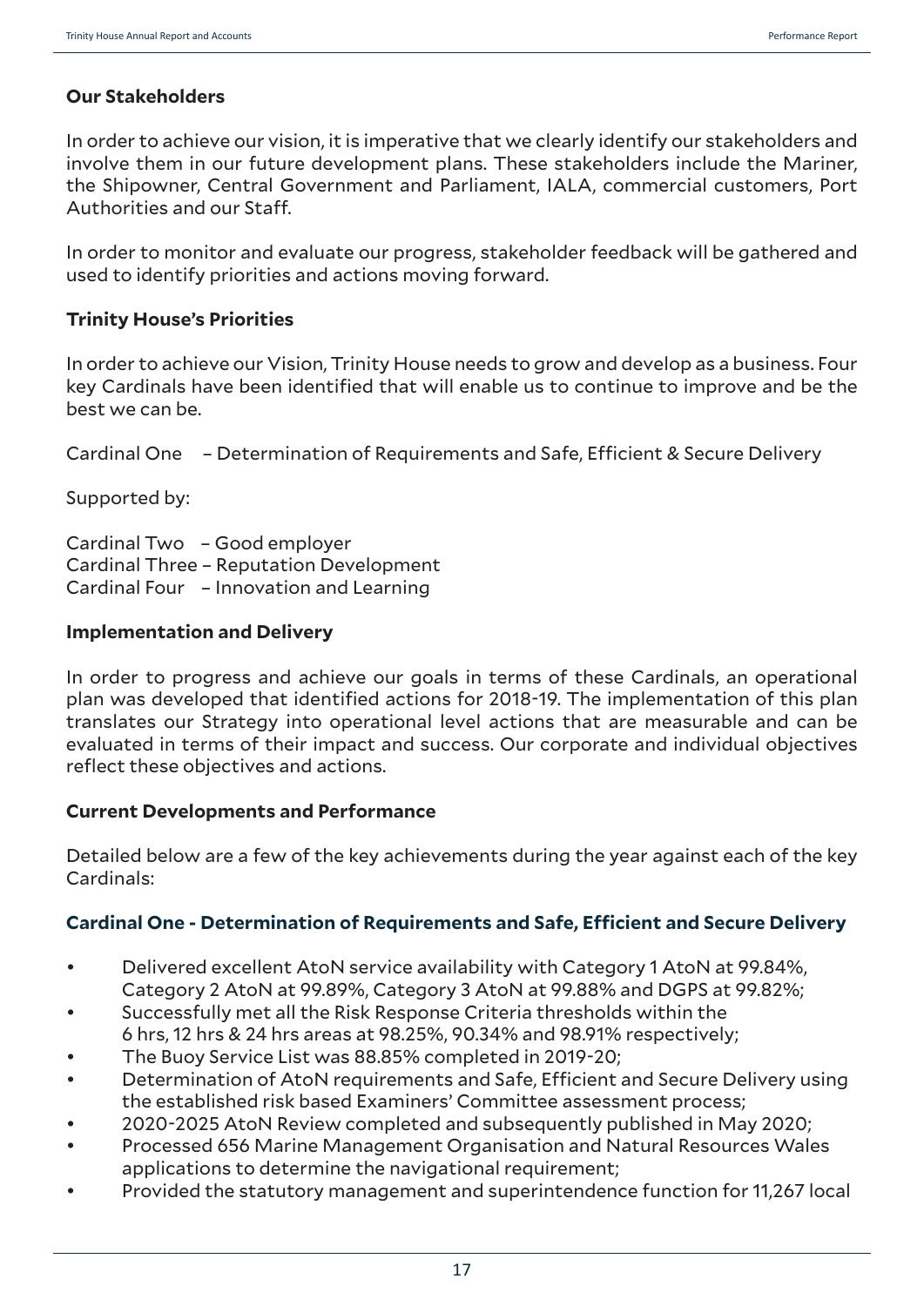**Our Stakeholders**

In order to achieve our vision, it is imperative that we clearly identify our stakeholders and involve them in our future development plans. These stakeholders include the Mariner, the Shipowner, Central Government and Parliament, IALA, commercial customers, Port Authorities and our Staff.

In order to monitor and evaluate our progress, stakeholder feedback will be gathered and used to identify priorities and actions moving forward.

**Trinity House's Priorities**

In order to achieve our Vision, Trinity House needs to grow and develop as a business. Four key Cardinals have been identified that will enable us to continue to improve and be the best we can be.

Cardinal One – Determination of Requirements and Safe, Efficient & Secure Delivery

Supported by:

Cardinal Two – Good employer
Cardinal Three – Reputation Development
Cardinal Four – Innovation and Learning

**Implementation and Delivery**

In order to progress and achieve our goals in terms of these Cardinals, an operational plan was developed that identified actions for 2018-19. The implementation of this plan translates our Strategy into operational level actions that are measurable and can be evaluated in terms of their impact and success. Our corporate and individual objectives reflect these objectives and actions.

**Current Developments and Performance**

Detailed below are a few of the key achievements during the year against each of the key Cardinals:

**Cardinal One - Determination of Requirements and Safe, Efficient and Secure Delivery**

- Delivered excellent AtoN service availability with Category 1 AtoN at 99.84%, Category 2 AtoN at 99.89%, Category 3 AtoN at 99.88% and DGPS at 99.82%;
- Successfully met all the Risk Response Criteria thresholds within the 6 hrs, 12 hrs & 24 hrs areas at 98.25%, 90.34% and 98.91% respectively;
- The Buoy Service List was 88.85% completed in 2019-20;
- Determination of AtoN requirements and Safe, Efficient and Secure Delivery using the established risk based Examiners' Committee assessment process;
- 2020-2025 AtoN Review completed and subsequently published in May 2020;
- Processed 656 Marine Management Organisation and Natural Resources Wales applications to determine the navigational requirement;
- Provided the statutory management and superintendence function for 11,267 local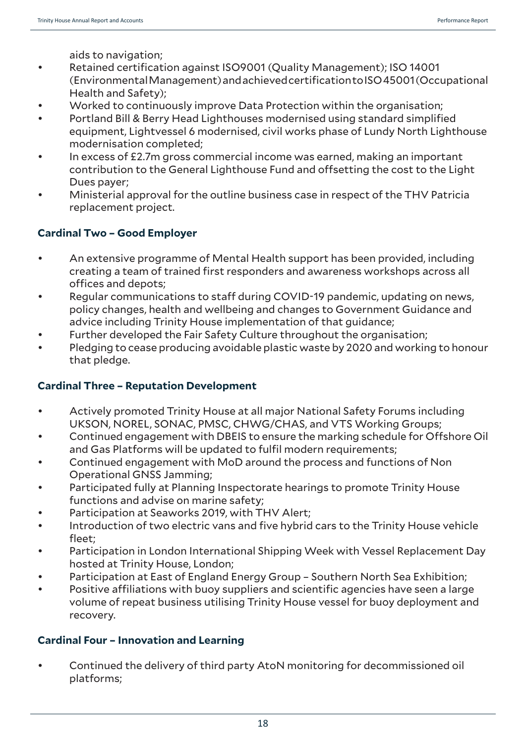aids to navigation;

- Retained certification against ISO9001 (Quality Management); ISO 14001 (Environmental Management) and achieved certification to ISO 45001 (Occupational Health and Safety);
- Worked to continuously improve Data Protection within the organisation;
- Portland Bill & Berry Head Lighthouses modernised using standard simplified equipment, Lightvessel 6 modernised, civil works phase of Lundy North Lighthouse modernisation completed;
- In excess of £2.7m gross commercial income was earned, making an important contribution to the General Lighthouse Fund and offsetting the cost to the Light Dues payer;
- Ministerial approval for the outline business case in respect of the THV Patricia replacement project.

### Cardinal Two – Good Employer

- An extensive programme of Mental Health support has been provided, including creating a team of trained first responders and awareness workshops across all offices and depots;
- Regular communications to staff during COVID-19 pandemic, updating on news, policy changes, health and wellbeing and changes to Government Guidance and advice including Trinity House implementation of that guidance;
- Further developed the Fair Safety Culture throughout the organisation;
- Pledging to cease producing avoidable plastic waste by 2020 and working to honour that pledge.

### Cardinal Three – Reputation Development

- Actively promoted Trinity House at all major National Safety Forums including UKSON, NOREL, SONAC, PMSC, CHWG/CHAS, and VTS Working Groups;
- Continued engagement with DBEIS to ensure the marking schedule for Offshore Oil and Gas Platforms will be updated to fulfil modern requirements;
- Continued engagement with MoD around the process and functions of Non Operational GNSS Jamming;
- Participated fully at Planning Inspectorate hearings to promote Trinity House functions and advise on marine safety;
- Participation at Seaworks 2019, with THV Alert;
- Introduction of two electric vans and five hybrid cars to the Trinity House vehicle fleet;
- Participation in London International Shipping Week with Vessel Replacement Day hosted at Trinity House, London;
- Participation at East of England Energy Group – Southern North Sea Exhibition;
- Positive affiliations with buoy suppliers and scientific agencies have seen a large volume of repeat business utilising Trinity House vessel for buoy deployment and recovery.

### Cardinal Four – Innovation and Learning

- Continued the delivery of third party AtoN monitoring for decommissioned oil platforms;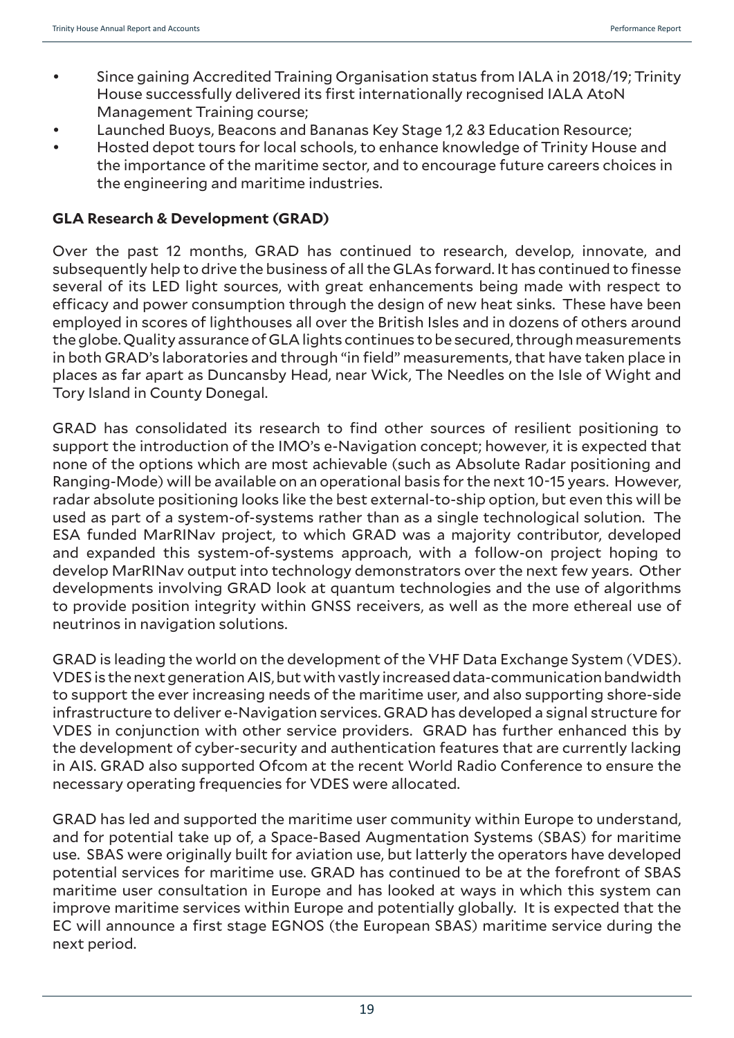- Since gaining Accredited Training Organisation status from IALA in 2018/19; Trinity House successfully delivered its first internationally recognised IALA AtoN Management Training course;
- Launched Buoys, Beacons and Bananas Key Stage 1,2 &3 Education Resource;
- Hosted depot tours for local schools, to enhance knowledge of Trinity House and the importance of the maritime sector, and to encourage future careers choices in the engineering and maritime industries.

**GLA Research & Development (GRAD)**

Over the past 12 months, GRAD has continued to research, develop, innovate, and subsequently help to drive the business of all the GLAs forward. It has continued to finesse several of its LED light sources, with great enhancements being made with respect to efficacy and power consumption through the design of new heat sinks. These have been employed in scores of lighthouses all over the British Isles and in dozens of others around the globe. Quality assurance of GLA lights continues to be secured, through measurements in both GRAD's laboratories and through "in field" measurements, that have taken place in places as far apart as Duncansby Head, near Wick, The Needles on the Isle of Wight and Tory Island in County Donegal.

GRAD has consolidated its research to find other sources of resilient positioning to support the introduction of the IMO's e-Navigation concept; however, it is expected that none of the options which are most achievable (such as Absolute Radar positioning and Ranging-Mode) will be available on an operational basis for the next 10-15 years. However, radar absolute positioning looks like the best external-to-ship option, but even this will be used as part of a system-of-systems rather than as a single technological solution. The ESA funded MarRINav project, to which GRAD was a majority contributor, developed and expanded this system-of-systems approach, with a follow-on project hoping to develop MarRINav output into technology demonstrators over the next few years. Other developments involving GRAD look at quantum technologies and the use of algorithms to provide position integrity within GNSS receivers, as well as the more ethereal use of neutrinos in navigation solutions.

GRAD is leading the world on the development of the VHF Data Exchange System (VDES). VDES is the next generation AIS, but with vastly increased data-communication bandwidth to support the ever increasing needs of the maritime user, and also supporting shore-side infrastructure to deliver e-Navigation services. GRAD has developed a signal structure for VDES in conjunction with other service providers. GRAD has further enhanced this by the development of cyber-security and authentication features that are currently lacking in AIS. GRAD also supported Ofcom at the recent World Radio Conference to ensure the necessary operating frequencies for VDES were allocated.

GRAD has led and supported the maritime user community within Europe to understand, and for potential take up of, a Space-Based Augmentation Systems (SBAS) for maritime use. SBAS were originally built for aviation use, but latterly the operators have developed potential services for maritime use. GRAD has continued to be at the forefront of SBAS maritime user consultation in Europe and has looked at ways in which this system can improve maritime services within Europe and potentially globally. It is expected that the EC will announce a first stage EGNOS (the European SBAS) maritime service during the next period.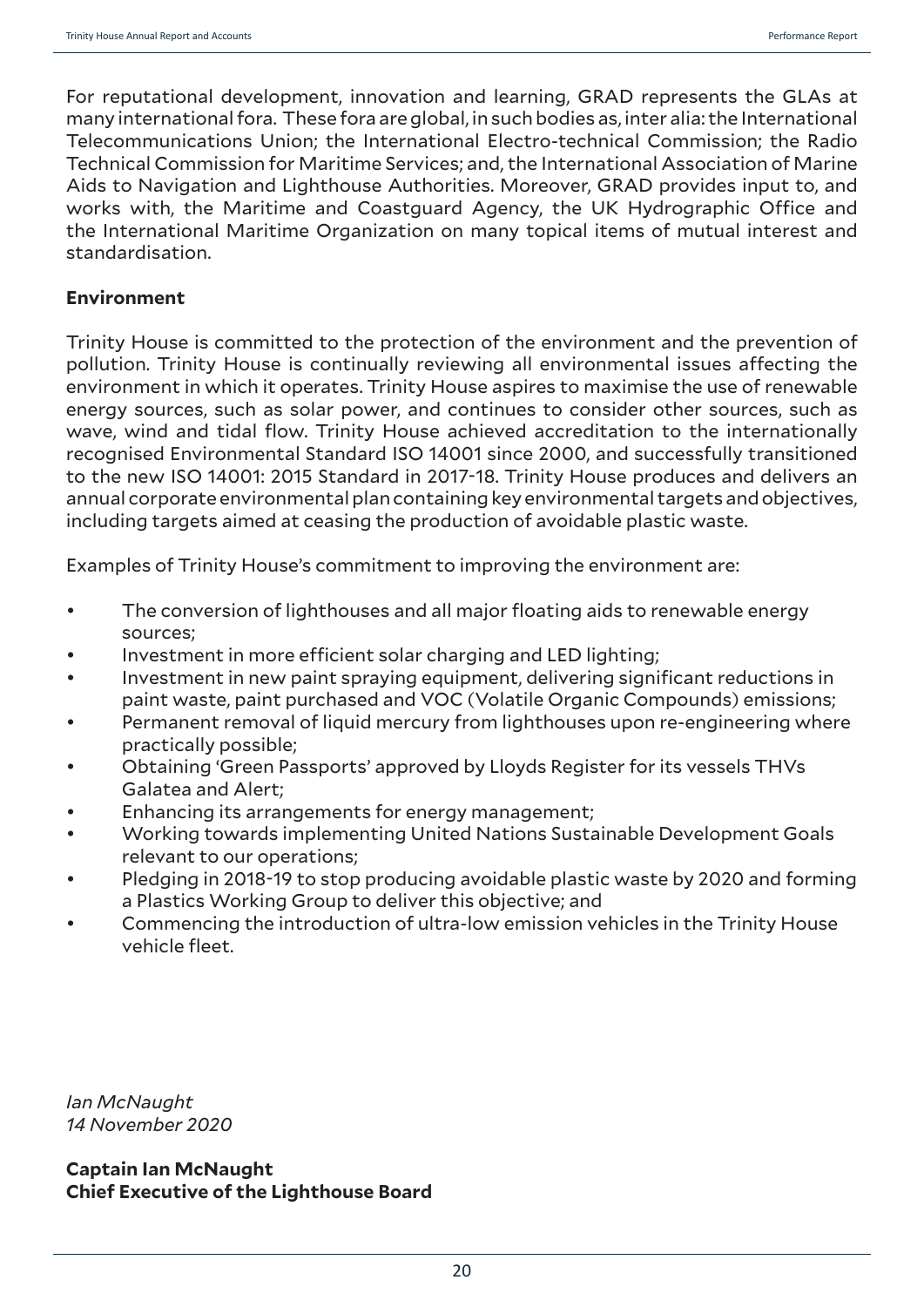For reputational development, innovation and learning, GRAD represents the GLAs at many international fora. These fora are global, in such bodies as, inter alia: the International Telecommunications Union; the International Electro-technical Commission; the Radio Technical Commission for Maritime Services; and, the International Association of Marine Aids to Navigation and Lighthouse Authorities. Moreover, GRAD provides input to, and works with, the Maritime and Coastguard Agency, the UK Hydrographic Office and the International Maritime Organization on many topical items of mutual interest and standardisation.

**Environment**

Trinity House is committed to the protection of the environment and the prevention of pollution. Trinity House is continually reviewing all environmental issues affecting the environment in which it operates. Trinity House aspires to maximise the use of renewable energy sources, such as solar power, and continues to consider other sources, such as wave, wind and tidal flow. Trinity House achieved accreditation to the internationally recognised Environmental Standard ISO 14001 since 2000, and successfully transitioned to the new ISO 14001: 2015 Standard in 2017-18. Trinity House produces and delivers an annual corporate environmental plan containing key environmental targets and objectives, including targets aimed at ceasing the production of avoidable plastic waste.

Examples of Trinity House's commitment to improving the environment are:

- The conversion of lighthouses and all major floating aids to renewable energy sources;
- Investment in more efficient solar charging and LED lighting;
- Investment in new paint spraying equipment, delivering significant reductions in paint waste, paint purchased and VOC (Volatile Organic Compounds) emissions;
- Permanent removal of liquid mercury from lighthouses upon re-engineering where practically possible;
- Obtaining 'Green Passports' approved by Lloyds Register for its vessels THVs Galatea and Alert;
- Enhancing its arrangements for energy management;
- Working towards implementing United Nations Sustainable Development Goals relevant to our operations;
- Pledging in 2018-19 to stop producing avoidable plastic waste by 2020 and forming a Plastics Working Group to deliver this objective; and
- Commencing the introduction of ultra-low emission vehicles in the Trinity House vehicle fleet.

*Ian McNaught*
*14 November 2020*

**Captain Ian McNaught**
**Chief Executive of the Lighthouse Board**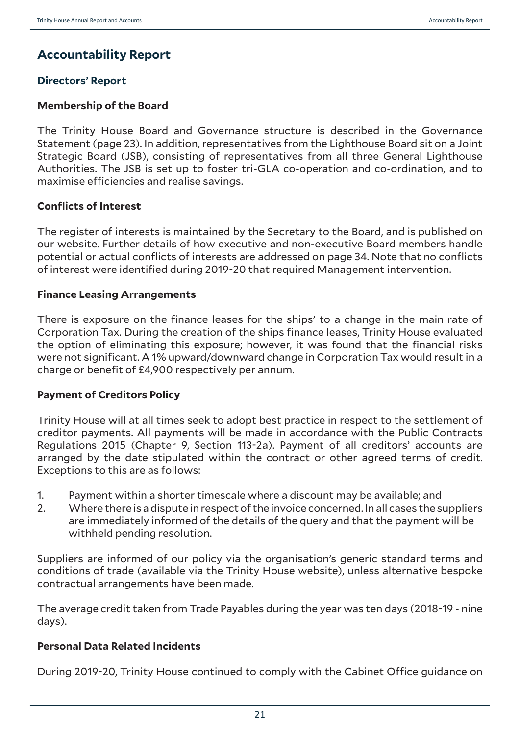# Accountability Report

## Directors' Report

### Membership of the Board

The Trinity House Board and Governance structure is described in the Governance Statement (page 23). In addition, representatives from the Lighthouse Board sit on a Joint Strategic Board (JSB), consisting of representatives from all three General Lighthouse Authorities. The JSB is set up to foster tri-GLA co-operation and co-ordination, and to maximise efficiencies and realise savings.

### Conflicts of Interest

The register of interests is maintained by the Secretary to the Board, and is published on our website. Further details of how executive and non-executive Board members handle potential or actual conflicts of interests are addressed on page 34. Note that no conflicts of interest were identified during 2019-20 that required Management intervention.

### Finance Leasing Arrangements

There is exposure on the finance leases for the ships' to a change in the main rate of Corporation Tax. During the creation of the ships finance leases, Trinity House evaluated the option of eliminating this exposure; however, it was found that the financial risks were not significant. A 1% upward/downward change in Corporation Tax would result in a charge or benefit of £4,900 respectively per annum.

### Payment of Creditors Policy

Trinity House will at all times seek to adopt best practice in respect to the settlement of creditor payments. All payments will be made in accordance with the Public Contracts Regulations 2015 (Chapter 9, Section 113-2a). Payment of all creditors' accounts are arranged by the date stipulated within the contract or other agreed terms of credit. Exceptions to this are as follows:

1. Payment within a shorter timescale where a discount may be available; and
2. Where there is a dispute in respect of the invoice concerned. In all cases the suppliers are immediately informed of the details of the query and that the payment will be withheld pending resolution.

Suppliers are informed of our policy via the organisation's generic standard terms and conditions of trade (available via the Trinity House website), unless alternative bespoke contractual arrangements have been made.

The average credit taken from Trade Payables during the year was ten days (2018-19 - nine days).

### Personal Data Related Incidents

During 2019-20, Trinity House continued to comply with the Cabinet Office guidance on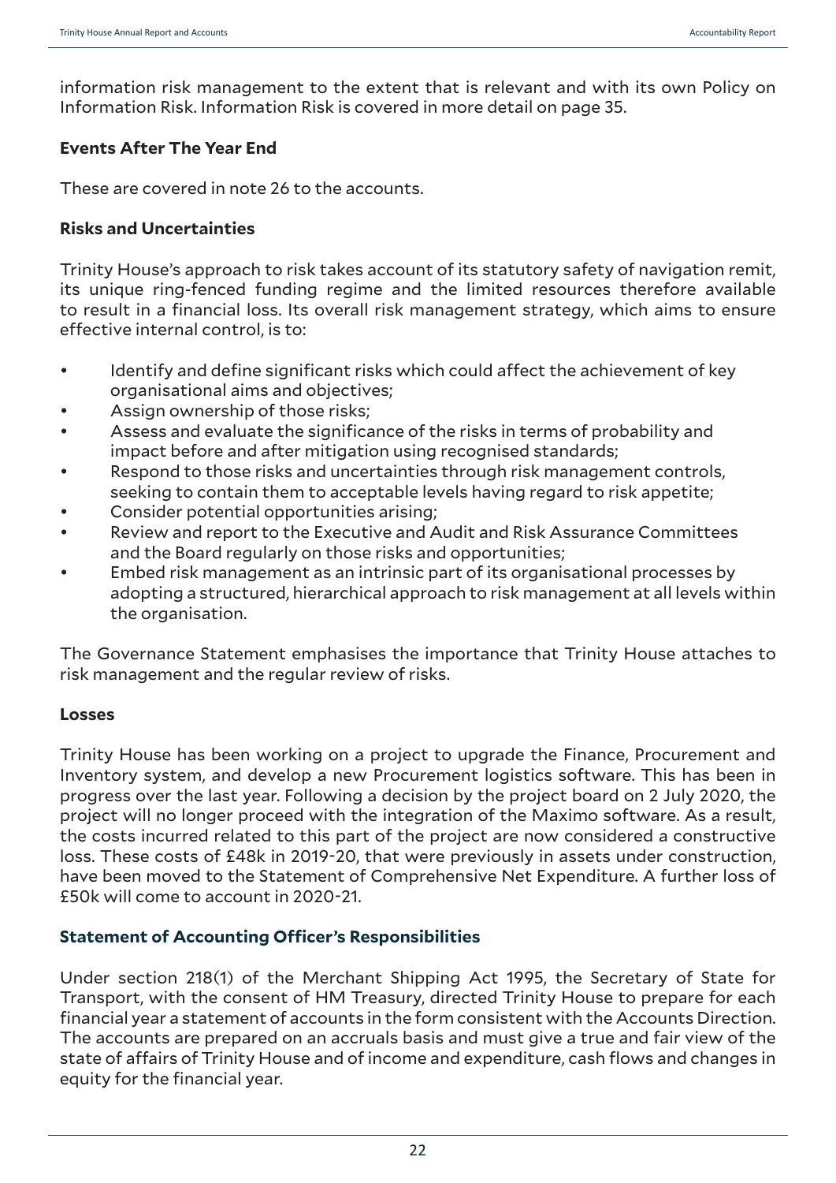information risk management to the extent that is relevant and with its own Policy on Information Risk. Information Risk is covered in more detail on page 35.

### Events After The Year End

These are covered in note 26 to the accounts.

### Risks and Uncertainties

Trinity House's approach to risk takes account of its statutory safety of navigation remit, its unique ring-fenced funding regime and the limited resources therefore available to result in a financial loss. Its overall risk management strategy, which aims to ensure effective internal control, is to:

- Identify and define significant risks which could affect the achievement of key organisational aims and objectives;
- Assign ownership of those risks;
- Assess and evaluate the significance of the risks in terms of probability and impact before and after mitigation using recognised standards;
- Respond to those risks and uncertainties through risk management controls, seeking to contain them to acceptable levels having regard to risk appetite;
- Consider potential opportunities arising;
- Review and report to the Executive and Audit and Risk Assurance Committees and the Board regularly on those risks and opportunities;
- Embed risk management as an intrinsic part of its organisational processes by adopting a structured, hierarchical approach to risk management at all levels within the organisation.

The Governance Statement emphasises the importance that Trinity House attaches to risk management and the regular review of risks.

### Losses

Trinity House has been working on a project to upgrade the Finance, Procurement and Inventory system, and develop a new Procurement logistics software. This has been in progress over the last year. Following a decision by the project board on 2 July 2020, the project will no longer proceed with the integration of the Maximo software. As a result, the costs incurred related to this part of the project are now considered a constructive loss. These costs of £48k in 2019-20, that were previously in assets under construction, have been moved to the Statement of Comprehensive Net Expenditure. A further loss of £50k will come to account in 2020-21.

## Statement of Accounting Officer's Responsibilities

Under section 218(1) of the Merchant Shipping Act 1995, the Secretary of State for Transport, with the consent of HM Treasury, directed Trinity House to prepare for each financial year a statement of accounts in the form consistent with the Accounts Direction. The accounts are prepared on an accruals basis and must give a true and fair view of the state of affairs of Trinity House and of income and expenditure, cash flows and changes in equity for the financial year.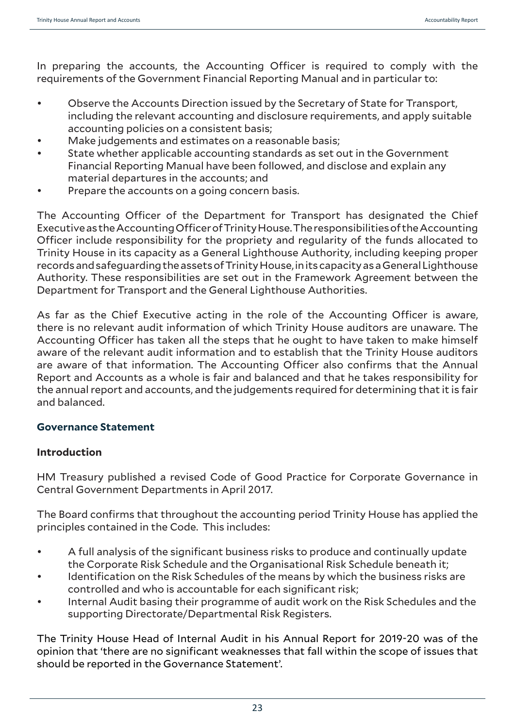In preparing the accounts, the Accounting Officer is required to comply with the requirements of the Government Financial Reporting Manual and in particular to:

- Observe the Accounts Direction issued by the Secretary of State for Transport, including the relevant accounting and disclosure requirements, and apply suitable accounting policies on a consistent basis;
- Make judgements and estimates on a reasonable basis;
- State whether applicable accounting standards as set out in the Government Financial Reporting Manual have been followed, and disclose and explain any material departures in the accounts; and
- Prepare the accounts on a going concern basis.

The Accounting Officer of the Department for Transport has designated the Chief Executive as the Accounting Officer of Trinity House. The responsibilities of the Accounting Officer include responsibility for the propriety and regularity of the funds allocated to Trinity House in its capacity as a General Lighthouse Authority, including keeping proper records and safeguarding the assets of Trinity House, in its capacity as a General Lighthouse Authority. These responsibilities are set out in the Framework Agreement between the Department for Transport and the General Lighthouse Authorities.

As far as the Chief Executive acting in the role of the Accounting Officer is aware, there is no relevant audit information of which Trinity House auditors are unaware. The Accounting Officer has taken all the steps that he ought to have taken to make himself aware of the relevant audit information and to establish that the Trinity House auditors are aware of that information. The Accounting Officer also confirms that the Annual Report and Accounts as a whole is fair and balanced and that he takes responsibility for the annual report and accounts, and the judgements required for determining that it is fair and balanced.

## Governance Statement

### Introduction

HM Treasury published a revised Code of Good Practice for Corporate Governance in Central Government Departments in April 2017.

The Board confirms that throughout the accounting period Trinity House has applied the principles contained in the Code. This includes:

- A full analysis of the significant business risks to produce and continually update the Corporate Risk Schedule and the Organisational Risk Schedule beneath it;
- Identification on the Risk Schedules of the means by which the business risks are controlled and who is accountable for each significant risk;
- Internal Audit basing their programme of audit work on the Risk Schedules and the supporting Directorate/Departmental Risk Registers.

The Trinity House Head of Internal Audit in his Annual Report for 2019-20 was of the opinion that 'there are no significant weaknesses that fall within the scope of issues that should be reported in the Governance Statement'.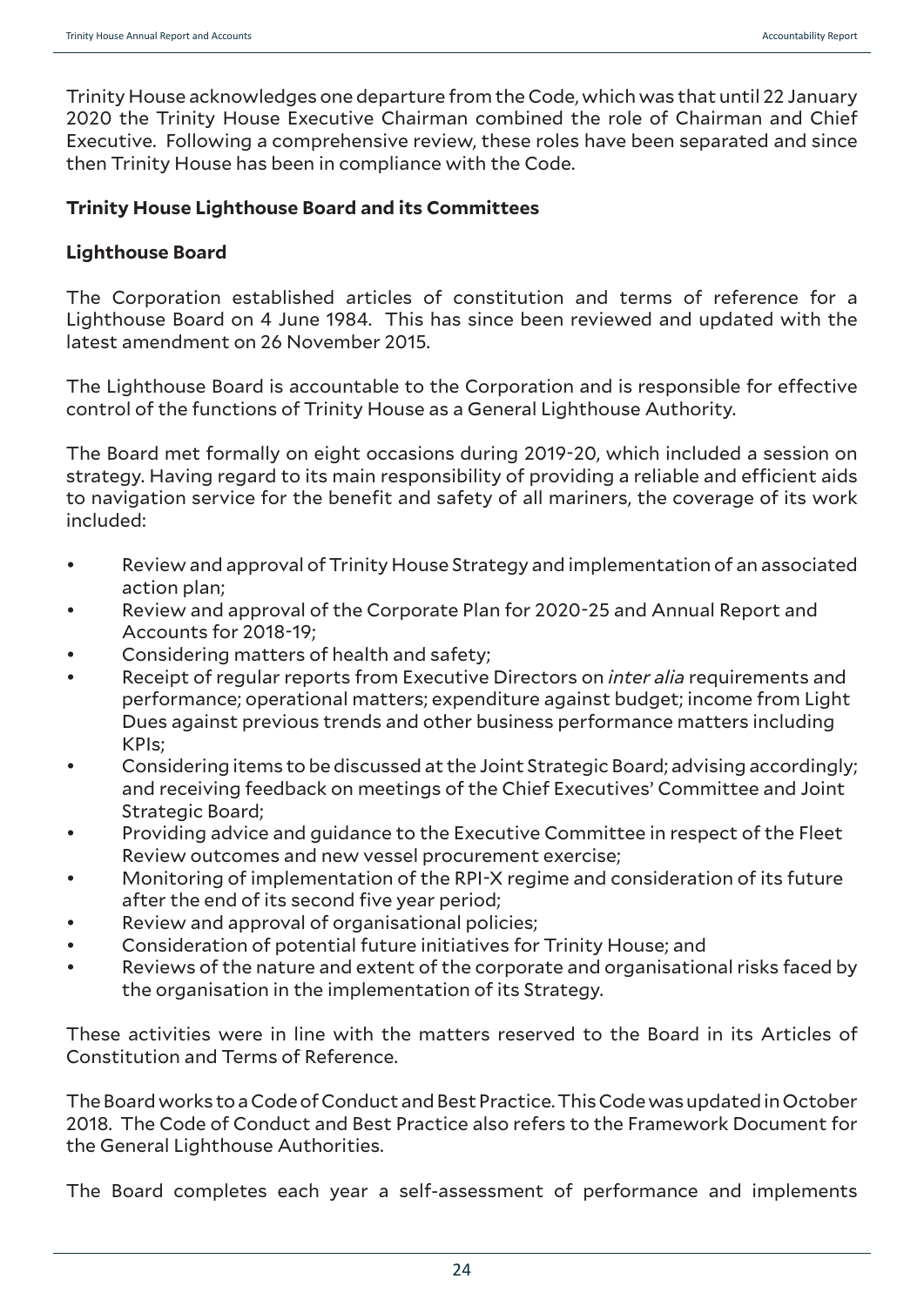Trinity House acknowledges one departure from the Code, which was that until 22 January 2020 the Trinity House Executive Chairman combined the role of Chairman and Chief Executive. Following a comprehensive review, these roles have been separated and since then Trinity House has been in compliance with the Code.

**Trinity House Lighthouse Board and its Committees**

**Lighthouse Board**

The Corporation established articles of constitution and terms of reference for a Lighthouse Board on 4 June 1984. This has since been reviewed and updated with the latest amendment on 26 November 2015.

The Lighthouse Board is accountable to the Corporation and is responsible for effective control of the functions of Trinity House as a General Lighthouse Authority.

The Board met formally on eight occasions during 2019-20, which included a session on strategy. Having regard to its main responsibility of providing a reliable and efficient aids to navigation service for the benefit and safety of all mariners, the coverage of its work included:

- Review and approval of Trinity House Strategy and implementation of an associated action plan;
- Review and approval of the Corporate Plan for 2020-25 and Annual Report and Accounts for 2018-19;
- Considering matters of health and safety;
- Receipt of regular reports from Executive Directors on *inter alia* requirements and performance; operational matters; expenditure against budget; income from Light Dues against previous trends and other business performance matters including KPIs;
- Considering items to be discussed at the Joint Strategic Board; advising accordingly; and receiving feedback on meetings of the Chief Executives' Committee and Joint Strategic Board;
- Providing advice and guidance to the Executive Committee in respect of the Fleet Review outcomes and new vessel procurement exercise;
- Monitoring of implementation of the RPI-X regime and consideration of its future after the end of its second five year period;
- Review and approval of organisational policies;
- Consideration of potential future initiatives for Trinity House; and
- Reviews of the nature and extent of the corporate and organisational risks faced by the organisation in the implementation of its Strategy.

These activities were in line with the matters reserved to the Board in its Articles of Constitution and Terms of Reference.

The Board works to a Code of Conduct and Best Practice. This Code was updated in October 2018. The Code of Conduct and Best Practice also refers to the Framework Document for the General Lighthouse Authorities.

The Board completes each year a self-assessment of performance and implements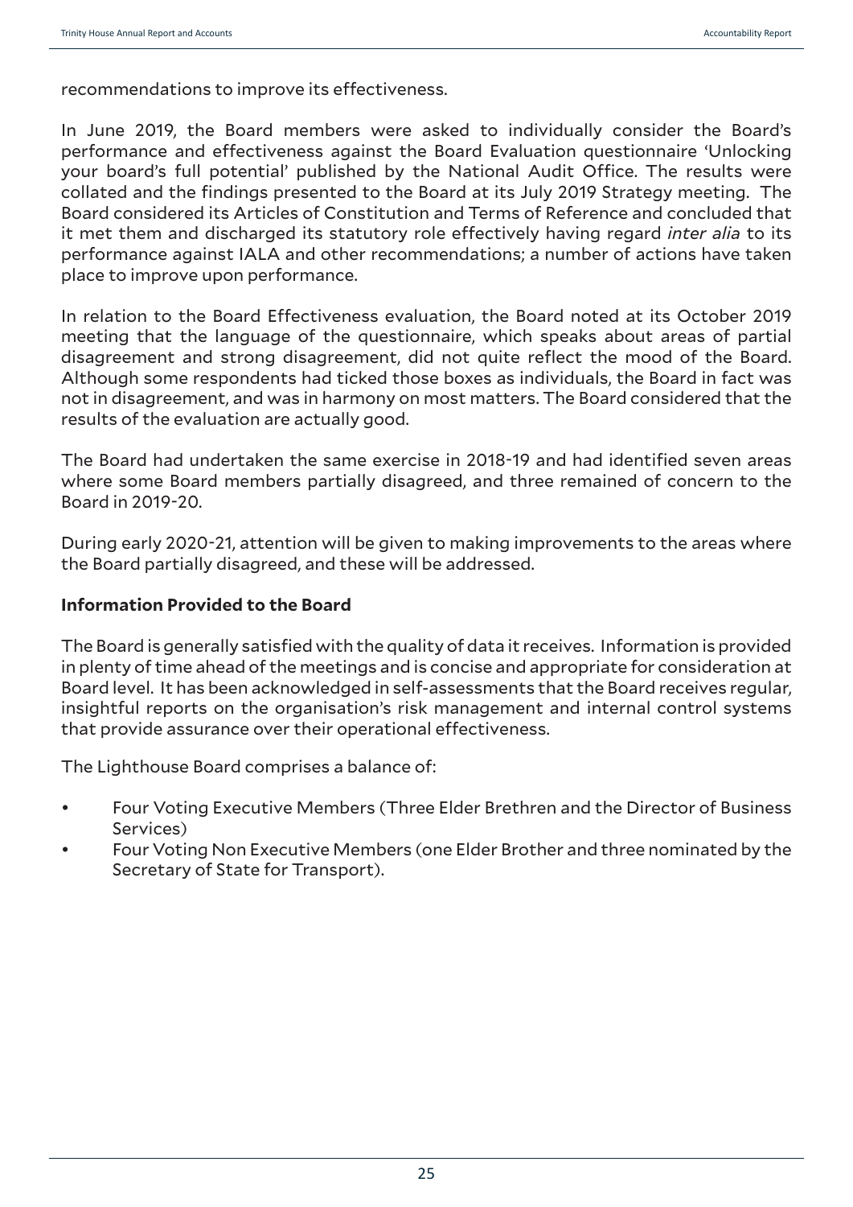recommendations to improve its effectiveness.

In June 2019, the Board members were asked to individually consider the Board's performance and effectiveness against the Board Evaluation questionnaire 'Unlocking your board's full potential' published by the National Audit Office. The results were collated and the findings presented to the Board at its July 2019 Strategy meeting. The Board considered its Articles of Constitution and Terms of Reference and concluded that it met them and discharged its statutory role effectively having regard *inter alia* to its performance against IALA and other recommendations; a number of actions have taken place to improve upon performance.

In relation to the Board Effectiveness evaluation, the Board noted at its October 2019 meeting that the language of the questionnaire, which speaks about areas of partial disagreement and strong disagreement, did not quite reflect the mood of the Board. Although some respondents had ticked those boxes as individuals, the Board in fact was not in disagreement, and was in harmony on most matters. The Board considered that the results of the evaluation are actually good.

The Board had undertaken the same exercise in 2018-19 and had identified seven areas where some Board members partially disagreed, and three remained of concern to the Board in 2019-20.

During early 2020-21, attention will be given to making improvements to the areas where the Board partially disagreed, and these will be addressed.

**Information Provided to the Board**

The Board is generally satisfied with the quality of data it receives. Information is provided in plenty of time ahead of the meetings and is concise and appropriate for consideration at Board level. It has been acknowledged in self-assessments that the Board receives regular, insightful reports on the organisation's risk management and internal control systems that provide assurance over their operational effectiveness.

The Lighthouse Board comprises a balance of:

- Four Voting Executive Members (Three Elder Brethren and the Director of Business Services)
- Four Voting Non Executive Members (one Elder Brother and three nominated by the Secretary of State for Transport).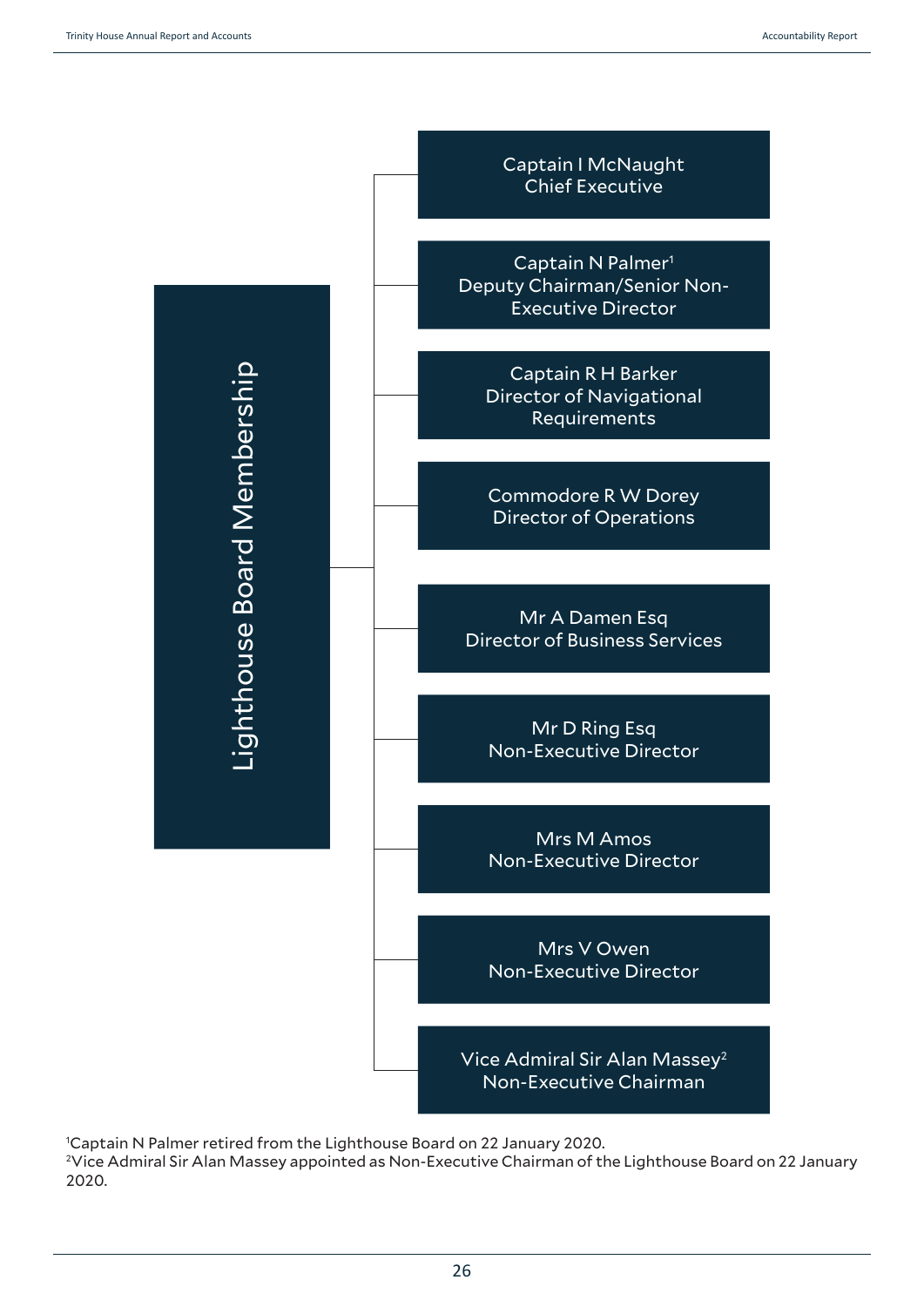## Lighthouse Board Membership

- Captain I McNaught
  Chief Executive
- Captain N Palmer[1]
  Deputy Chairman/Senior Non-Executive Director
- Captain R H Barker
  Director of Navigational Requirements
- Commodore R W Dorey
  Director of Operations
- Mr A Damen Esq
  Director of Business Services
- Mr D Ring Esq
  Non-Executive Director
- Mrs M Amos
  Non-Executive Director
- Mrs V Owen
  Non-Executive Director
- Vice Admiral Sir Alan Massey[2]
  Non-Executive Chairman

[1]Captain N Palmer retired from the Lighthouse Board on 22 January 2020.
[2]Vice Admiral Sir Alan Massey appointed as Non-Executive Chairman of the Lighthouse Board on 22 January 2020.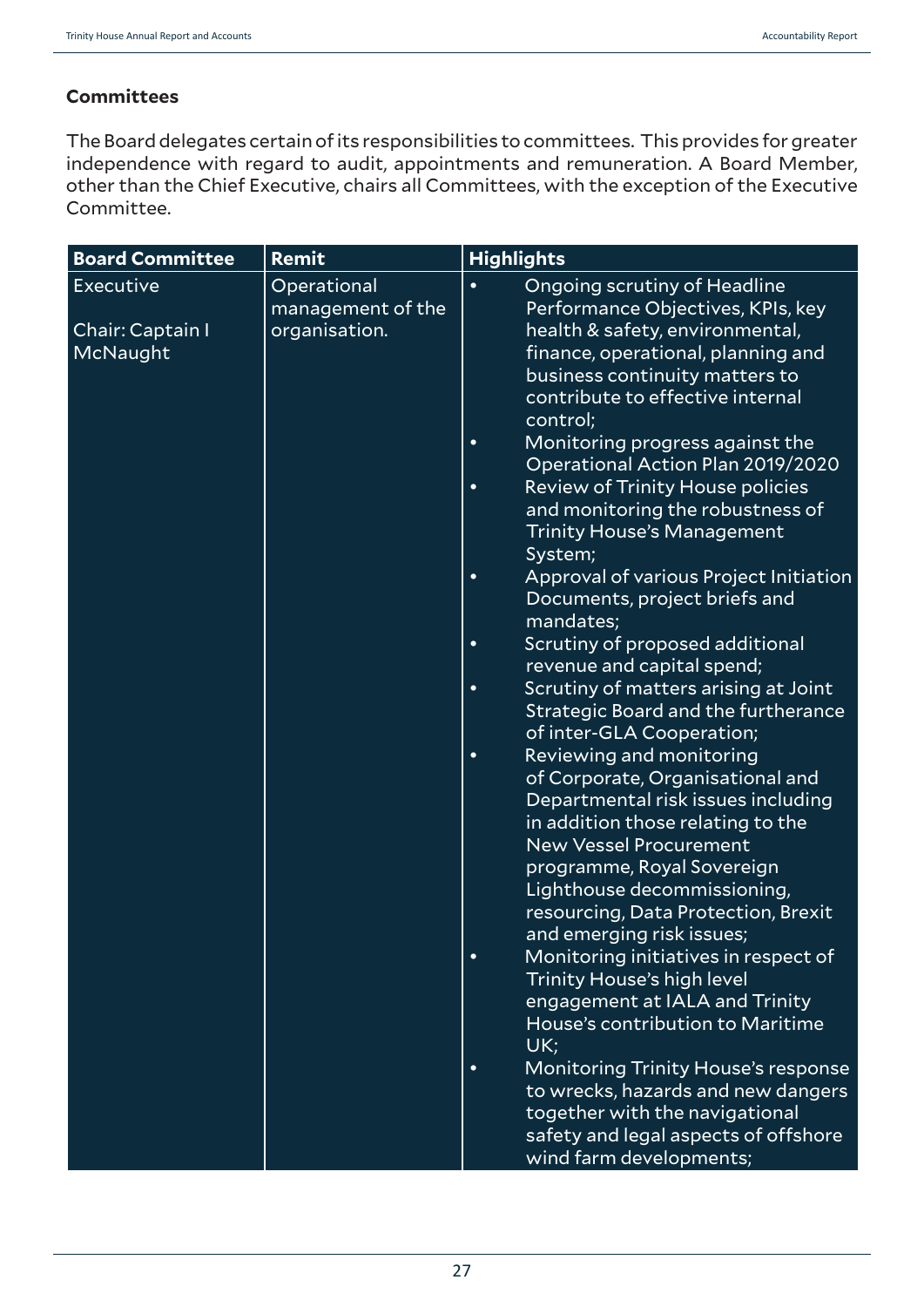### Committees

The Board delegates certain of its responsibilities to committees. This provides for greater independence with regard to audit, appointments and remuneration. A Board Member, other than the Chief Executive, chairs all Committees, with the exception of the Executive Committee.

| Board Committee | Remit | Highlights |
|---|---|---|
| Executive<br><br>Chair: Captain I McNaught | Operational management of the organisation. | • Ongoing scrutiny of Headline Performance Objectives, KPIs, key health & safety, environmental, finance, operational, planning and business continuity matters to contribute to effective internal control;<br>• Monitoring progress against the Operational Action Plan 2019/2020<br>• Review of Trinity House policies and monitoring the robustness of Trinity House's Management System;<br>• Approval of various Project Initiation Documents, project briefs and mandates;<br>• Scrutiny of proposed additional revenue and capital spend;<br>• Scrutiny of matters arising at Joint Strategic Board and the furtherance of inter-GLA Cooperation;<br>• Reviewing and monitoring of Corporate, Organisational and Departmental risk issues including in addition those relating to the New Vessel Procurement programme, Royal Sovereign Lighthouse decommissioning, resourcing, Data Protection, Brexit and emerging risk issues;<br>• Monitoring initiatives in respect of Trinity House's high level engagement at IALA and Trinity House's contribution to Maritime UK;<br>• Monitoring Trinity House's response to wrecks, hazards and new dangers together with the navigational safety and legal aspects of offshore wind farm developments; |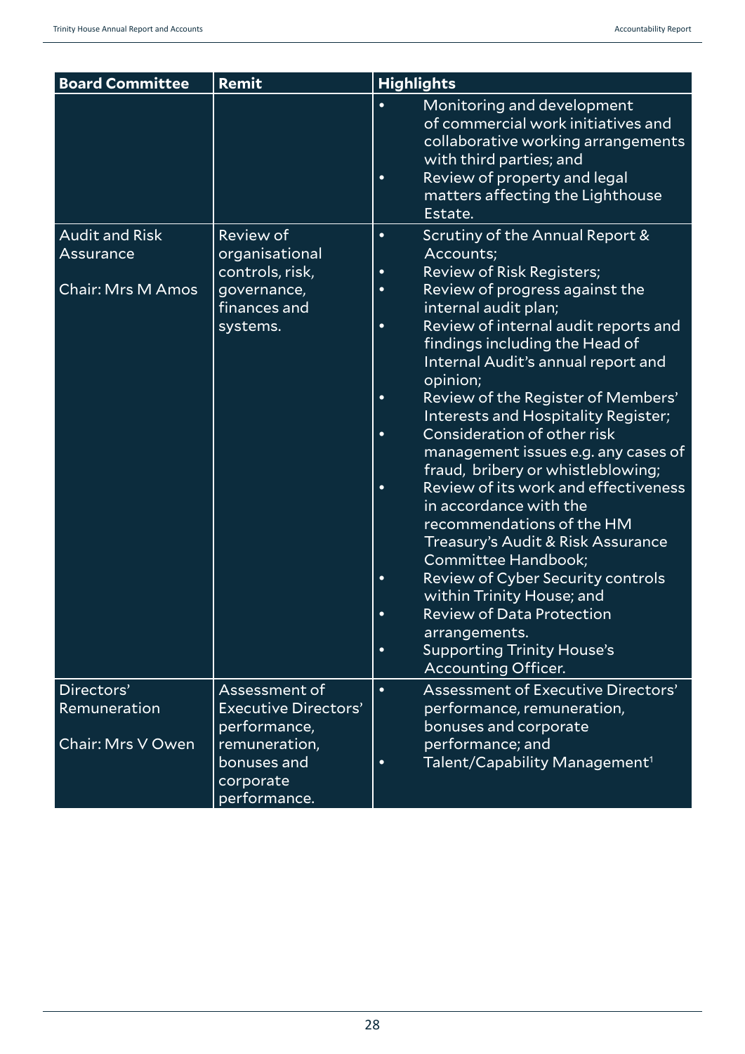| Board Committee | Remit | Highlights |
| --- | --- | --- |
| | | • Monitoring and development of commercial work initiatives and collaborative working arrangements with third parties; and<br>• Review of property and legal matters affecting the Lighthouse Estate. |
| Audit and Risk Assurance<br><br>Chair: Mrs M Amos | Review of organisational controls, risk, governance, finances and systems. | • Scrutiny of the Annual Report & Accounts;<br>• Review of Risk Registers;<br>• Review of progress against the internal audit plan;<br>• Review of internal audit reports and findings including the Head of Internal Audit's annual report and opinion;<br>• Review of the Register of Members' Interests and Hospitality Register;<br>• Consideration of other risk management issues e.g. any cases of fraud, bribery or whistleblowing;<br>• Review of its work and effectiveness in accordance with the recommendations of the HM Treasury's Audit & Risk Assurance Committee Handbook;<br>• Review of Cyber Security controls within Trinity House; and<br>• Review of Data Protection arrangements.<br>• Supporting Trinity House's Accounting Officer. |
| Directors' Remuneration<br><br>Chair: Mrs V Owen | Assessment of Executive Directors' performance, remuneration, bonuses and corporate performance. | • Assessment of Executive Directors' performance, remuneration, bonuses and corporate performance; and<br>• Talent/Capability Management[1] |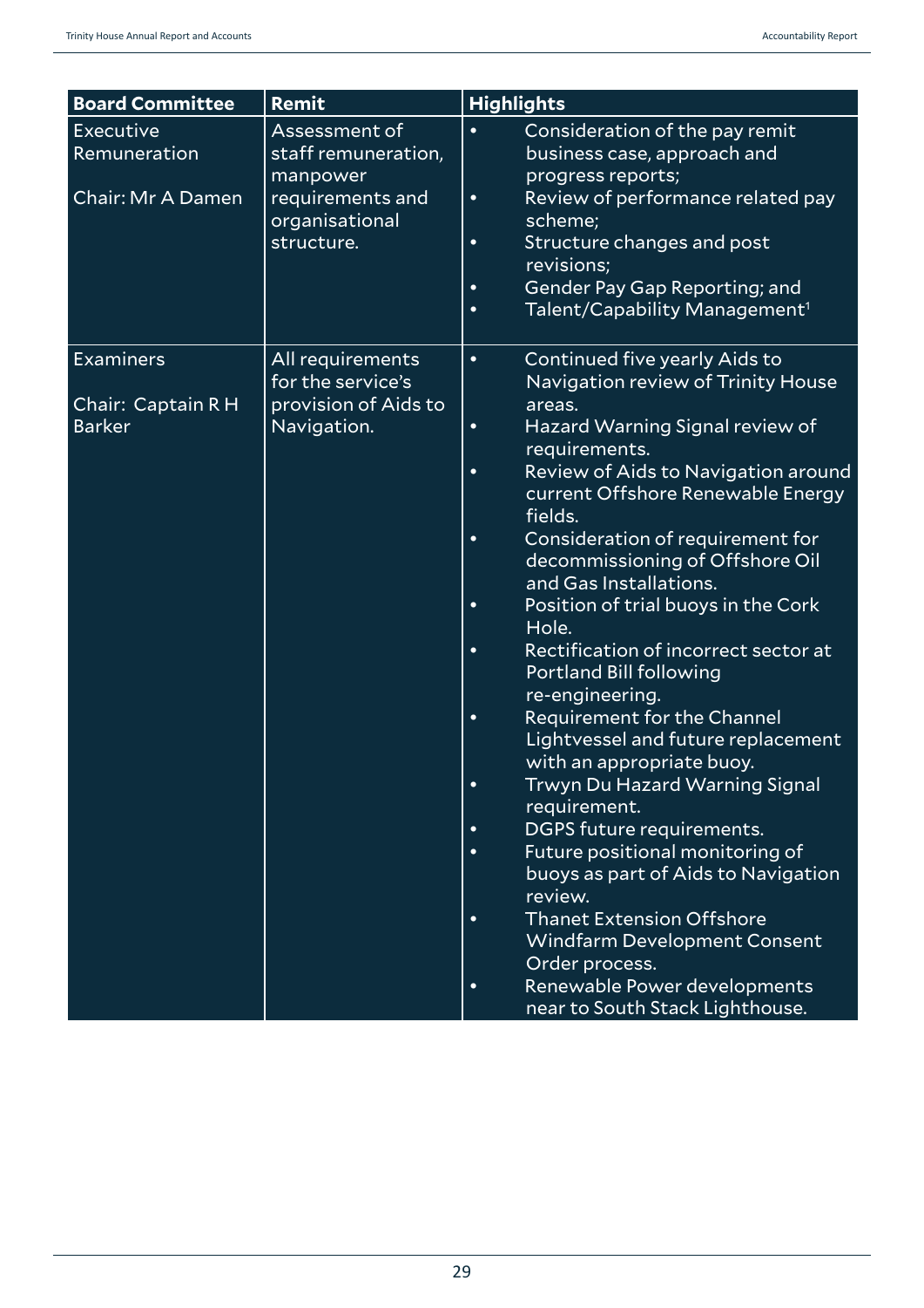| Board Committee | Remit | Highlights |
|---|---|---|
| Executive Remuneration<br><br>Chair: Mr A Damen | Assessment of staff remuneration, manpower requirements and organisational structure. | • Consideration of the pay remit business case, approach and progress reports;<br>• Review of performance related pay scheme;<br>• Structure changes and post revisions;<br>• Gender Pay Gap Reporting; and<br>• Talent/Capability Management[1] |
| Examiners<br><br>Chair: Captain R H Barker | All requirements for the service's provision of Aids to Navigation. | • Continued five yearly Aids to Navigation review of Trinity House areas.<br>• Hazard Warning Signal review of requirements.<br>• Review of Aids to Navigation around current Offshore Renewable Energy fields.<br>• Consideration of requirement for decommissioning of Offshore Oil and Gas Installations.<br>• Position of trial buoys in the Cork Hole.<br>• Rectification of incorrect sector at Portland Bill following re-engineering.<br>• Requirement for the Channel Lightvessel and future replacement with an appropriate buoy.<br>• Trwyn Du Hazard Warning Signal requirement.<br>• DGPS future requirements.<br>• Future positional monitoring of buoys as part of Aids to Navigation review.<br>• Thanet Extension Offshore Windfarm Development Consent Order process.<br>• Renewable Power developments near to South Stack Lighthouse. |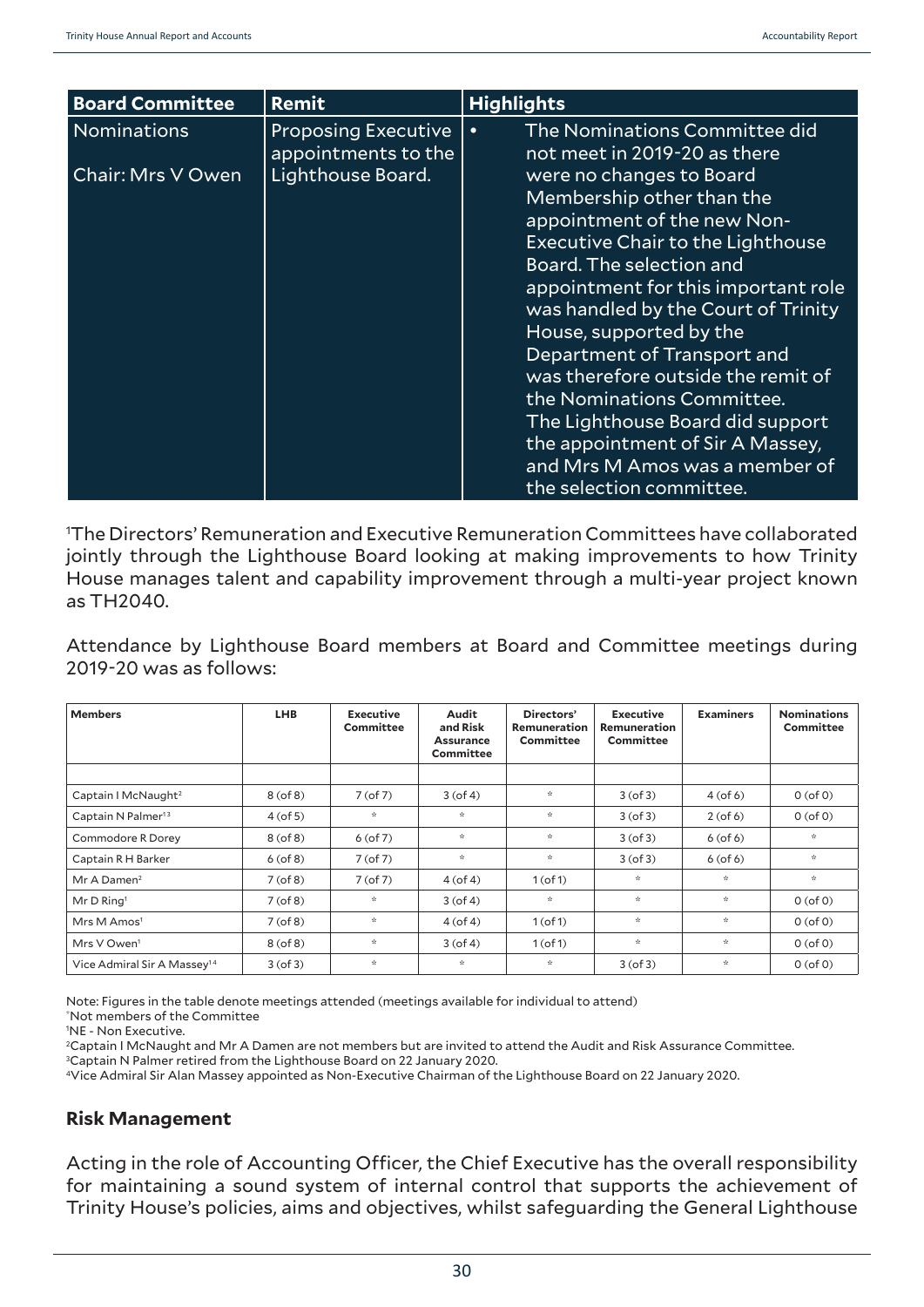| Board Committee | Remit | Highlights |
| --- | --- | --- |
| Nominations<br><br>Chair: Mrs V Owen | Proposing Executive appointments to the Lighthouse Board. | • The Nominations Committee did not meet in 2019-20 as there were no changes to Board Membership other than the appointment of the new Non-Executive Chair to the Lighthouse Board. The selection and appointment for this important role was handled by the Court of Trinity House, supported by the Department of Transport and was therefore outside the remit of the Nominations Committee. The Lighthouse Board did support the appointment of Sir A Massey, and Mrs M Amos was a member of the selection committee. |

[1]The Directors' Remuneration and Executive Remuneration Committees have collaborated jointly through the Lighthouse Board looking at making improvements to how Trinity House manages talent and capability improvement through a multi-year project known as TH2040.

Attendance by Lighthouse Board members at Board and Committee meetings during 2019-20 was as follows:

| Members | LHB | Executive Committee | Audit and Risk Assurance Committee | Directors' Remuneration Committee | Executive Remuneration Committee | Examiners | Nominations Committee |
| --- | --- | --- | --- | --- | --- | --- | --- |
| | | | | | | | |
| Captain I McNaught[2] | 8 (of 8) | 7 (of 7) | 3 (of 4) | * | 3 (of 3) | 4 (of 6) | 0 (of 0) |
| Captain N Palmer[1 3] | 4 (of 5) | * | * | * | 3 (of 3) | 2 (of 6) | 0 (of 0) |
| Commodore R Dorey | 8 (of 8) | 6 (of 7) | * | * | 3 (of 3) | 6 (of 6) | * |
| Captain R H Barker | 6 (of 8) | 7 (of 7) | * | * | 3 (of 3) | 6 (of 6) | * |
| Mr A Damen[2] | 7 (of 8) | 7 (of 7) | 4 (of 4) | 1 (of 1) | * | * | * |
| Mr D Ring[1] | 7 (of 8) | * | 3 (of 4) | * | * | * | 0 (of 0) |
| Mrs M Amos[1] | 7 (of 8) | * | 4 (of 4) | 1 (of 1) | * | * | 0 (of 0) |
| Mrs V Owen[1] | 8 (of 8) | * | 3 (of 4) | 1 (of 1) | * | * | 0 (of 0) |
| Vice Admiral Sir A Massey[1 4] | 3 (of 3) | * | * | * | 3 (of 3) | * | 0 (of 0) |

Note: Figures in the table denote meetings attended (meetings available for individual to attend)
*Not members of the Committee
[1]NE - Non Executive.
[2]Captain I McNaught and Mr A Damen are not members but are invited to attend the Audit and Risk Assurance Committee.
[3]Captain N Palmer retired from the Lighthouse Board on 22 January 2020.
[4]Vice Admiral Sir Alan Massey appointed as Non-Executive Chairman of the Lighthouse Board on 22 January 2020.

### Risk Management

Acting in the role of Accounting Officer, the Chief Executive has the overall responsibility for maintaining a sound system of internal control that supports the achievement of Trinity House's policies, aims and objectives, whilst safeguarding the General Lighthouse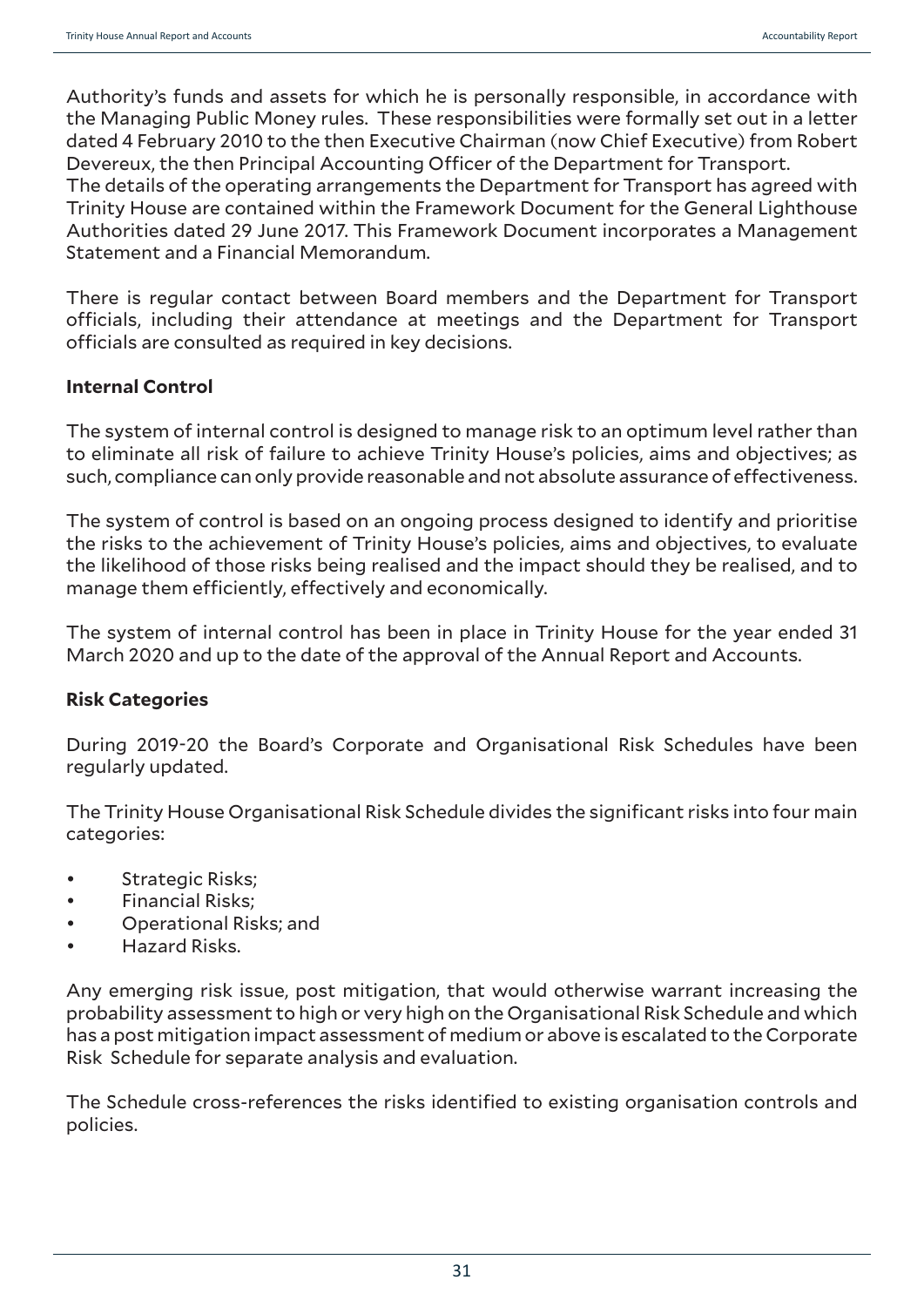Authority's funds and assets for which he is personally responsible, in accordance with the Managing Public Money rules. These responsibilities were formally set out in a letter dated 4 February 2010 to the then Executive Chairman (now Chief Executive) from Robert Devereux, the then Principal Accounting Officer of the Department for Transport.
The details of the operating arrangements the Department for Transport has agreed with Trinity House are contained within the Framework Document for the General Lighthouse Authorities dated 29 June 2017. This Framework Document incorporates a Management Statement and a Financial Memorandum.

There is regular contact between Board members and the Department for Transport officials, including their attendance at meetings and the Department for Transport officials are consulted as required in key decisions.

**Internal Control**

The system of internal control is designed to manage risk to an optimum level rather than to eliminate all risk of failure to achieve Trinity House's policies, aims and objectives; as such, compliance can only provide reasonable and not absolute assurance of effectiveness.

The system of control is based on an ongoing process designed to identify and prioritise the risks to the achievement of Trinity House's policies, aims and objectives, to evaluate the likelihood of those risks being realised and the impact should they be realised, and to manage them efficiently, effectively and economically.

The system of internal control has been in place in Trinity House for the year ended 31 March 2020 and up to the date of the approval of the Annual Report and Accounts.

**Risk Categories**

During 2019-20 the Board's Corporate and Organisational Risk Schedules have been regularly updated.

The Trinity House Organisational Risk Schedule divides the significant risks into four main categories:

- Strategic Risks;
- Financial Risks;
- Operational Risks; and
- Hazard Risks.

Any emerging risk issue, post mitigation, that would otherwise warrant increasing the probability assessment to high or very high on the Organisational Risk Schedule and which has a post mitigation impact assessment of medium or above is escalated to the Corporate Risk Schedule for separate analysis and evaluation.

The Schedule cross-references the risks identified to existing organisation controls and policies.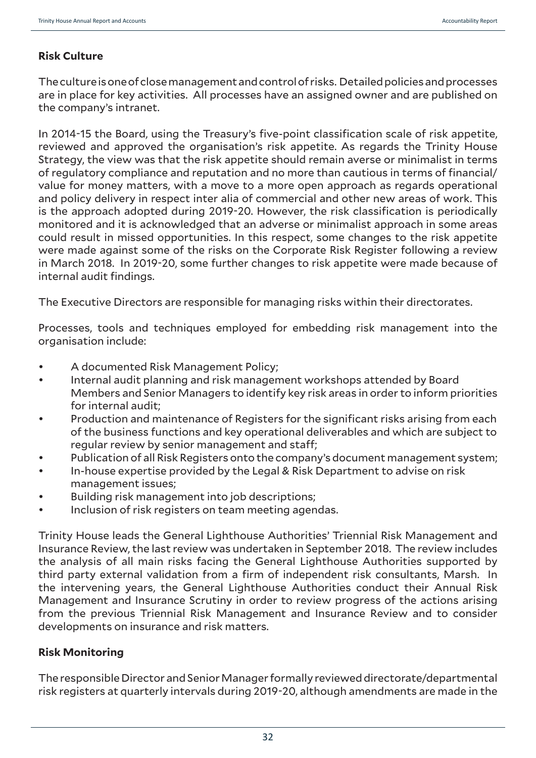**Risk Culture**

The culture is one of close management and control of risks. Detailed policies and processes are in place for key activities. All processes have an assigned owner and are published on the company's intranet.

In 2014-15 the Board, using the Treasury's five-point classification scale of risk appetite, reviewed and approved the organisation's risk appetite. As regards the Trinity House Strategy, the view was that the risk appetite should remain averse or minimalist in terms of regulatory compliance and reputation and no more than cautious in terms of financial/ value for money matters, with a move to a more open approach as regards operational and policy delivery in respect inter alia of commercial and other new areas of work. This is the approach adopted during 2019-20. However, the risk classification is periodically monitored and it is acknowledged that an adverse or minimalist approach in some areas could result in missed opportunities. In this respect, some changes to the risk appetite were made against some of the risks on the Corporate Risk Register following a review in March 2018. In 2019-20, some further changes to risk appetite were made because of internal audit findings.

The Executive Directors are responsible for managing risks within their directorates.

Processes, tools and techniques employed for embedding risk management into the organisation include:

- A documented Risk Management Policy;
- Internal audit planning and risk management workshops attended by Board Members and Senior Managers to identify key risk areas in order to inform priorities for internal audit;
- Production and maintenance of Registers for the significant risks arising from each of the business functions and key operational deliverables and which are subject to regular review by senior management and staff;
- Publication of all Risk Registers onto the company's document management system;
- In-house expertise provided by the Legal & Risk Department to advise on risk management issues;
- Building risk management into job descriptions;
- Inclusion of risk registers on team meeting agendas.

Trinity House leads the General Lighthouse Authorities' Triennial Risk Management and Insurance Review, the last review was undertaken in September 2018. The review includes the analysis of all main risks facing the General Lighthouse Authorities supported by third party external validation from a firm of independent risk consultants, Marsh. In the intervening years, the General Lighthouse Authorities conduct their Annual Risk Management and Insurance Scrutiny in order to review progress of the actions arising from the previous Triennial Risk Management and Insurance Review and to consider developments on insurance and risk matters.

**Risk Monitoring**

The responsible Director and Senior Manager formally reviewed directorate/departmental risk registers at quarterly intervals during 2019-20, although amendments are made in the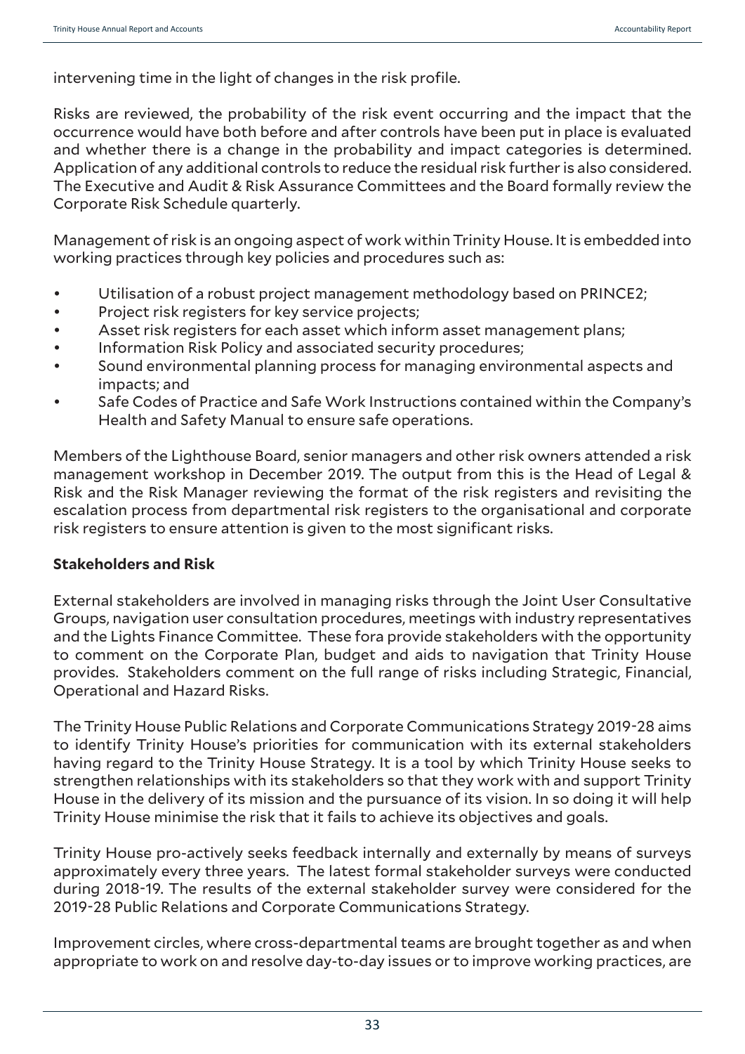intervening time in the light of changes in the risk profile.

Risks are reviewed, the probability of the risk event occurring and the impact that the occurrence would have both before and after controls have been put in place is evaluated and whether there is a change in the probability and impact categories is determined. Application of any additional controls to reduce the residual risk further is also considered. The Executive and Audit & Risk Assurance Committees and the Board formally review the Corporate Risk Schedule quarterly.

Management of risk is an ongoing aspect of work within Trinity House. It is embedded into working practices through key policies and procedures such as:

- Utilisation of a robust project management methodology based on PRINCE2;
- Project risk registers for key service projects;
- Asset risk registers for each asset which inform asset management plans;
- Information Risk Policy and associated security procedures;
- Sound environmental planning process for managing environmental aspects and impacts; and
- Safe Codes of Practice and Safe Work Instructions contained within the Company's Health and Safety Manual to ensure safe operations.

Members of the Lighthouse Board, senior managers and other risk owners attended a risk management workshop in December 2019. The output from this is the Head of Legal & Risk and the Risk Manager reviewing the format of the risk registers and revisiting the escalation process from departmental risk registers to the organisational and corporate risk registers to ensure attention is given to the most significant risks.

**Stakeholders and Risk**

External stakeholders are involved in managing risks through the Joint User Consultative Groups, navigation user consultation procedures, meetings with industry representatives and the Lights Finance Committee. These fora provide stakeholders with the opportunity to comment on the Corporate Plan, budget and aids to navigation that Trinity House provides. Stakeholders comment on the full range of risks including Strategic, Financial, Operational and Hazard Risks.

The Trinity House Public Relations and Corporate Communications Strategy 2019-28 aims to identify Trinity House's priorities for communication with its external stakeholders having regard to the Trinity House Strategy. It is a tool by which Trinity House seeks to strengthen relationships with its stakeholders so that they work with and support Trinity House in the delivery of its mission and the pursuance of its vision. In so doing it will help Trinity House minimise the risk that it fails to achieve its objectives and goals.

Trinity House pro-actively seeks feedback internally and externally by means of surveys approximately every three years. The latest formal stakeholder surveys were conducted during 2018-19. The results of the external stakeholder survey were considered for the 2019-28 Public Relations and Corporate Communications Strategy.

Improvement circles, where cross-departmental teams are brought together as and when appropriate to work on and resolve day-to-day issues or to improve working practices, are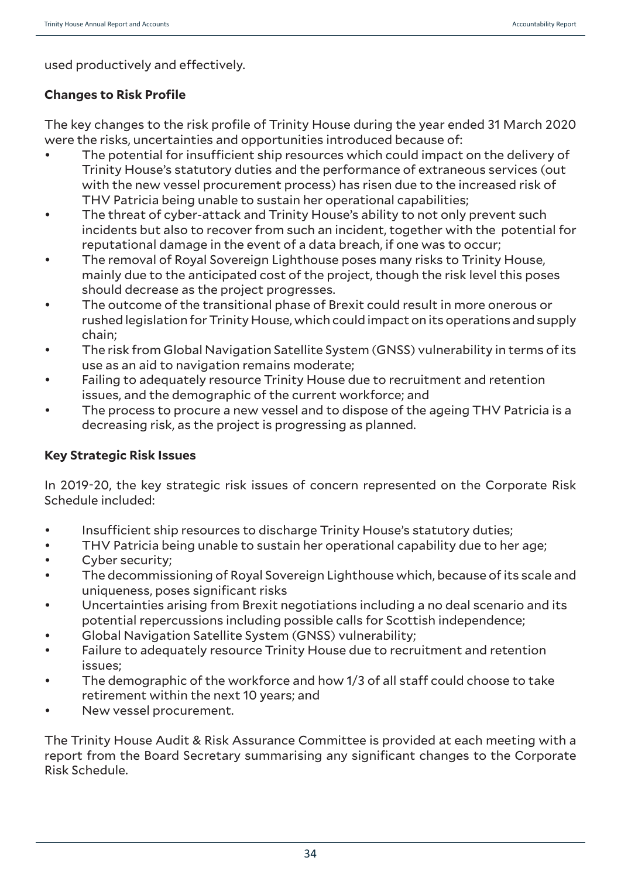used productively and effectively.

**Changes to Risk Profile**

The key changes to the risk profile of Trinity House during the year ended 31 March 2020 were the risks, uncertainties and opportunities introduced because of:

- The potential for insufficient ship resources which could impact on the delivery of Trinity House's statutory duties and the performance of extraneous services (out with the new vessel procurement process) has risen due to the increased risk of THV Patricia being unable to sustain her operational capabilities;
- The threat of cyber-attack and Trinity House's ability to not only prevent such incidents but also to recover from such an incident, together with the potential for reputational damage in the event of a data breach, if one was to occur;
- The removal of Royal Sovereign Lighthouse poses many risks to Trinity House, mainly due to the anticipated cost of the project, though the risk level this poses should decrease as the project progresses.
- The outcome of the transitional phase of Brexit could result in more onerous or rushed legislation for Trinity House, which could impact on its operations and supply chain;
- The risk from Global Navigation Satellite System (GNSS) vulnerability in terms of its use as an aid to navigation remains moderate;
- Failing to adequately resource Trinity House due to recruitment and retention issues, and the demographic of the current workforce; and
- The process to procure a new vessel and to dispose of the ageing THV Patricia is a decreasing risk, as the project is progressing as planned.

**Key Strategic Risk Issues**

In 2019-20, the key strategic risk issues of concern represented on the Corporate Risk Schedule included:

- Insufficient ship resources to discharge Trinity House's statutory duties;
- THV Patricia being unable to sustain her operational capability due to her age;
- Cyber security;
- The decommissioning of Royal Sovereign Lighthouse which, because of its scale and uniqueness, poses significant risks
- Uncertainties arising from Brexit negotiations including a no deal scenario and its potential repercussions including possible calls for Scottish independence;
- Global Navigation Satellite System (GNSS) vulnerability;
- Failure to adequately resource Trinity House due to recruitment and retention issues;
- The demographic of the workforce and how 1/3 of all staff could choose to take retirement within the next 10 years; and
- New vessel procurement.

The Trinity House Audit & Risk Assurance Committee is provided at each meeting with a report from the Board Secretary summarising any significant changes to the Corporate Risk Schedule.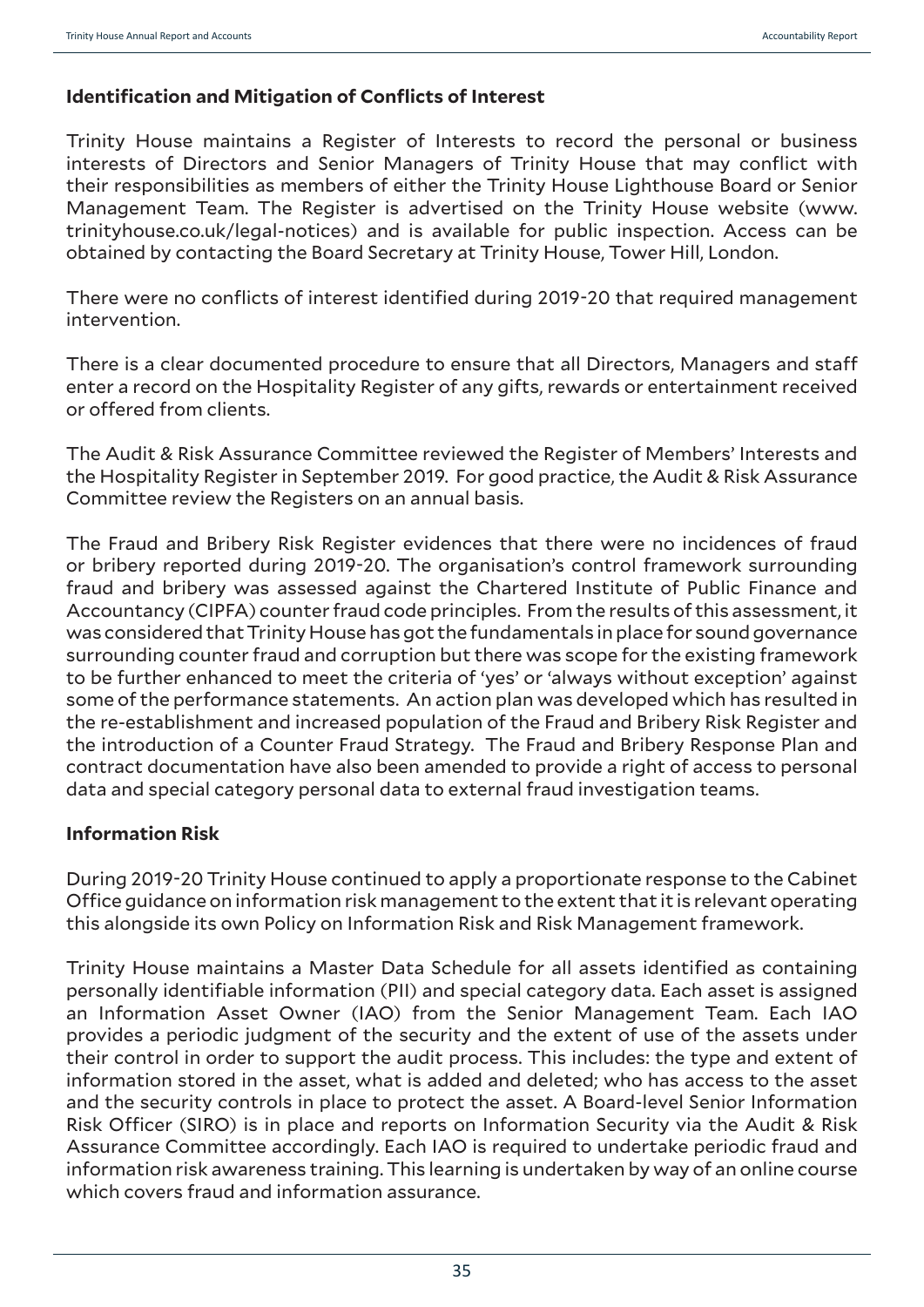### Identification and Mitigation of Conflicts of Interest

Trinity House maintains a Register of Interests to record the personal or business interests of Directors and Senior Managers of Trinity House that may conflict with their responsibilities as members of either the Trinity House Lighthouse Board or Senior Management Team. The Register is advertised on the Trinity House website (www.trinityhouse.co.uk/legal-notices) and is available for public inspection. Access can be obtained by contacting the Board Secretary at Trinity House, Tower Hill, London.

There were no conflicts of interest identified during 2019-20 that required management intervention.

There is a clear documented procedure to ensure that all Directors, Managers and staff enter a record on the Hospitality Register of any gifts, rewards or entertainment received or offered from clients.

The Audit & Risk Assurance Committee reviewed the Register of Members' Interests and the Hospitality Register in September 2019. For good practice, the Audit & Risk Assurance Committee review the Registers on an annual basis.

The Fraud and Bribery Risk Register evidences that there were no incidences of fraud or bribery reported during 2019-20. The organisation's control framework surrounding fraud and bribery was assessed against the Chartered Institute of Public Finance and Accountancy (CIPFA) counter fraud code principles. From the results of this assessment, it was considered that Trinity House has got the fundamentals in place for sound governance surrounding counter fraud and corruption but there was scope for the existing framework to be further enhanced to meet the criteria of 'yes' or 'always without exception' against some of the performance statements. An action plan was developed which has resulted in the re-establishment and increased population of the Fraud and Bribery Risk Register and the introduction of a Counter Fraud Strategy. The Fraud and Bribery Response Plan and contract documentation have also been amended to provide a right of access to personal data and special category personal data to external fraud investigation teams.

### Information Risk

During 2019-20 Trinity House continued to apply a proportionate response to the Cabinet Office guidance on information risk management to the extent that it is relevant operating this alongside its own Policy on Information Risk and Risk Management framework.

Trinity House maintains a Master Data Schedule for all assets identified as containing personally identifiable information (PII) and special category data. Each asset is assigned an Information Asset Owner (IAO) from the Senior Management Team. Each IAO provides a periodic judgment of the security and the extent of use of the assets under their control in order to support the audit process. This includes: the type and extent of information stored in the asset, what is added and deleted; who has access to the asset and the security controls in place to protect the asset. A Board-level Senior Information Risk Officer (SIRO) is in place and reports on Information Security via the Audit & Risk Assurance Committee accordingly. Each IAO is required to undertake periodic fraud and information risk awareness training. This learning is undertaken by way of an online course which covers fraud and information assurance.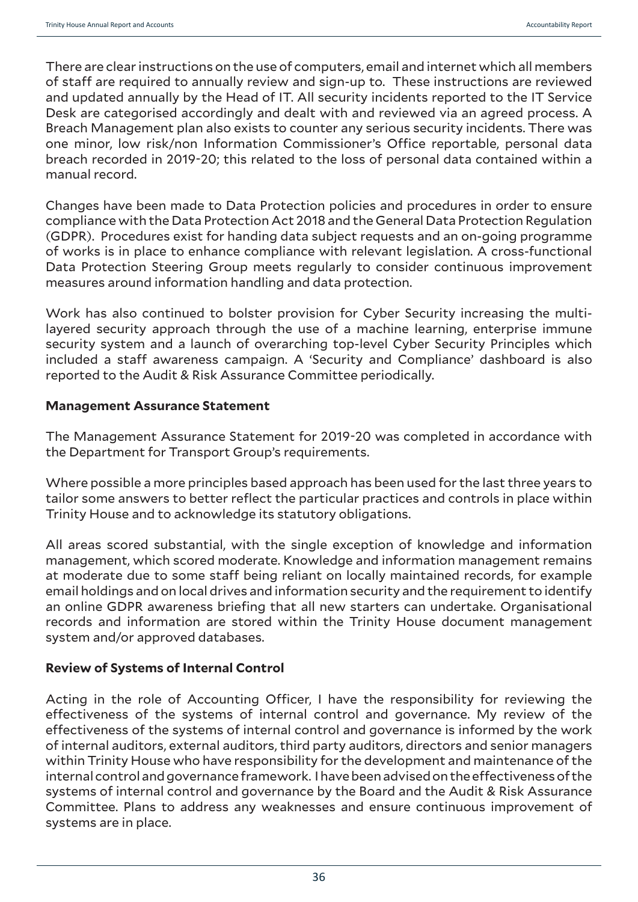There are clear instructions on the use of computers, email and internet which all members of staff are required to annually review and sign-up to. These instructions are reviewed and updated annually by the Head of IT. All security incidents reported to the IT Service Desk are categorised accordingly and dealt with and reviewed via an agreed process. A Breach Management plan also exists to counter any serious security incidents. There was one minor, low risk/non Information Commissioner's Office reportable, personal data breach recorded in 2019-20; this related to the loss of personal data contained within a manual record.

Changes have been made to Data Protection policies and procedures in order to ensure compliance with the Data Protection Act 2018 and the General Data Protection Regulation (GDPR). Procedures exist for handing data subject requests and an on-going programme of works is in place to enhance compliance with relevant legislation. A cross-functional Data Protection Steering Group meets regularly to consider continuous improvement measures around information handling and data protection.

Work has also continued to bolster provision for Cyber Security increasing the multi-layered security approach through the use of a machine learning, enterprise immune security system and a launch of overarching top-level Cyber Security Principles which included a staff awareness campaign. A 'Security and Compliance' dashboard is also reported to the Audit & Risk Assurance Committee periodically.

**Management Assurance Statement**

The Management Assurance Statement for 2019-20 was completed in accordance with the Department for Transport Group's requirements.

Where possible a more principles based approach has been used for the last three years to tailor some answers to better reflect the particular practices and controls in place within Trinity House and to acknowledge its statutory obligations.

All areas scored substantial, with the single exception of knowledge and information management, which scored moderate. Knowledge and information management remains at moderate due to some staff being reliant on locally maintained records, for example email holdings and on local drives and information security and the requirement to identify an online GDPR awareness briefing that all new starters can undertake. Organisational records and information are stored within the Trinity House document management system and/or approved databases.

**Review of Systems of Internal Control**

Acting in the role of Accounting Officer, I have the responsibility for reviewing the effectiveness of the systems of internal control and governance. My review of the effectiveness of the systems of internal control and governance is informed by the work of internal auditors, external auditors, third party auditors, directors and senior managers within Trinity House who have responsibility for the development and maintenance of the internal control and governance framework. I have been advised on the effectiveness of the systems of internal control and governance by the Board and the Audit & Risk Assurance Committee. Plans to address any weaknesses and ensure continuous improvement of systems are in place.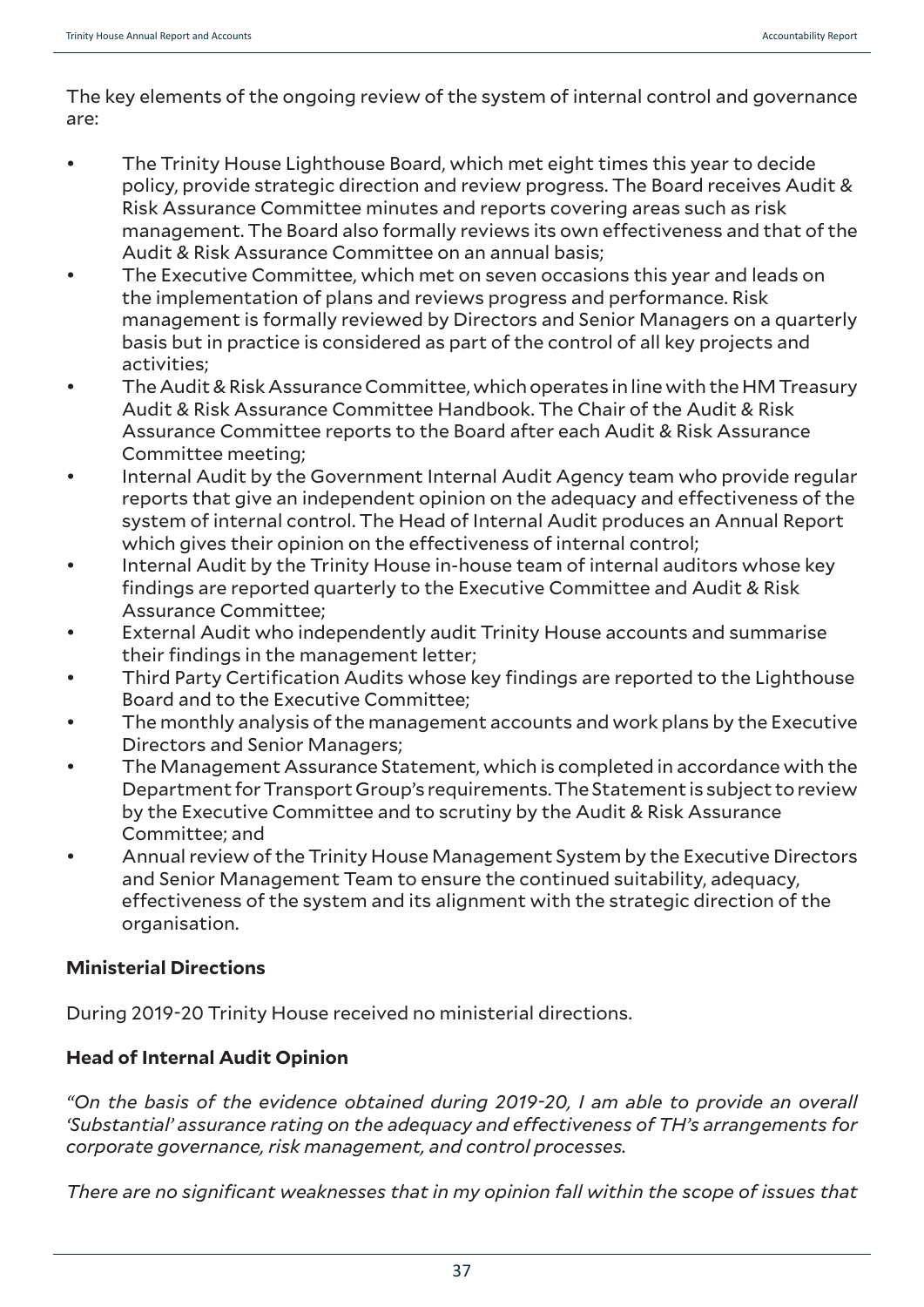The key elements of the ongoing review of the system of internal control and governance are:

- The Trinity House Lighthouse Board, which met eight times this year to decide policy, provide strategic direction and review progress. The Board receives Audit & Risk Assurance Committee minutes and reports covering areas such as risk management. The Board also formally reviews its own effectiveness and that of the Audit & Risk Assurance Committee on an annual basis;
- The Executive Committee, which met on seven occasions this year and leads on the implementation of plans and reviews progress and performance. Risk management is formally reviewed by Directors and Senior Managers on a quarterly basis but in practice is considered as part of the control of all key projects and activities;
- The Audit & Risk Assurance Committee, which operates in line with the HM Treasury Audit & Risk Assurance Committee Handbook. The Chair of the Audit & Risk Assurance Committee reports to the Board after each Audit & Risk Assurance Committee meeting;
- Internal Audit by the Government Internal Audit Agency team who provide regular reports that give an independent opinion on the adequacy and effectiveness of the system of internal control. The Head of Internal Audit produces an Annual Report which gives their opinion on the effectiveness of internal control;
- Internal Audit by the Trinity House in-house team of internal auditors whose key findings are reported quarterly to the Executive Committee and Audit & Risk Assurance Committee;
- External Audit who independently audit Trinity House accounts and summarise their findings in the management letter;
- Third Party Certification Audits whose key findings are reported to the Lighthouse Board and to the Executive Committee;
- The monthly analysis of the management accounts and work plans by the Executive Directors and Senior Managers;
- The Management Assurance Statement, which is completed in accordance with the Department for Transport Group's requirements. The Statement is subject to review by the Executive Committee and to scrutiny by the Audit & Risk Assurance Committee; and
- Annual review of the Trinity House Management System by the Executive Directors and Senior Management Team to ensure the continued suitability, adequacy, effectiveness of the system and its alignment with the strategic direction of the organisation.

**Ministerial Directions**

During 2019-20 Trinity House received no ministerial directions.

**Head of Internal Audit Opinion**

*"On the basis of the evidence obtained during 2019-20, I am able to provide an overall 'Substantial' assurance rating on the adequacy and effectiveness of TH's arrangements for corporate governance, risk management, and control processes.*

*There are no significant weaknesses that in my opinion fall within the scope of issues that*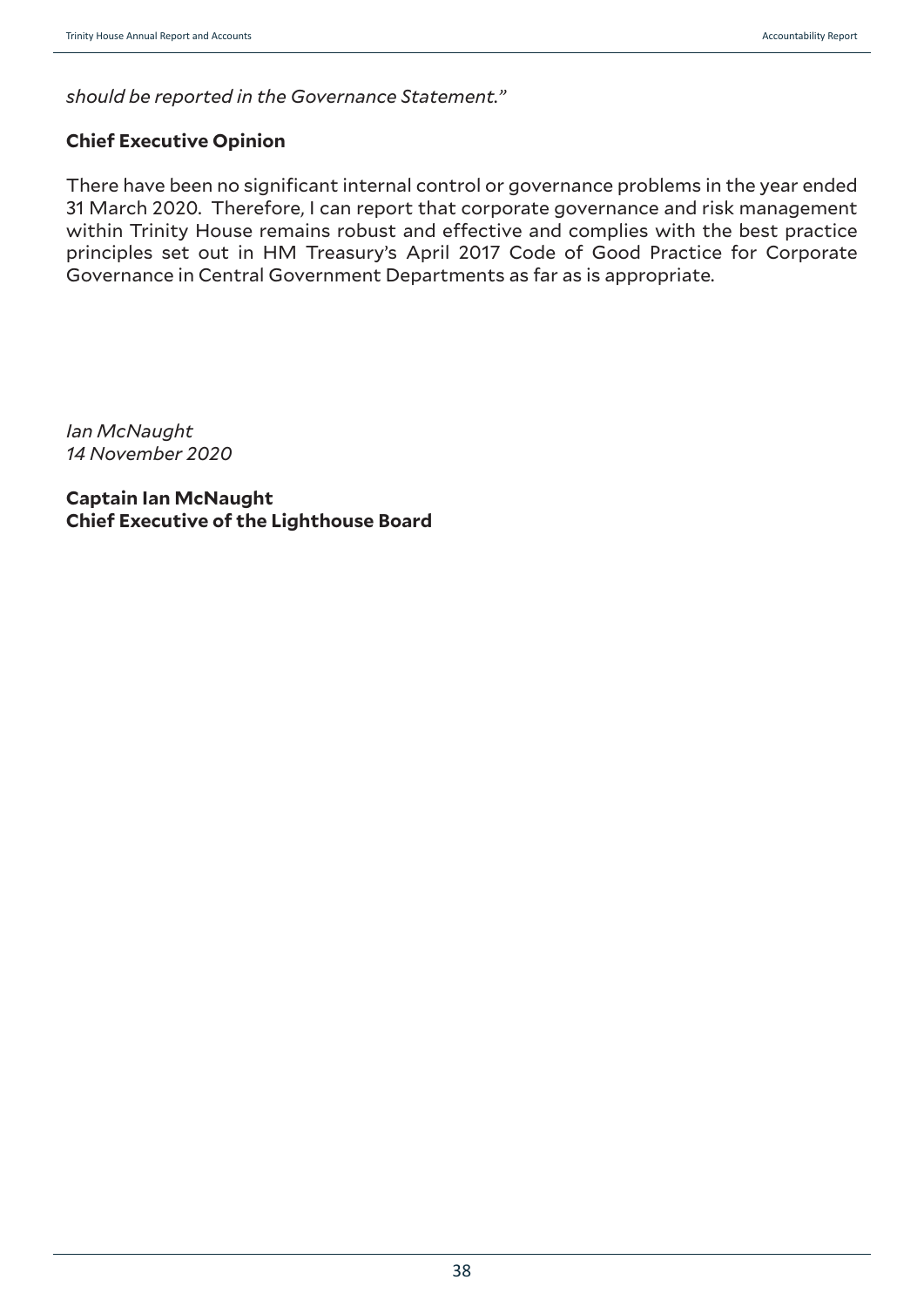*should be reported in the Governance Statement."*

**Chief Executive Opinion**

There have been no significant internal control or governance problems in the year ended 31 March 2020. Therefore, I can report that corporate governance and risk management within Trinity House remains robust and effective and complies with the best practice principles set out in HM Treasury's April 2017 Code of Good Practice for Corporate Governance in Central Government Departments as far as is appropriate.

*Ian McNaught*
*14 November 2020*

**Captain Ian McNaught**
**Chief Executive of the Lighthouse Board**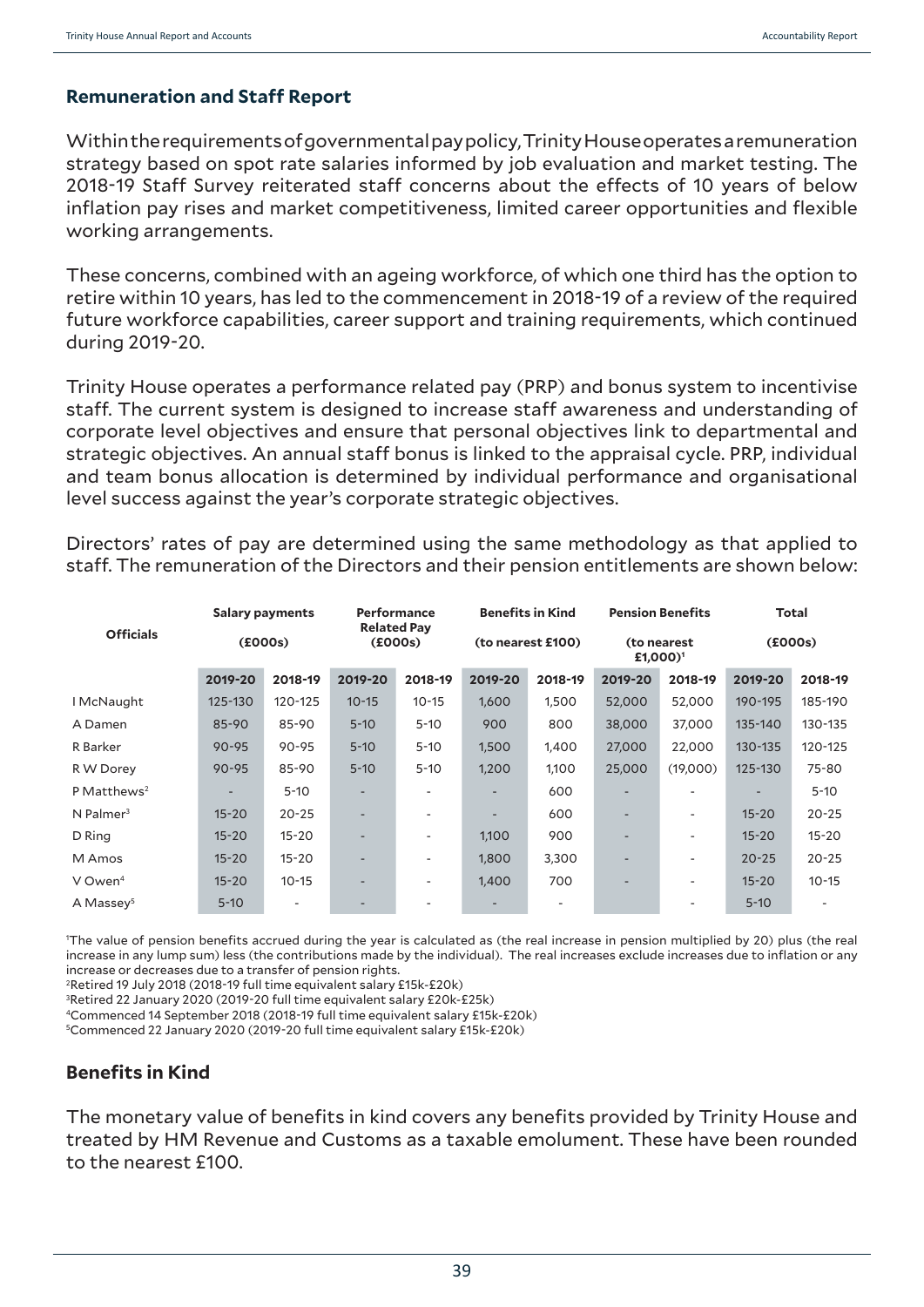## Remuneration and Staff Report

Within the requirements of governmental pay policy, Trinity House operates a remuneration strategy based on spot rate salaries informed by job evaluation and market testing. The 2018-19 Staff Survey reiterated staff concerns about the effects of 10 years of below inflation pay rises and market competitiveness, limited career opportunities and flexible working arrangements.

These concerns, combined with an ageing workforce, of which one third has the option to retire within 10 years, has led to the commencement in 2018-19 of a review of the required future workforce capabilities, career support and training requirements, which continued during 2019-20.

Trinity House operates a performance related pay (PRP) and bonus system to incentivise staff. The current system is designed to increase staff awareness and understanding of corporate level objectives and ensure that personal objectives link to departmental and strategic objectives. An annual staff bonus is linked to the appraisal cycle. PRP, individual and team bonus allocation is determined by individual performance and organisational level success against the year's corporate strategic objectives.

Directors' rates of pay are determined using the same methodology as that applied to staff. The remuneration of the Directors and their pension entitlements are shown below:

| Officials | Salary payments (£000s) | | Performance Related Pay (£000s) | | Benefits in Kind (to nearest £100) | | Pension Benefits (to nearest £1,000)[1] | | Total (£000s) | |
|---|---|---|---|---|---|---|---|---|---|---|
| | 2019-20 | 2018-19 | 2019-20 | 2018-19 | 2019-20 | 2018-19 | 2019-20 | 2018-19 | 2019-20 | 2018-19 |
| I McNaught | 125-130 | 120-125 | 10-15 | 10-15 | 1,600 | 1,500 | 52,000 | 52,000 | 190-195 | 185-190 |
| A Damen | 85-90 | 85-90 | 5-10 | 5-10 | 900 | 800 | 38,000 | 37,000 | 135-140 | 130-135 |
| R Barker | 90-95 | 90-95 | 5-10 | 5-10 | 1,500 | 1,400 | 27,000 | 22,000 | 130-135 | 120-125 |
| R W Dorey | 90-95 | 85-90 | 5-10 | 5-10 | 1,200 | 1,100 | 25,000 | (19,000) | 125-130 | 75-80 |
| P Matthews[2] | - | 5-10 | - | - | - | 600 | - | - | - | 5-10 |
| N Palmer[3] | 15-20 | 20-25 | - | - | - | 600 | - | - | 15-20 | 20-25 |
| D Ring | 15-20 | 15-20 | - | - | 1,100 | 900 | - | - | 15-20 | 15-20 |
| M Amos | 15-20 | 15-20 | - | - | 1,800 | 3,300 | - | - | 20-25 | 20-25 |
| V Owen[4] | 15-20 | 10-15 | - | - | 1,400 | 700 | - | - | 15-20 | 10-15 |
| A Massey[5] | 5-10 | - | - | - | - | - | | - | 5-10 | - |

[1]The value of pension benefits accrued during the year is calculated as (the real increase in pension multiplied by 20) plus (the real increase in any lump sum) less (the contributions made by the individual). The real increases exclude increases due to inflation or any increase or decreases due to a transfer of pension rights.
[2]Retired 19 July 2018 (2018-19 full time equivalent salary £15k-£20k)
[3]Retired 22 January 2020 (2019-20 full time equivalent salary £20k-£25k)
[4]Commenced 14 September 2018 (2018-19 full time equivalent salary £15k-£20k)
[5]Commenced 22 January 2020 (2019-20 full time equivalent salary £15k-£20k)

## Benefits in Kind

The monetary value of benefits in kind covers any benefits provided by Trinity House and treated by HM Revenue and Customs as a taxable emolument. These have been rounded to the nearest £100.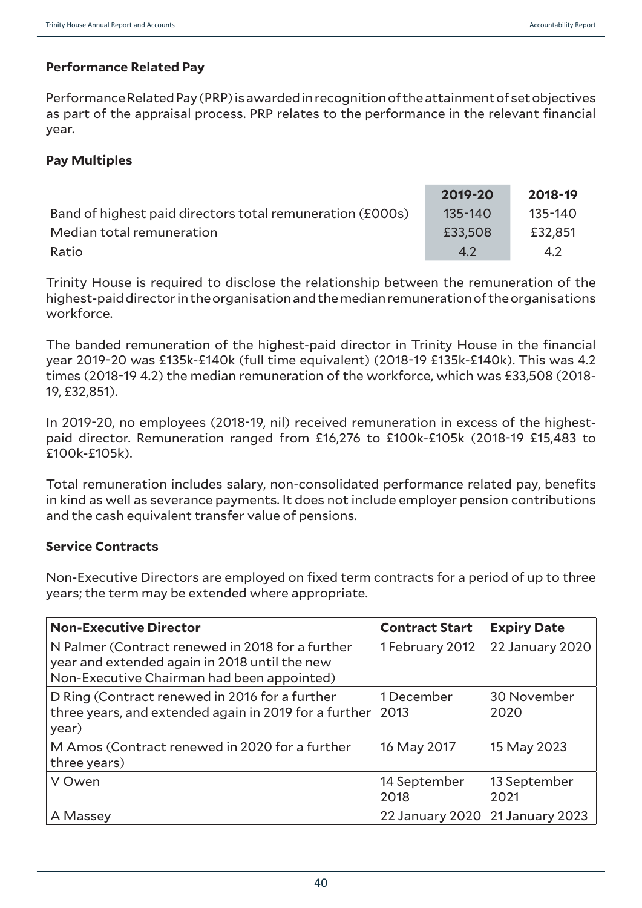### Performance Related Pay

Performance Related Pay (PRP) is awarded in recognition of the attainment of set objectives as part of the appraisal process. PRP relates to the performance in the relevant financial year.

### Pay Multiples

| | 2019-20 | 2018-19 |
|---|---|---|
| Band of highest paid directors total remuneration (£000s) | 135-140 | 135-140 |
| Median total remuneration | £33,508 | £32,851 |
| Ratio | 4.2 | 4.2 |

Trinity House is required to disclose the relationship between the remuneration of the highest-paid director in the organisation and the median remuneration of the organisations workforce.

The banded remuneration of the highest-paid director in Trinity House in the financial year 2019-20 was £135k-£140k (full time equivalent) (2018-19 £135k-£140k). This was 4.2 times (2018-19 4.2) the median remuneration of the workforce, which was £33,508 (2018-19, £32,851).

In 2019-20, no employees (2018-19, nil) received remuneration in excess of the highest-paid director. Remuneration ranged from £16,276 to £100k-£105k (2018-19 £15,483 to £100k-£105k).

Total remuneration includes salary, non-consolidated performance related pay, benefits in kind as well as severance payments. It does not include employer pension contributions and the cash equivalent transfer value of pensions.

### Service Contracts

Non-Executive Directors are employed on fixed term contracts for a period of up to three years; the term may be extended where appropriate.

| Non-Executive Director | Contract Start | Expiry Date |
|---|---|---|
| N Palmer (Contract renewed in 2018 for a further year and extended again in 2018 until the new Non-Executive Chairman had been appointed) | 1 February 2012 | 22 January 2020 |
| D Ring (Contract renewed in 2016 for a further three years, and extended again in 2019 for a further year) | 1 December 2013 | 30 November 2020 |
| M Amos (Contract renewed in 2020 for a further three years) | 16 May 2017 | 15 May 2023 |
| V Owen | 14 September 2018 | 13 September 2021 |
| A Massey | 22 January 2020 | 21 January 2023 |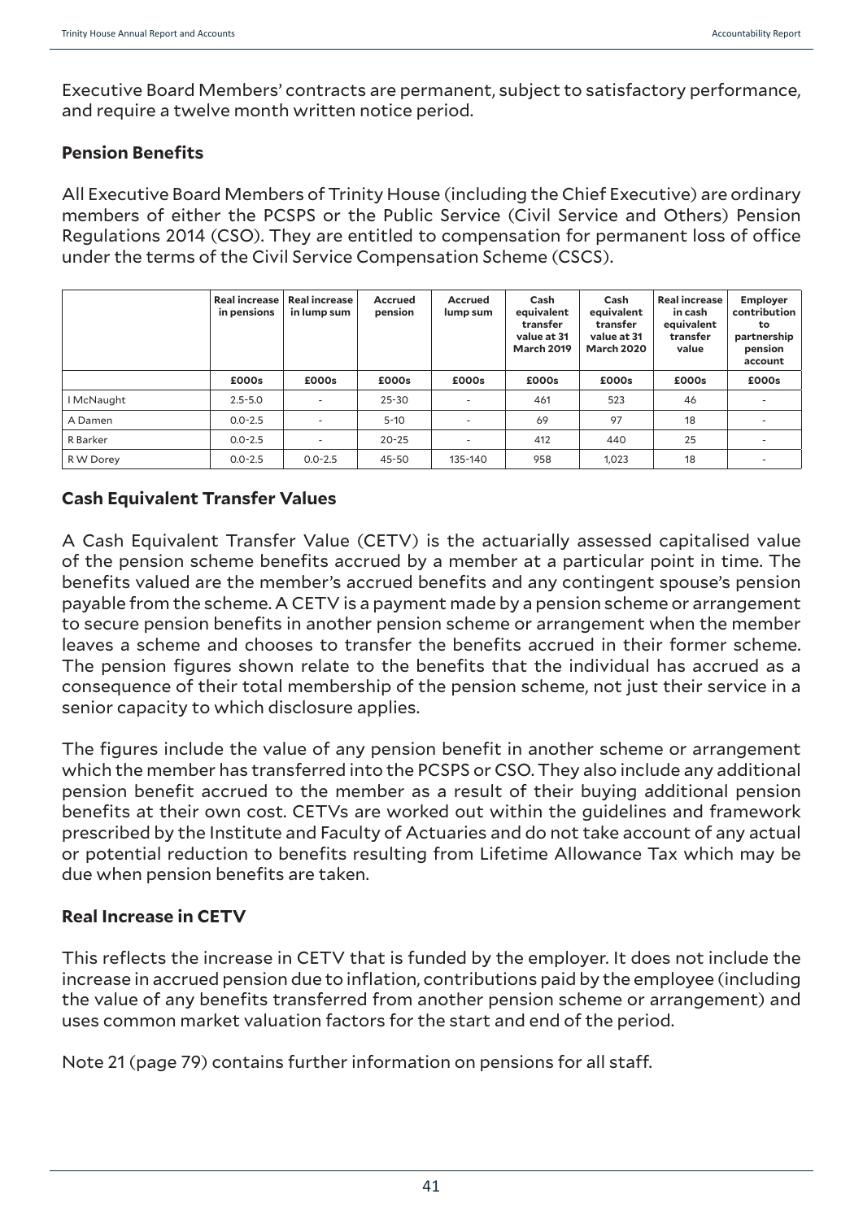Executive Board Members' contracts are permanent, subject to satisfactory performance, and require a twelve month written notice period.

### Pension Benefits

All Executive Board Members of Trinity House (including the Chief Executive) are ordinary members of either the PCSPS or the Public Service (Civil Service and Others) Pension Regulations 2014 (CSO). They are entitled to compensation for permanent loss of office under the terms of the Civil Service Compensation Scheme (CSCS).

| | Real increase in pensions | Real increase in lump sum | Accrued pension | Accrued lump sum | Cash equivalent transfer value at 31 March 2019 | Cash equivalent transfer value at 31 March 2020 | Real increase in cash equivalent transfer value | Employer contribution to partnership pension account |
|---|---|---|---|---|---|---|---|---|
| | £000s | £000s | £000s | £000s | £000s | £000s | £000s | £000s |
| I McNaught | 2.5-5.0 | - | 25-30 | - | 461 | 523 | 46 | - |
| A Damen | 0.0-2.5 | - | 5-10 | - | 69 | 97 | 18 | - |
| R Barker | 0.0-2.5 | - | 20-25 | - | 412 | 440 | 25 | - |
| R W Dorey | 0.0-2.5 | 0.0-2.5 | 45-50 | 135-140 | 958 | 1,023 | 18 | - |

### Cash Equivalent Transfer Values

A Cash Equivalent Transfer Value (CETV) is the actuarially assessed capitalised value of the pension scheme benefits accrued by a member at a particular point in time. The benefits valued are the member's accrued benefits and any contingent spouse's pension payable from the scheme. A CETV is a payment made by a pension scheme or arrangement to secure pension benefits in another pension scheme or arrangement when the member leaves a scheme and chooses to transfer the benefits accrued in their former scheme. The pension figures shown relate to the benefits that the individual has accrued as a consequence of their total membership of the pension scheme, not just their service in a senior capacity to which disclosure applies.

The figures include the value of any pension benefit in another scheme or arrangement which the member has transferred into the PCSPS or CSO. They also include any additional pension benefit accrued to the member as a result of their buying additional pension benefits at their own cost. CETVs are worked out within the guidelines and framework prescribed by the Institute and Faculty of Actuaries and do not take account of any actual or potential reduction to benefits resulting from Lifetime Allowance Tax which may be due when pension benefits are taken.

### Real Increase in CETV

This reflects the increase in CETV that is funded by the employer. It does not include the increase in accrued pension due to inflation, contributions paid by the employee (including the value of any benefits transferred from another pension scheme or arrangement) and uses common market valuation factors for the start and end of the period.

Note 21 (page 79) contains further information on pensions for all staff.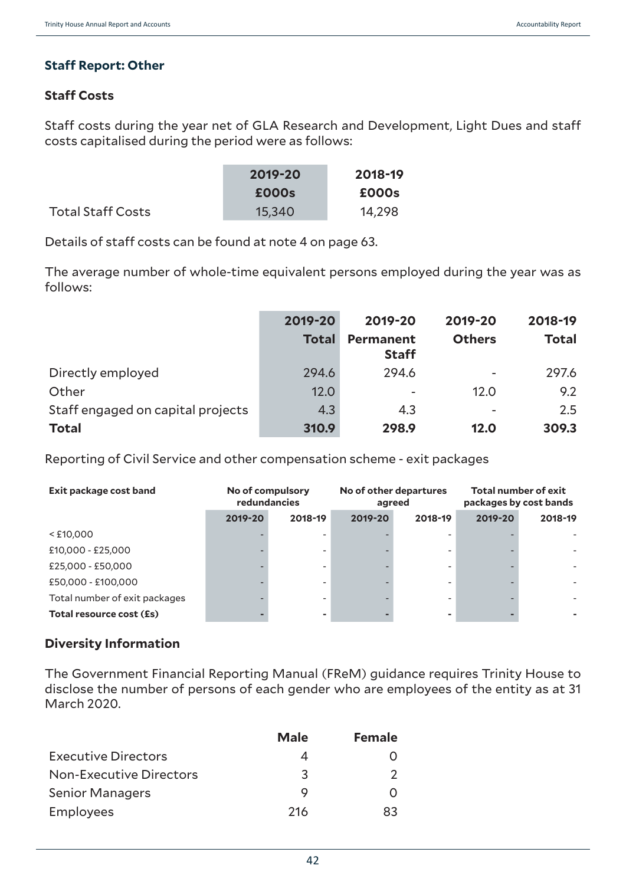## Staff Report: Other

### Staff Costs

Staff costs during the year net of GLA Research and Development, Light Dues and staff costs capitalised during the period were as follows:

| | 2019-20 | 2018-19 |
|---|---|---|
| | £000s | £000s |
| Total Staff Costs | 15,340 | 14,298 |

Details of staff costs can be found at note 4 on page 63.

The average number of whole-time equivalent persons employed during the year was as follows:

| | 2019-20 Total | 2019-20 Permanent Staff | 2019-20 Others | 2018-19 Total |
|---|---|---|---|---|
| Directly employed | 294.6 | 294.6 | - | 297.6 |
| Other | 12.0 | - | 12.0 | 9.2 |
| Staff engaged on capital projects | 4.3 | 4.3 | - | 2.5 |
| **Total** | **310.9** | **298.9** | **12.0** | **309.3** |

Reporting of Civil Service and other compensation scheme - exit packages

| Exit package cost band | No of compulsory redundancies | | No of other departures agreed | | Total number of exit packages by cost bands | |
|---|---|---|---|---|---|---|
| | 2019-20 | 2018-19 | 2019-20 | 2018-19 | 2019-20 | 2018-19 |
| < £10,000 | - | - | - | - | - | - |
| £10,000 - £25,000 | - | - | - | - | - | - |
| £25,000 - £50,000 | - | - | - | - | - | - |
| £50,000 - £100,000 | - | - | - | - | - | - |
| Total number of exit packages | - | - | - | - | - | - |
| **Total resource cost (£s)** | **-** | **-** | **-** | **-** | **-** | **-** |

### Diversity Information

The Government Financial Reporting Manual (FReM) guidance requires Trinity House to disclose the number of persons of each gender who are employees of the entity as at 31 March 2020.

| | Male | Female |
|---|---|---|
| Executive Directors | 4 | 0 |
| Non-Executive Directors | 3 | 2 |
| Senior Managers | 9 | 0 |
| Employees | 216 | 83 |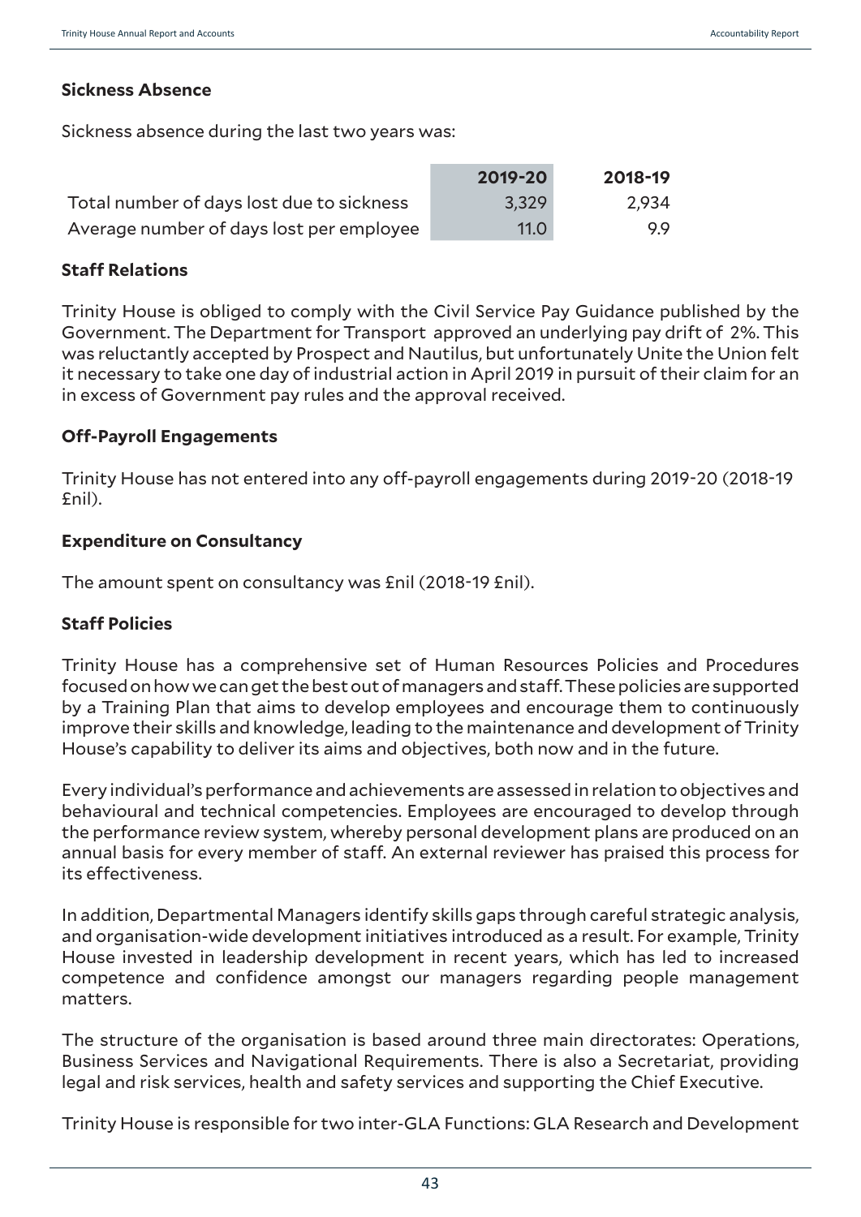### Sickness Absence

Sickness absence during the last two years was:

| | 2019-20 | 2018-19 |
|---|---|---|
| Total number of days lost due to sickness | 3,329 | 2,934 |
| Average number of days lost per employee | 11.0 | 9.9 |

### Staff Relations

Trinity House is obliged to comply with the Civil Service Pay Guidance published by the Government. The Department for Transport approved an underlying pay drift of 2%. This was reluctantly accepted by Prospect and Nautilus, but unfortunately Unite the Union felt it necessary to take one day of industrial action in April 2019 in pursuit of their claim for an in excess of Government pay rules and the approval received.

### Off-Payroll Engagements

Trinity House has not entered into any off-payroll engagements during 2019-20 (2018-19 £nil).

### Expenditure on Consultancy

The amount spent on consultancy was £nil (2018-19 £nil).

### Staff Policies

Trinity House has a comprehensive set of Human Resources Policies and Procedures focused on how we can get the best out of managers and staff. These policies are supported by a Training Plan that aims to develop employees and encourage them to continuously improve their skills and knowledge, leading to the maintenance and development of Trinity House's capability to deliver its aims and objectives, both now and in the future.

Every individual's performance and achievements are assessed in relation to objectives and behavioural and technical competencies. Employees are encouraged to develop through the performance review system, whereby personal development plans are produced on an annual basis for every member of staff. An external reviewer has praised this process for its effectiveness.

In addition, Departmental Managers identify skills gaps through careful strategic analysis, and organisation-wide development initiatives introduced as a result. For example, Trinity House invested in leadership development in recent years, which has led to increased competence and confidence amongst our managers regarding people management matters.

The structure of the organisation is based around three main directorates: Operations, Business Services and Navigational Requirements. There is also a Secretariat, providing legal and risk services, health and safety services and supporting the Chief Executive.

Trinity House is responsible for two inter-GLA Functions: GLA Research and Development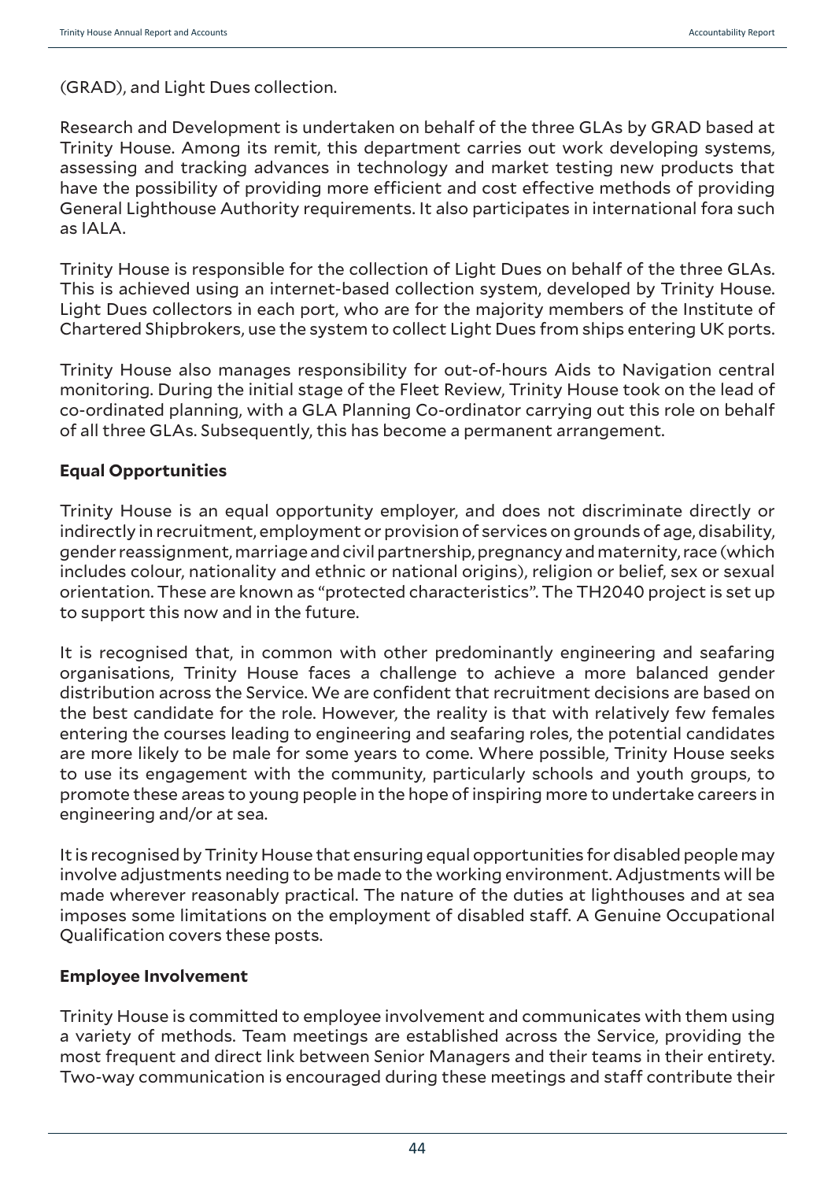(GRAD), and Light Dues collection.

Research and Development is undertaken on behalf of the three GLAs by GRAD based at Trinity House. Among its remit, this department carries out work developing systems, assessing and tracking advances in technology and market testing new products that have the possibility of providing more efficient and cost effective methods of providing General Lighthouse Authority requirements. It also participates in international fora such as IALA.

Trinity House is responsible for the collection of Light Dues on behalf of the three GLAs. This is achieved using an internet-based collection system, developed by Trinity House. Light Dues collectors in each port, who are for the majority members of the Institute of Chartered Shipbrokers, use the system to collect Light Dues from ships entering UK ports.

Trinity House also manages responsibility for out-of-hours Aids to Navigation central monitoring. During the initial stage of the Fleet Review, Trinity House took on the lead of co-ordinated planning, with a GLA Planning Co-ordinator carrying out this role on behalf of all three GLAs. Subsequently, this has become a permanent arrangement.

**Equal Opportunities**

Trinity House is an equal opportunity employer, and does not discriminate directly or indirectly in recruitment, employment or provision of services on grounds of age, disability, gender reassignment, marriage and civil partnership, pregnancy and maternity, race (which includes colour, nationality and ethnic or national origins), religion or belief, sex or sexual orientation. These are known as "protected characteristics". The TH2040 project is set up to support this now and in the future.

It is recognised that, in common with other predominantly engineering and seafaring organisations, Trinity House faces a challenge to achieve a more balanced gender distribution across the Service. We are confident that recruitment decisions are based on the best candidate for the role. However, the reality is that with relatively few females entering the courses leading to engineering and seafaring roles, the potential candidates are more likely to be male for some years to come. Where possible, Trinity House seeks to use its engagement with the community, particularly schools and youth groups, to promote these areas to young people in the hope of inspiring more to undertake careers in engineering and/or at sea.

It is recognised by Trinity House that ensuring equal opportunities for disabled people may involve adjustments needing to be made to the working environment. Adjustments will be made wherever reasonably practical. The nature of the duties at lighthouses and at sea imposes some limitations on the employment of disabled staff. A Genuine Occupational Qualification covers these posts.

**Employee Involvement**

Trinity House is committed to employee involvement and communicates with them using a variety of methods. Team meetings are established across the Service, providing the most frequent and direct link between Senior Managers and their teams in their entirety. Two-way communication is encouraged during these meetings and staff contribute their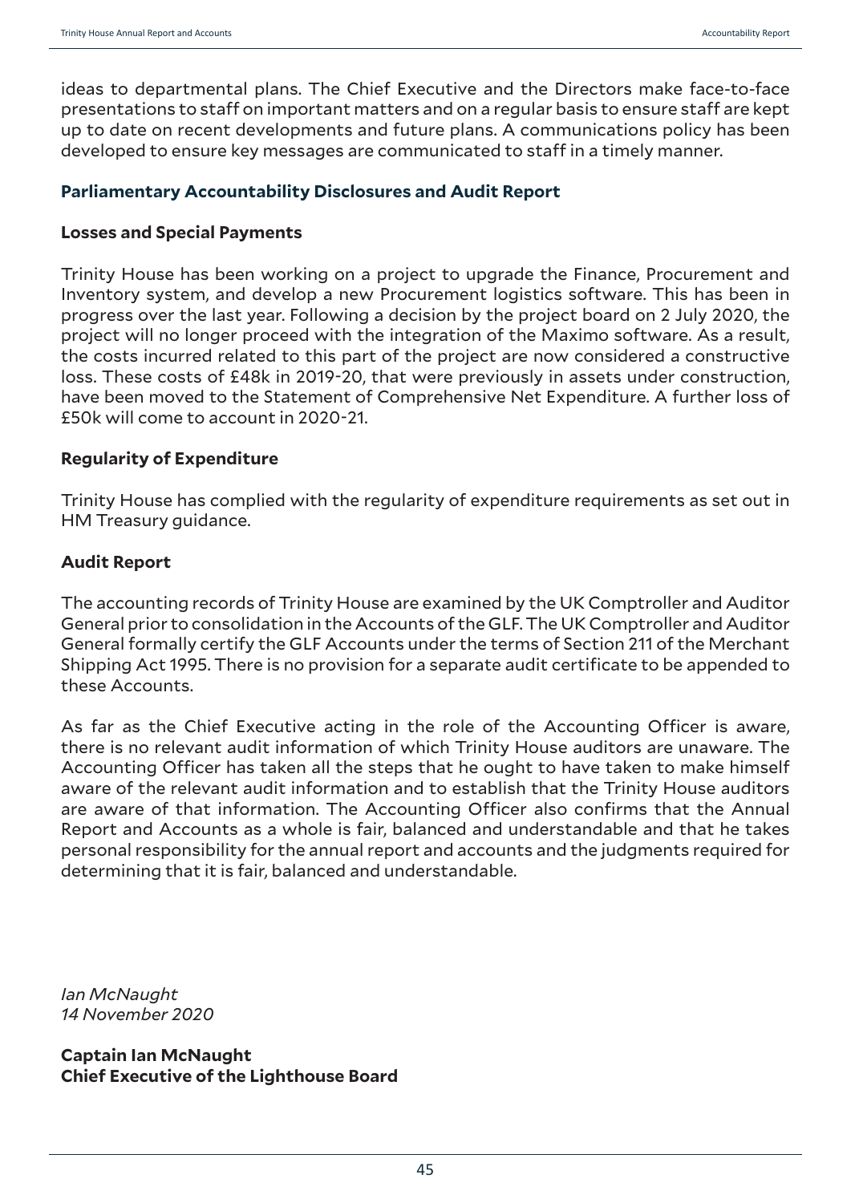ideas to departmental plans. The Chief Executive and the Directors make face-to-face presentations to staff on important matters and on a regular basis to ensure staff are kept up to date on recent developments and future plans. A communications policy has been developed to ensure key messages are communicated to staff in a timely manner.

## Parliamentary Accountability Disclosures and Audit Report

### Losses and Special Payments

Trinity House has been working on a project to upgrade the Finance, Procurement and Inventory system, and develop a new Procurement logistics software. This has been in progress over the last year. Following a decision by the project board on 2 July 2020, the project will no longer proceed with the integration of the Maximo software. As a result, the costs incurred related to this part of the project are now considered a constructive loss. These costs of £48k in 2019-20, that were previously in assets under construction, have been moved to the Statement of Comprehensive Net Expenditure. A further loss of £50k will come to account in 2020-21.

### Regularity of Expenditure

Trinity House has complied with the regularity of expenditure requirements as set out in HM Treasury guidance.

### Audit Report

The accounting records of Trinity House are examined by the UK Comptroller and Auditor General prior to consolidation in the Accounts of the GLF. The UK Comptroller and Auditor General formally certify the GLF Accounts under the terms of Section 211 of the Merchant Shipping Act 1995. There is no provision for a separate audit certificate to be appended to these Accounts.

As far as the Chief Executive acting in the role of the Accounting Officer is aware, there is no relevant audit information of which Trinity House auditors are unaware. The Accounting Officer has taken all the steps that he ought to have taken to make himself aware of the relevant audit information and to establish that the Trinity House auditors are aware of that information. The Accounting Officer also confirms that the Annual Report and Accounts as a whole is fair, balanced and understandable and that he takes personal responsibility for the annual report and accounts and the judgments required for determining that it is fair, balanced and understandable.

*Ian McNaught*
*14 November 2020*

**Captain Ian McNaught**
**Chief Executive of the Lighthouse Board**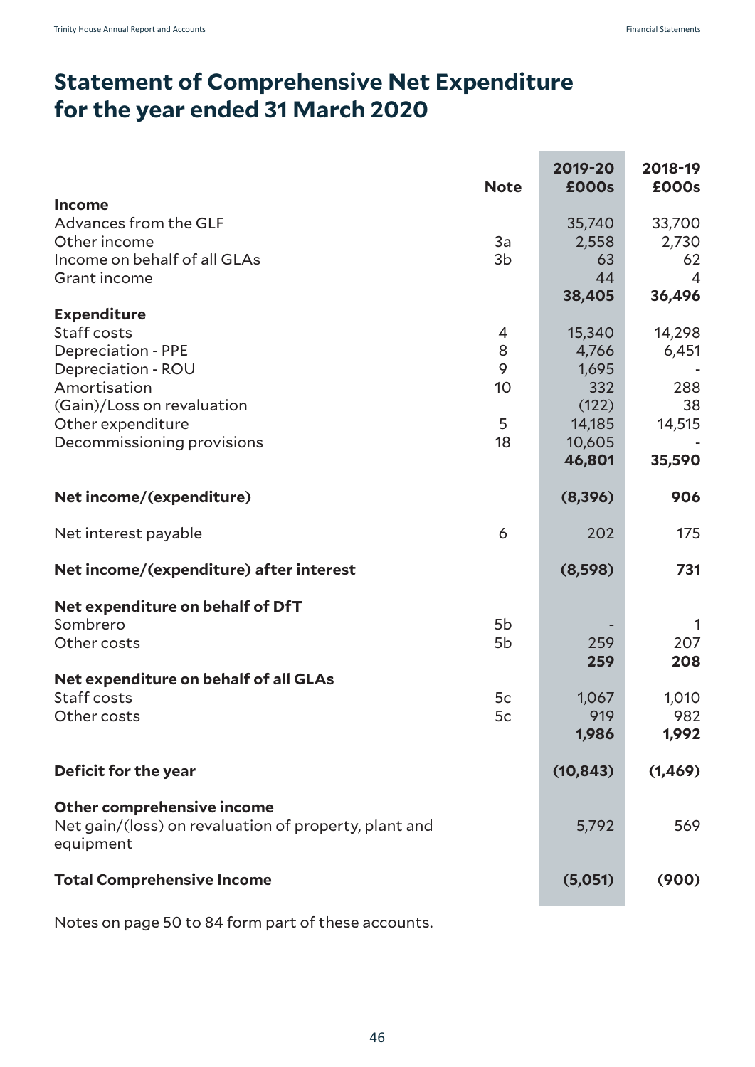# Statement of Comprehensive Net Expenditure for the year ended 31 March 2020

| | Note | 2019-20 £000s | 2018-19 £000s |
|---|---|---|---|
| **Income** | | | |
| Advances from the GLF | | 35,740 | 33,700 |
| Other income | 3a | 2,558 | 2,730 |
| Income on behalf of all GLAs | 3b | 63 | 62 |
| Grant income | | 44 | 4 |
| | | **38,405** | **36,496** |
| **Expenditure** | | | |
| Staff costs | 4 | 15,340 | 14,298 |
| Depreciation - PPE | 8 | 4,766 | 6,451 |
| Depreciation - ROU | 9 | 1,695 | - |
| Amortisation | 10 | 332 | 288 |
| (Gain)/Loss on revaluation | | (122) | 38 |
| Other expenditure | 5 | 14,185 | 14,515 |
| Decommissioning provisions | 18 | 10,605 | - |
| | | **46,801** | **35,590** |
| **Net income/(expenditure)** | | **(8,396)** | **906** |
| Net interest payable | 6 | 202 | 175 |
| **Net income/(expenditure) after interest** | | **(8,598)** | **731** |
| **Net expenditure on behalf of DfT** | | | |
| Sombrero | 5b | - | 1 |
| Other costs | 5b | 259 | 207 |
| | | **259** | **208** |
| **Net expenditure on behalf of all GLAs** | | | |
| Staff costs | 5c | 1,067 | 1,010 |
| Other costs | 5c | 919 | 982 |
| | | **1,986** | **1,992** |
| **Deficit for the year** | | **(10,843)** | **(1,469)** |
| **Other comprehensive income** | | | |
| Net gain/(loss) on revaluation of property, plant and equipment | | 5,792 | 569 |
| **Total Comprehensive Income** | | **(5,051)** | **(900)** |

Notes on page 50 to 84 form part of these accounts.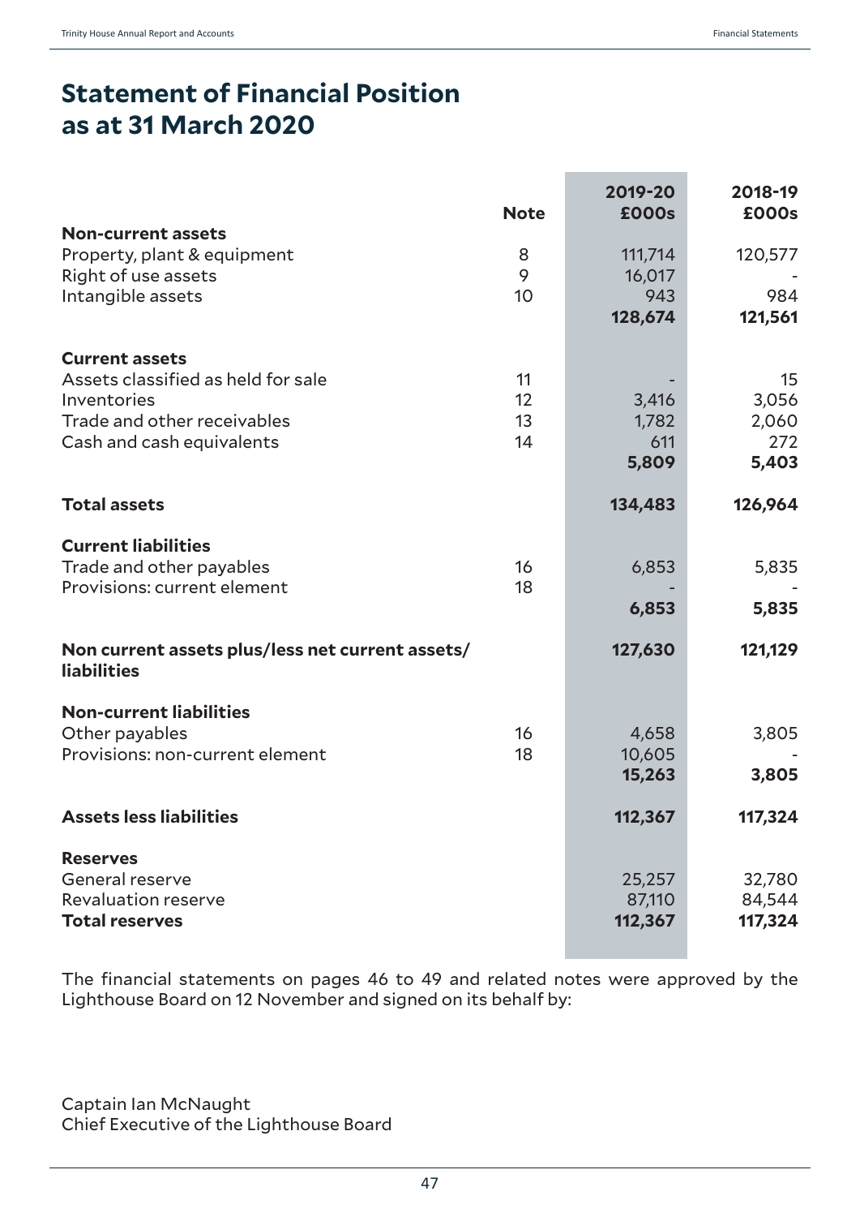# Statement of Financial Position as at 31 March 2020

| | Note | 2019-20 £000s | 2018-19 £000s |
|---|---|---|---|
| **Non-current assets** | | | |
| Property, plant & equipment | 8 | 111,714 | 120,577 |
| Right of use assets | 9 | 16,017 | - |
| Intangible assets | 10 | 943 | 984 |
| | | **128,674** | **121,561** |
| **Current assets** | | | |
| Assets classified as held for sale | 11 | - | 15 |
| Inventories | 12 | 3,416 | 3,056 |
| Trade and other receivables | 13 | 1,782 | 2,060 |
| Cash and cash equivalents | 14 | 611 | 272 |
| | | **5,809** | **5,403** |
| **Total assets** | | **134,483** | **126,964** |
| **Current liabilities** | | | |
| Trade and other payables | 16 | 6,853 | 5,835 |
| Provisions: current element | 18 | - | - |
| | | **6,853** | **5,835** |
| **Non current assets plus/less net current assets/ liabilities** | | **127,630** | **121,129** |
| **Non-current liabilities** | | | |
| Other payables | 16 | 4,658 | 3,805 |
| Provisions: non-current element | 18 | 10,605 | - |
| | | **15,263** | **3,805** |
| **Assets less liabilities** | | **112,367** | **117,324** |
| **Reserves** | | | |
| General reserve | | 25,257 | 32,780 |
| Revaluation reserve | | 87,110 | 84,544 |
| **Total reserves** | | **112,367** | **117,324** |

The financial statements on pages 46 to 49 and related notes were approved by the Lighthouse Board on 12 November and signed on its behalf by:

Captain Ian McNaught
Chief Executive of the Lighthouse Board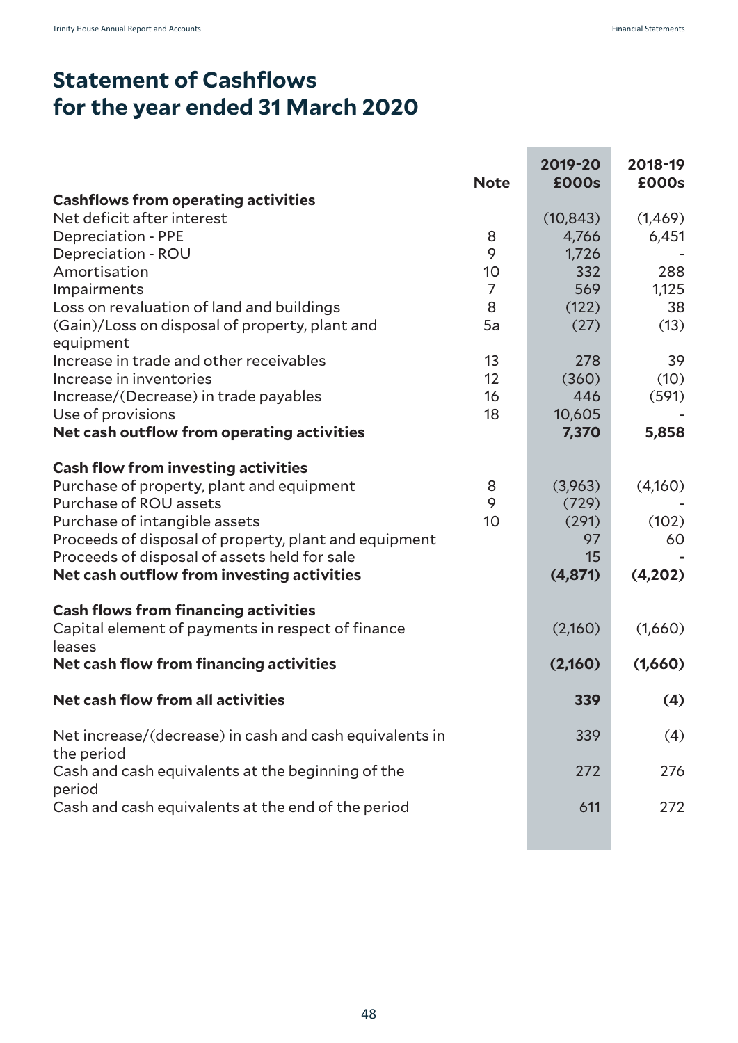# Statement of Cashflows for the year ended 31 March 2020

| | Note | 2019-20 £000s | 2018-19 £000s |
|---|---|---|---|
| **Cashflows from operating activities** | | | |
| Net deficit after interest | | (10,843) | (1,469) |
| Depreciation - PPE | 8 | 4,766 | 6,451 |
| Depreciation - ROU | 9 | 1,726 | - |
| Amortisation | 10 | 332 | 288 |
| Impairments | 7 | 569 | 1,125 |
| Loss on revaluation of land and buildings | 8 | (122) | 38 |
| (Gain)/Loss on disposal of property, plant and equipment | 5a | (27) | (13) |
| Increase in trade and other receivables | 13 | 278 | 39 |
| Increase in inventories | 12 | (360) | (10) |
| Increase/(Decrease) in trade payables | 16 | 446 | (591) |
| Use of provisions | 18 | 10,605 | - |
| **Net cash outflow from operating activities** | | **7,370** | **5,858** |
| | | | |
| **Cash flow from investing activities** | | | |
| Purchase of property, plant and equipment | 8 | (3,963) | (4,160) |
| Purchase of ROU assets | 9 | (729) | - |
| Purchase of intangible assets | 10 | (291) | (102) |
| Proceeds of disposal of property, plant and equipment | | 97 | 60 |
| Proceeds of disposal of assets held for sale | | 15 | **-** |
| **Net cash outflow from investing activities** | | **(4,871)** | **(4,202)** |
| | | | |
| **Cash flows from financing activities** | | | |
| Capital element of payments in respect of finance leases | | (2,160) | (1,660) |
| **Net cash flow from financing activities** | | **(2,160)** | **(1,660)** |
| | | | |
| **Net cash flow from all activities** | | **339** | **(4)** |
| | | | |
| Net increase/(decrease) in cash and cash equivalents in the period | | 339 | (4) |
| Cash and cash equivalents at the beginning of the period | | 272 | 276 |
| Cash and cash equivalents at the end of the period | | 611 | 272 |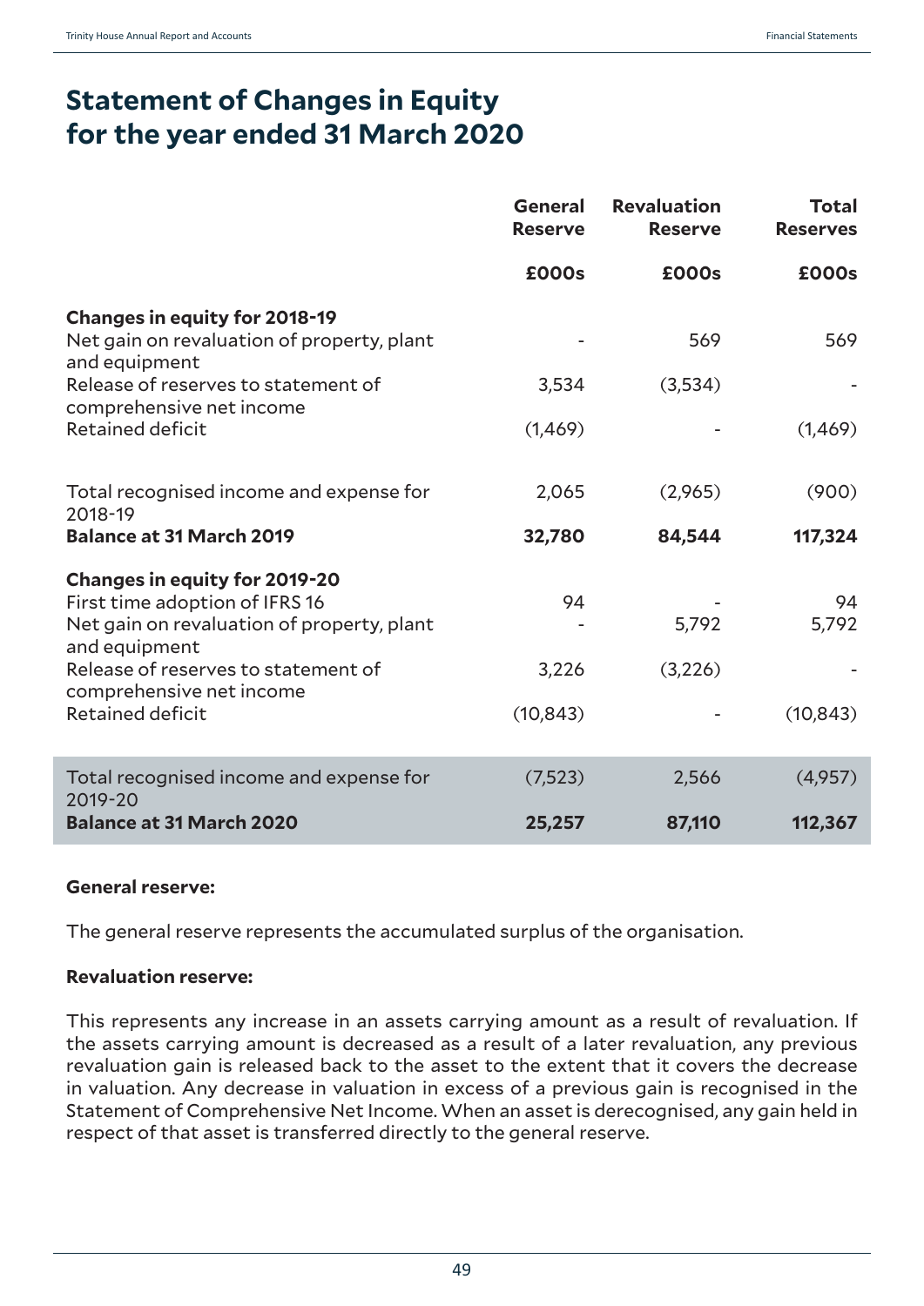# Statement of Changes in Equity for the year ended 31 March 2020

| | General Reserve | Revaluation Reserve | Total Reserves |
|---|---|---|---|
| | **£000s** | **£000s** | **£000s** |
| **Changes in equity for 2018-19** | | | |
| Net gain on revaluation of property, plant and equipment | - | 569 | 569 |
| Release of reserves to statement of comprehensive net income | 3,534 | (3,534) | - |
| Retained deficit | (1,469) | - | (1,469) |
| Total recognised income and expense for 2018-19 | 2,065 | (2,965) | (900) |
| **Balance at 31 March 2019** | **32,780** | **84,544** | **117,324** |
| **Changes in equity for 2019-20** | | | |
| First time adoption of IFRS 16 | 94 | - | 94 |
| Net gain on revaluation of property, plant and equipment | - | 5,792 | 5,792 |
| Release of reserves to statement of comprehensive net income | 3,226 | (3,226) | - |
| Retained deficit | (10,843) | - | (10,843) |
| Total recognised income and expense for 2019-20 | (7,523) | 2,566 | (4,957) |
| **Balance at 31 March 2020** | **25,257** | **87,110** | **112,367** |

**General reserve:**

The general reserve represents the accumulated surplus of the organisation.

**Revaluation reserve:**

This represents any increase in an assets carrying amount as a result of revaluation. If the assets carrying amount is decreased as a result of a later revaluation, any previous revaluation gain is released back to the asset to the extent that it covers the decrease in valuation. Any decrease in valuation in excess of a previous gain is recognised in the Statement of Comprehensive Net Income. When an asset is derecognised, any gain held in respect of that asset is transferred directly to the general reserve.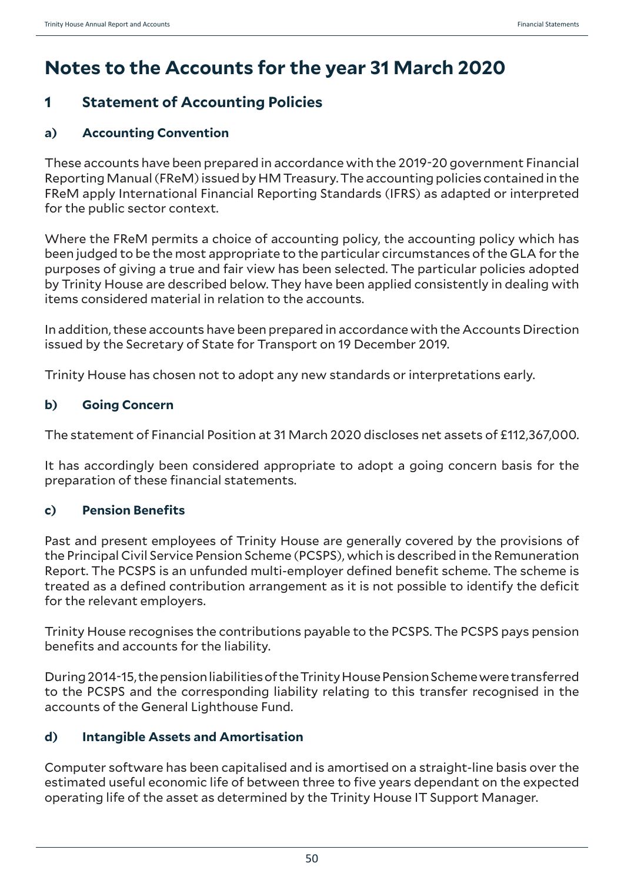# Notes to the Accounts for the year 31 March 2020

## 1 Statement of Accounting Policies

### a) Accounting Convention

These accounts have been prepared in accordance with the 2019-20 government Financial Reporting Manual (FReM) issued by HM Treasury. The accounting policies contained in the FReM apply International Financial Reporting Standards (IFRS) as adapted or interpreted for the public sector context.

Where the FReM permits a choice of accounting policy, the accounting policy which has been judged to be the most appropriate to the particular circumstances of the GLA for the purposes of giving a true and fair view has been selected. The particular policies adopted by Trinity House are described below. They have been applied consistently in dealing with items considered material in relation to the accounts.

In addition, these accounts have been prepared in accordance with the Accounts Direction issued by the Secretary of State for Transport on 19 December 2019.

Trinity House has chosen not to adopt any new standards or interpretations early.

### b) Going Concern

The statement of Financial Position at 31 March 2020 discloses net assets of £112,367,000.

It has accordingly been considered appropriate to adopt a going concern basis for the preparation of these financial statements.

### c) Pension Benefits

Past and present employees of Trinity House are generally covered by the provisions of the Principal Civil Service Pension Scheme (PCSPS), which is described in the Remuneration Report. The PCSPS is an unfunded multi-employer defined benefit scheme. The scheme is treated as a defined contribution arrangement as it is not possible to identify the deficit for the relevant employers.

Trinity House recognises the contributions payable to the PCSPS. The PCSPS pays pension benefits and accounts for the liability.

During 2014-15, the pension liabilities of the Trinity House Pension Scheme were transferred to the PCSPS and the corresponding liability relating to this transfer recognised in the accounts of the General Lighthouse Fund.

### d) Intangible Assets and Amortisation

Computer software has been capitalised and is amortised on a straight-line basis over the estimated useful economic life of between three to five years dependant on the expected operating life of the asset as determined by the Trinity House IT Support Manager.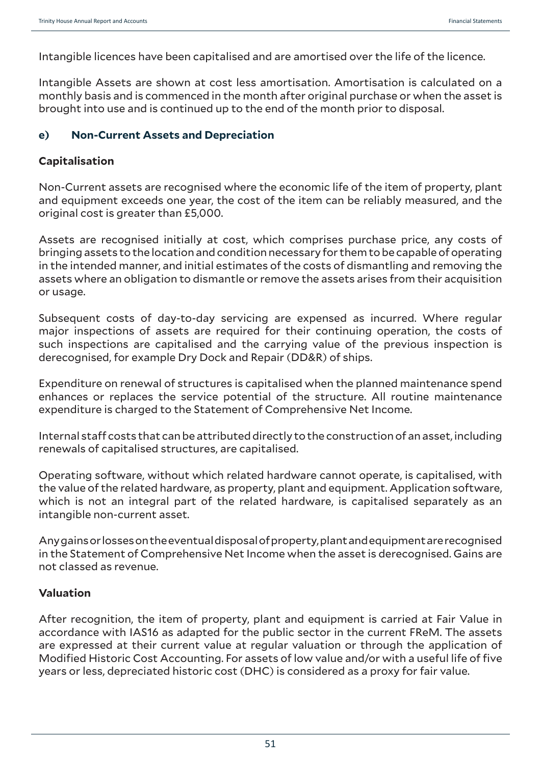Intangible licences have been capitalised and are amortised over the life of the licence.

Intangible Assets are shown at cost less amortisation. Amortisation is calculated on a monthly basis and is commenced in the month after original purchase or when the asset is brought into use and is continued up to the end of the month prior to disposal.

### e) Non-Current Assets and Depreciation

#### Capitalisation

Non-Current assets are recognised where the economic life of the item of property, plant and equipment exceeds one year, the cost of the item can be reliably measured, and the original cost is greater than £5,000.

Assets are recognised initially at cost, which comprises purchase price, any costs of bringing assets to the location and condition necessary for them to be capable of operating in the intended manner, and initial estimates of the costs of dismantling and removing the assets where an obligation to dismantle or remove the assets arises from their acquisition or usage.

Subsequent costs of day-to-day servicing are expensed as incurred. Where regular major inspections of assets are required for their continuing operation, the costs of such inspections are capitalised and the carrying value of the previous inspection is derecognised, for example Dry Dock and Repair (DD&R) of ships.

Expenditure on renewal of structures is capitalised when the planned maintenance spend enhances or replaces the service potential of the structure. All routine maintenance expenditure is charged to the Statement of Comprehensive Net Income.

Internal staff costs that can be attributed directly to the construction of an asset, including renewals of capitalised structures, are capitalised.

Operating software, without which related hardware cannot operate, is capitalised, with the value of the related hardware, as property, plant and equipment. Application software, which is not an integral part of the related hardware, is capitalised separately as an intangible non-current asset.

Any gains or losses on the eventual disposal of property, plant and equipment are recognised in the Statement of Comprehensive Net Income when the asset is derecognised. Gains are not classed as revenue.

#### Valuation

After recognition, the item of property, plant and equipment is carried at Fair Value in accordance with IAS16 as adapted for the public sector in the current FReM. The assets are expressed at their current value at regular valuation or through the application of Modified Historic Cost Accounting. For assets of low value and/or with a useful life of five years or less, depreciated historic cost (DHC) is considered as a proxy for fair value.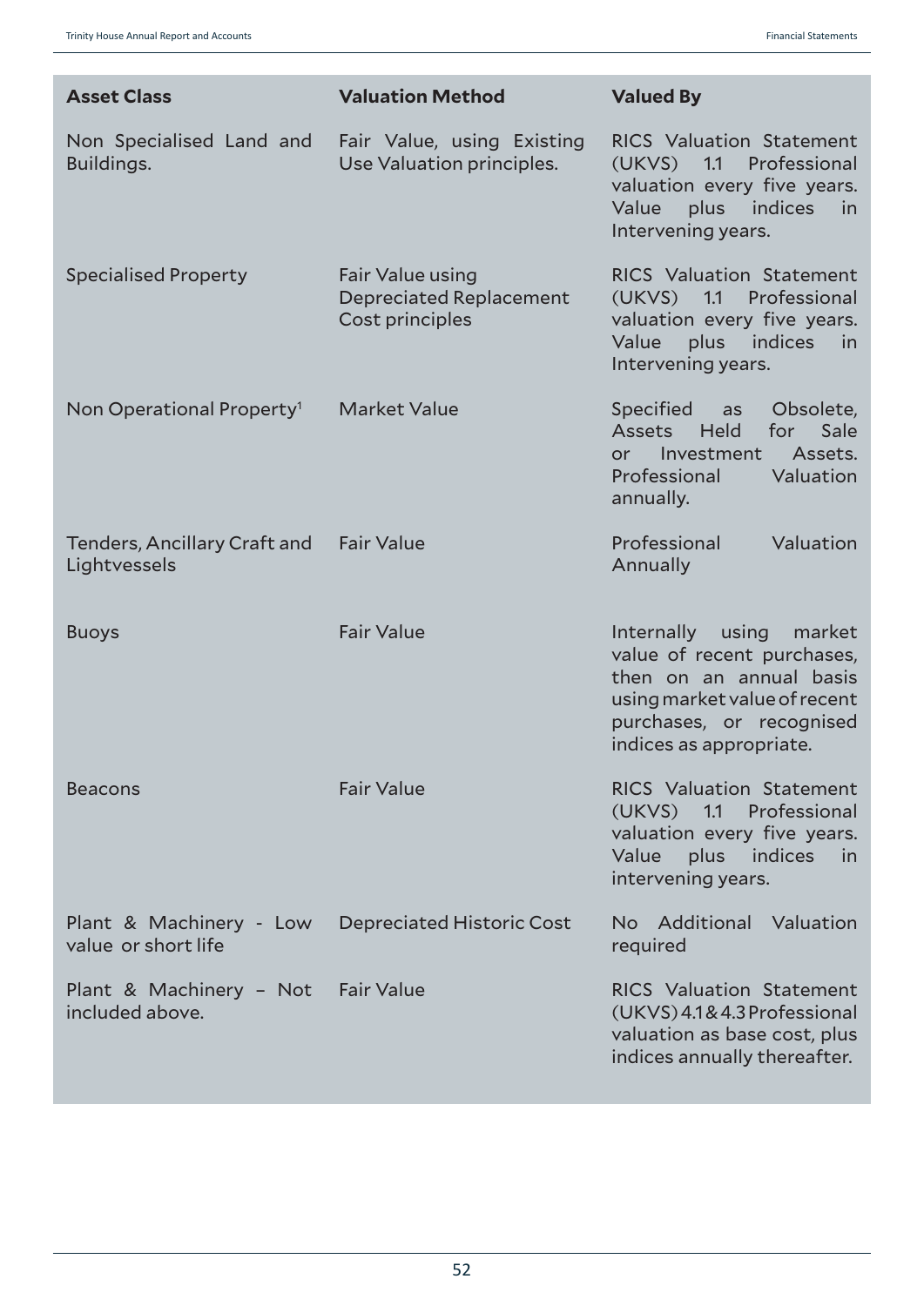| Asset Class | Valuation Method | Valued By |
|---|---|---|
| Non Specialised Land and Buildings. | Fair Value, using Existing Use Valuation principles. | RICS Valuation Statement (UKVS) 1.1 Professional valuation every five years. Value plus indices in Intervening years. |
| Specialised Property | Fair Value using Depreciated Replacement Cost principles | RICS Valuation Statement (UKVS) 1.1 Professional valuation every five years. Value plus indices in Intervening years. |
| Non Operational Property[1] | Market Value | Specified as Obsolete, Assets Held for Sale or Investment Assets. Professional Valuation annually. |
| Tenders, Ancillary Craft and Lightvessels | Fair Value | Professional Valuation Annually |
| Buoys | Fair Value | Internally using market value of recent purchases, then on an annual basis using market value of recent purchases, or recognised indices as appropriate. |
| Beacons | Fair Value | RICS Valuation Statement (UKVS) 1.1 Professional valuation every five years. Value plus indices in intervening years. |
| Plant & Machinery - Low value or short life | Depreciated Historic Cost | No Additional Valuation required |
| Plant & Machinery – Not included above. | Fair Value | RICS Valuation Statement (UKVS) 4.1 & 4.3 Professional valuation as base cost, plus indices annually thereafter. |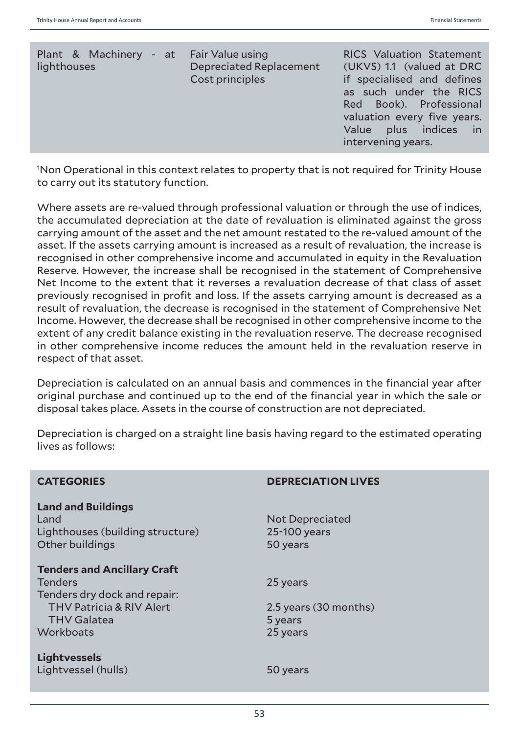| | | |
|---|---|---|
| Plant & Machinery - at lighthouses | Fair Value using Depreciated Replacement Cost principles | RICS Valuation Statement (UKVS) 1.1 (valued at DRC if specialised and defines as such under the RICS Red Book). Professional valuation every five years. Value plus indices in intervening years. |

[1]Non Operational in this context relates to property that is not required for Trinity House to carry out its statutory function.

Where assets are re-valued through professional valuation or through the use of indices, the accumulated depreciation at the date of revaluation is eliminated against the gross carrying amount of the asset and the net amount restated to the re-valued amount of the asset. If the assets carrying amount is increased as a result of revaluation, the increase is recognised in other comprehensive income and accumulated in equity in the Revaluation Reserve. However, the increase shall be recognised in the statement of Comprehensive Net Income to the extent that it reverses a revaluation decrease of that class of asset previously recognised in profit and loss. If the assets carrying amount is decreased as a result of revaluation, the decrease is recognised in the statement of Comprehensive Net Income. However, the decrease shall be recognised in other comprehensive income to the extent of any credit balance existing in the revaluation reserve. The decrease recognised in other comprehensive income reduces the amount held in the revaluation reserve in respect of that asset.

Depreciation is calculated on an annual basis and commences in the financial year after original purchase and continued up to the end of the financial year in which the sale or disposal takes place. Assets in the course of construction are not depreciated.

Depreciation is charged on a straight line basis having regard to the estimated operating lives as follows:

| CATEGORIES | DEPRECIATION LIVES |
|---|---|
| **Land and Buildings** | |
| Land | Not Depreciated |
| Lighthouses (building structure) | 25-100 years |
| Other buildings | 50 years |
| **Tenders and Ancillary Craft** | |
| Tenders | 25 years |
| Tenders dry dock and repair: | |
| THV Patricia & RIV Alert | 2.5 years (30 months) |
| THV Galatea | 5 years |
| Workboats | 25 years |
| **Lightvessels** | |
| Lightvessel (hulls) | 50 years |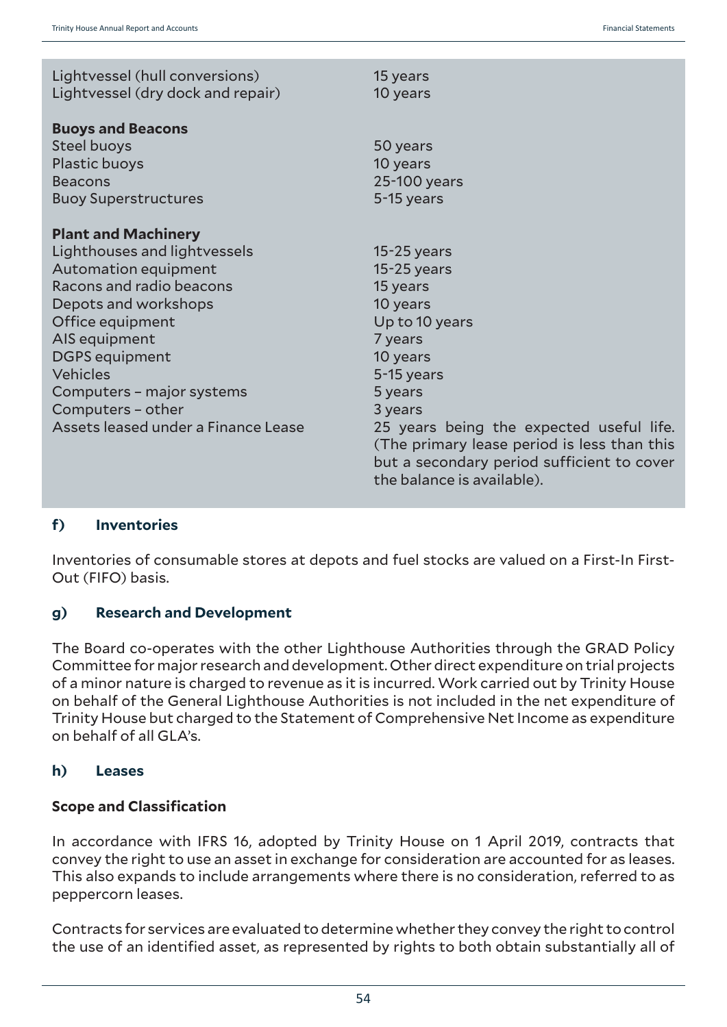| | |
|---|---|
| Lightvessel (hull conversions) | 15 years |
| Lightvessel (dry dock and repair) | 10 years |
| **Buoys and Beacons** | |
| Steel buoys | 50 years |
| Plastic buoys | 10 years |
| Beacons | 25-100 years |
| Buoy Superstructures | 5-15 years |
| **Plant and Machinery** | |
| Lighthouses and lightvessels | 15-25 years |
| Automation equipment | 15-25 years |
| Racons and radio beacons | 15 years |
| Depots and workshops | 10 years |
| Office equipment | Up to 10 years |
| AIS equipment | 7 years |
| DGPS equipment | 10 years |
| Vehicles | 5-15 years |
| Computers – major systems | 5 years |
| Computers – other | 3 years |
| Assets leased under a Finance Lease | 25 years being the expected useful life. (The primary lease period is less than this but a secondary period sufficient to cover the balance is available). |

### f) Inventories

Inventories of consumable stores at depots and fuel stocks are valued on a First-In First-Out (FIFO) basis.

### g) Research and Development

The Board co-operates with the other Lighthouse Authorities through the GRAD Policy Committee for major research and development. Other direct expenditure on trial projects of a minor nature is charged to revenue as it is incurred. Work carried out by Trinity House on behalf of the General Lighthouse Authorities is not included in the net expenditure of Trinity House but charged to the Statement of Comprehensive Net Income as expenditure on behalf of all GLA's.

### h) Leases

#### Scope and Classification

In accordance with IFRS 16, adopted by Trinity House on 1 April 2019, contracts that convey the right to use an asset in exchange for consideration are accounted for as leases. This also expands to include arrangements where there is no consideration, referred to as peppercorn leases.

Contracts for services are evaluated to determine whether they convey the right to control the use of an identified asset, as represented by rights to both obtain substantially all of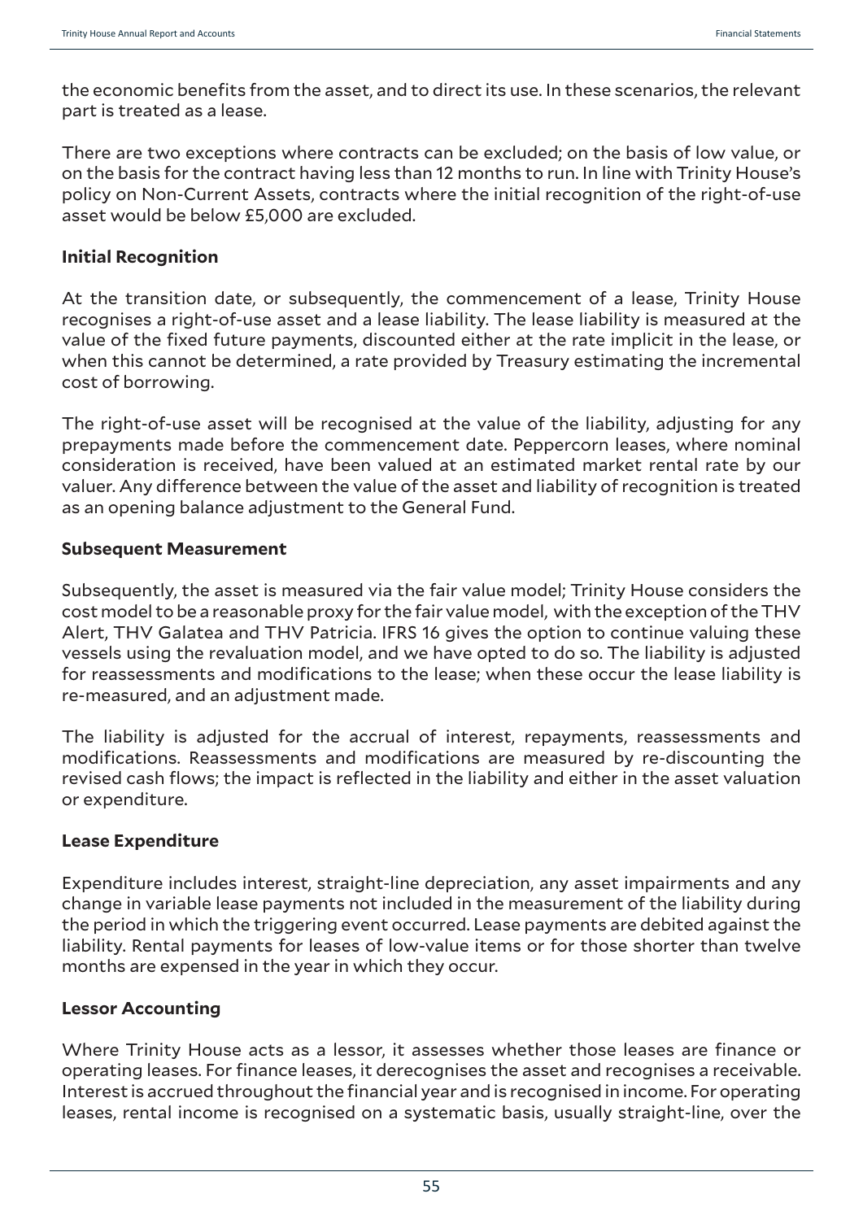the economic benefits from the asset, and to direct its use. In these scenarios, the relevant part is treated as a lease.

There are two exceptions where contracts can be excluded; on the basis of low value, or on the basis for the contract having less than 12 months to run. In line with Trinity House's policy on Non-Current Assets, contracts where the initial recognition of the right-of-use asset would be below £5,000 are excluded.

**Initial Recognition**

At the transition date, or subsequently, the commencement of a lease, Trinity House recognises a right-of-use asset and a lease liability. The lease liability is measured at the value of the fixed future payments, discounted either at the rate implicit in the lease, or when this cannot be determined, a rate provided by Treasury estimating the incremental cost of borrowing.

The right-of-use asset will be recognised at the value of the liability, adjusting for any prepayments made before the commencement date. Peppercorn leases, where nominal consideration is received, have been valued at an estimated market rental rate by our valuer. Any difference between the value of the asset and liability of recognition is treated as an opening balance adjustment to the General Fund.

**Subsequent Measurement**

Subsequently, the asset is measured via the fair value model; Trinity House considers the cost model to be a reasonable proxy for the fair value model, with the exception of the THV Alert, THV Galatea and THV Patricia. IFRS 16 gives the option to continue valuing these vessels using the revaluation model, and we have opted to do so. The liability is adjusted for reassessments and modifications to the lease; when these occur the lease liability is re-measured, and an adjustment made.

The liability is adjusted for the accrual of interest, repayments, reassessments and modifications. Reassessments and modifications are measured by re-discounting the revised cash flows; the impact is reflected in the liability and either in the asset valuation or expenditure.

**Lease Expenditure**

Expenditure includes interest, straight-line depreciation, any asset impairments and any change in variable lease payments not included in the measurement of the liability during the period in which the triggering event occurred. Lease payments are debited against the liability. Rental payments for leases of low-value items or for those shorter than twelve months are expensed in the year in which they occur.

**Lessor Accounting**

Where Trinity House acts as a lessor, it assesses whether those leases are finance or operating leases. For finance leases, it derecognises the asset and recognises a receivable. Interest is accrued throughout the financial year and is recognised in income. For operating leases, rental income is recognised on a systematic basis, usually straight-line, over the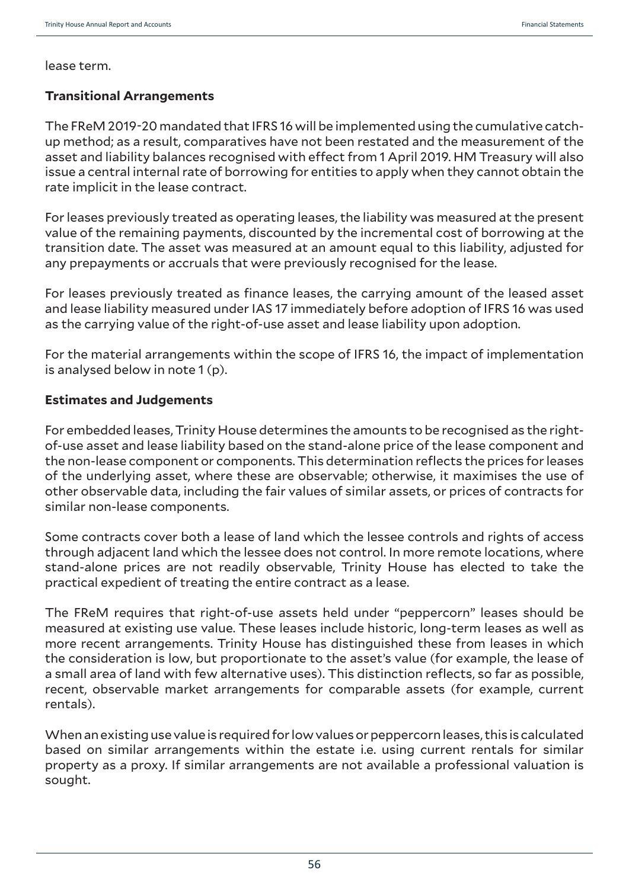lease term.

**Transitional Arrangements**

The FReM 2019-20 mandated that IFRS 16 will be implemented using the cumulative catch-up method; as a result, comparatives have not been restated and the measurement of the asset and liability balances recognised with effect from 1 April 2019. HM Treasury will also issue a central internal rate of borrowing for entities to apply when they cannot obtain the rate implicit in the lease contract.

For leases previously treated as operating leases, the liability was measured at the present value of the remaining payments, discounted by the incremental cost of borrowing at the transition date. The asset was measured at an amount equal to this liability, adjusted for any prepayments or accruals that were previously recognised for the lease.

For leases previously treated as finance leases, the carrying amount of the leased asset and lease liability measured under IAS 17 immediately before adoption of IFRS 16 was used as the carrying value of the right-of-use asset and lease liability upon adoption.

For the material arrangements within the scope of IFRS 16, the impact of implementation is analysed below in note 1 (p).

**Estimates and Judgements**

For embedded leases, Trinity House determines the amounts to be recognised as the right-of-use asset and lease liability based on the stand-alone price of the lease component and the non-lease component or components. This determination reflects the prices for leases of the underlying asset, where these are observable; otherwise, it maximises the use of other observable data, including the fair values of similar assets, or prices of contracts for similar non-lease components.

Some contracts cover both a lease of land which the lessee controls and rights of access through adjacent land which the lessee does not control. In more remote locations, where stand-alone prices are not readily observable, Trinity House has elected to take the practical expedient of treating the entire contract as a lease.

The FReM requires that right-of-use assets held under "peppercorn" leases should be measured at existing use value. These leases include historic, long-term leases as well as more recent arrangements. Trinity House has distinguished these from leases in which the consideration is low, but proportionate to the asset's value (for example, the lease of a small area of land with few alternative uses). This distinction reflects, so far as possible, recent, observable market arrangements for comparable assets (for example, current rentals).

When an existing use value is required for low values or peppercorn leases, this is calculated based on similar arrangements within the estate i.e. using current rentals for similar property as a proxy. If similar arrangements are not available a professional valuation is sought.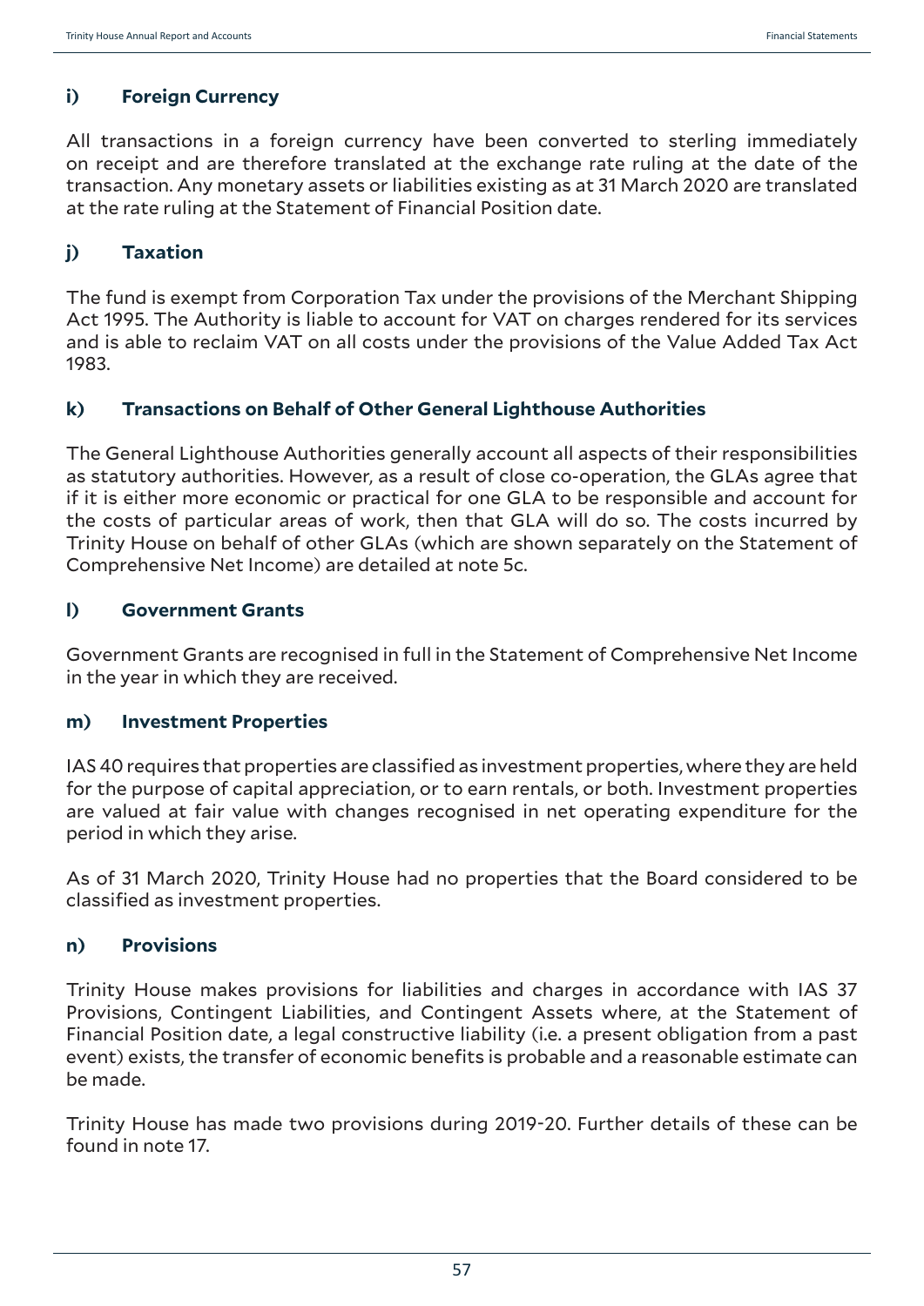### i) Foreign Currency

All transactions in a foreign currency have been converted to sterling immediately on receipt and are therefore translated at the exchange rate ruling at the date of the transaction. Any monetary assets or liabilities existing as at 31 March 2020 are translated at the rate ruling at the Statement of Financial Position date.

### j) Taxation

The fund is exempt from Corporation Tax under the provisions of the Merchant Shipping Act 1995. The Authority is liable to account for VAT on charges rendered for its services and is able to reclaim VAT on all costs under the provisions of the Value Added Tax Act 1983.

### k) Transactions on Behalf of Other General Lighthouse Authorities

The General Lighthouse Authorities generally account all aspects of their responsibilities as statutory authorities. However, as a result of close co-operation, the GLAs agree that if it is either more economic or practical for one GLA to be responsible and account for the costs of particular areas of work, then that GLA will do so. The costs incurred by Trinity House on behalf of other GLAs (which are shown separately on the Statement of Comprehensive Net Income) are detailed at note 5c.

### l) Government Grants

Government Grants are recognised in full in the Statement of Comprehensive Net Income in the year in which they are received.

### m) Investment Properties

IAS 40 requires that properties are classified as investment properties, where they are held for the purpose of capital appreciation, or to earn rentals, or both. Investment properties are valued at fair value with changes recognised in net operating expenditure for the period in which they arise.

As of 31 March 2020, Trinity House had no properties that the Board considered to be classified as investment properties.

### n) Provisions

Trinity House makes provisions for liabilities and charges in accordance with IAS 37 Provisions, Contingent Liabilities, and Contingent Assets where, at the Statement of Financial Position date, a legal constructive liability (i.e. a present obligation from a past event) exists, the transfer of economic benefits is probable and a reasonable estimate can be made.

Trinity House has made two provisions during 2019-20. Further details of these can be found in note 17.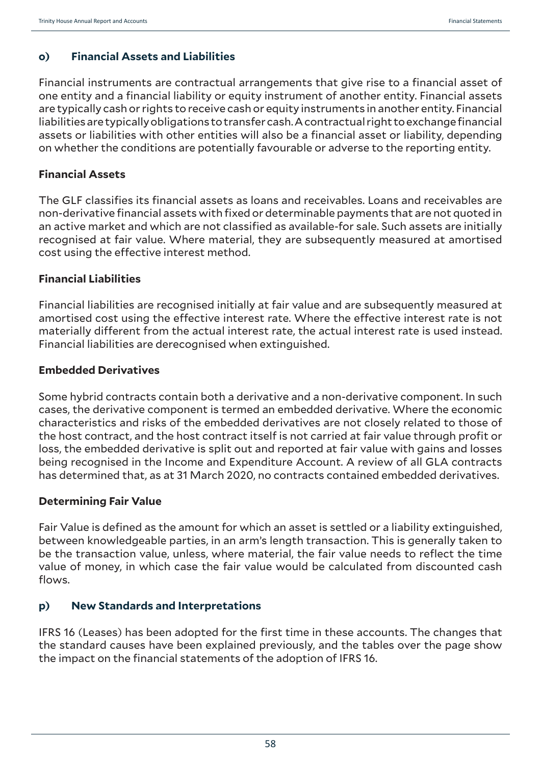## o) Financial Assets and Liabilities

Financial instruments are contractual arrangements that give rise to a financial asset of one entity and a financial liability or equity instrument of another entity. Financial assets are typically cash or rights to receive cash or equity instruments in another entity. Financial liabilities are typically obligations to transfer cash. A contractual right to exchange financial assets or liabilities with other entities will also be a financial asset or liability, depending on whether the conditions are potentially favourable or adverse to the reporting entity.

### Financial Assets

The GLF classifies its financial assets as loans and receivables. Loans and receivables are non-derivative financial assets with fixed or determinable payments that are not quoted in an active market and which are not classified as available-for sale. Such assets are initially recognised at fair value. Where material, they are subsequently measured at amortised cost using the effective interest method.

### Financial Liabilities

Financial liabilities are recognised initially at fair value and are subsequently measured at amortised cost using the effective interest rate. Where the effective interest rate is not materially different from the actual interest rate, the actual interest rate is used instead. Financial liabilities are derecognised when extinguished.

### Embedded Derivatives

Some hybrid contracts contain both a derivative and a non-derivative component. In such cases, the derivative component is termed an embedded derivative. Where the economic characteristics and risks of the embedded derivatives are not closely related to those of the host contract, and the host contract itself is not carried at fair value through profit or loss, the embedded derivative is split out and reported at fair value with gains and losses being recognised in the Income and Expenditure Account. A review of all GLA contracts has determined that, as at 31 March 2020, no contracts contained embedded derivatives.

### Determining Fair Value

Fair Value is defined as the amount for which an asset is settled or a liability extinguished, between knowledgeable parties, in an arm's length transaction. This is generally taken to be the transaction value, unless, where material, the fair value needs to reflect the time value of money, in which case the fair value would be calculated from discounted cash flows.

## p) New Standards and Interpretations

IFRS 16 (Leases) has been adopted for the first time in these accounts. The changes that the standard causes have been explained previously, and the tables over the page show the impact on the financial statements of the adoption of IFRS 16.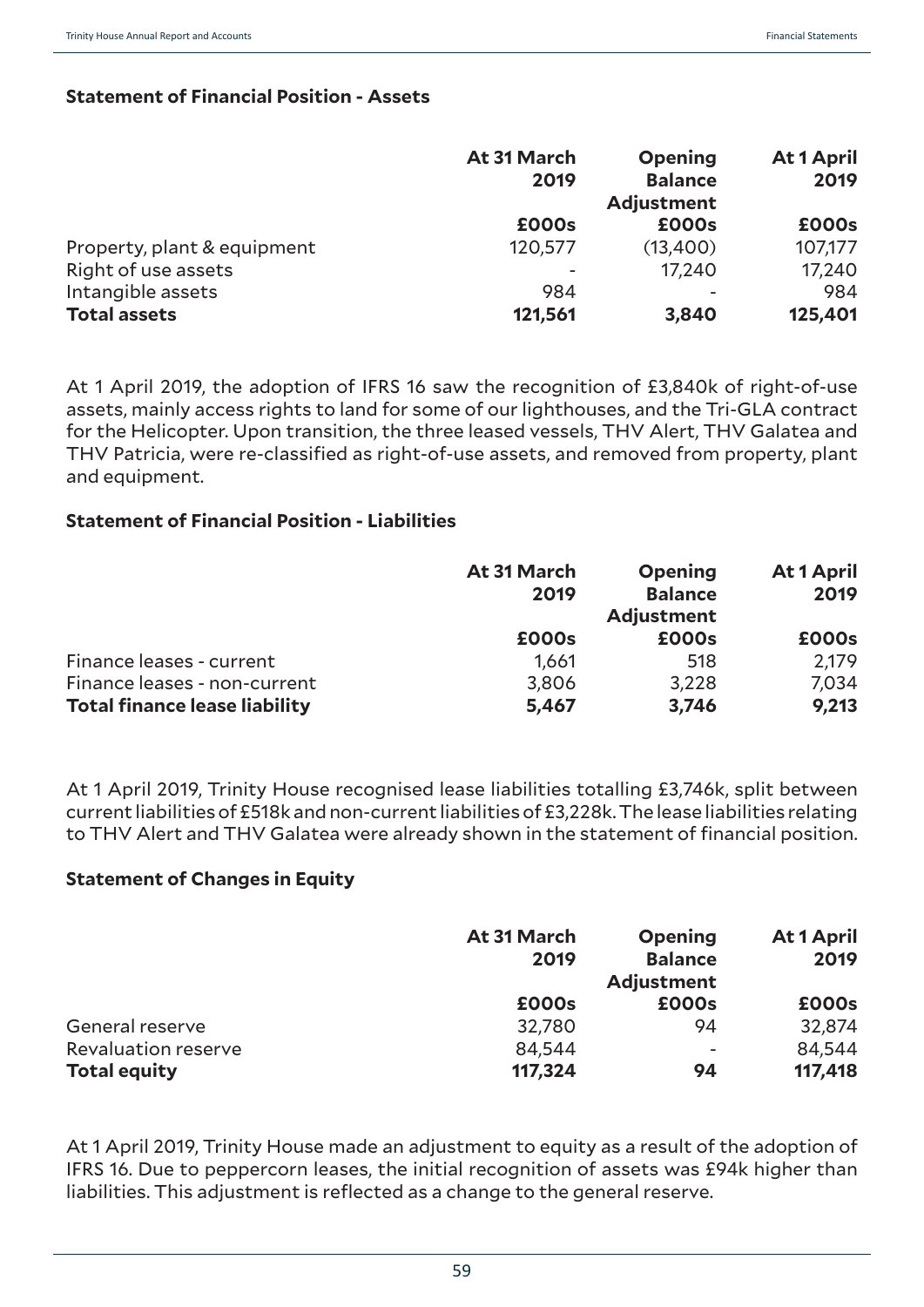**Statement of Financial Position - Assets**

| | At 31 March 2019 | Opening Balance Adjustment | At 1 April 2019 |
|---|---|---|---|
| | £000s | £000s | £000s |
| Property, plant & equipment | 120,577 | (13,400) | 107,177 |
| Right of use assets | - | 17,240 | 17,240 |
| Intangible assets | 984 | - | 984 |
| **Total assets** | **121,561** | **3,840** | **125,401** |

At 1 April 2019, the adoption of IFRS 16 saw the recognition of £3,840k of right-of-use assets, mainly access rights to land for some of our lighthouses, and the Tri-GLA contract for the Helicopter. Upon transition, the three leased vessels, THV Alert, THV Galatea and THV Patricia, were re-classified as right-of-use assets, and removed from property, plant and equipment.

**Statement of Financial Position - Liabilities**

| | At 31 March 2019 | Opening Balance Adjustment | At 1 April 2019 |
|---|---|---|---|
| | £000s | £000s | £000s |
| Finance leases - current | 1,661 | 518 | 2,179 |
| Finance leases - non-current | 3,806 | 3,228 | 7,034 |
| **Total finance lease liability** | **5,467** | **3,746** | **9,213** |

At 1 April 2019, Trinity House recognised lease liabilities totalling £3,746k, split between current liabilities of £518k and non-current liabilities of £3,228k. The lease liabilities relating to THV Alert and THV Galatea were already shown in the statement of financial position.

**Statement of Changes in Equity**

| | At 31 March 2019 | Opening Balance Adjustment | At 1 April 2019 |
|---|---|---|---|
| | £000s | £000s | £000s |
| General reserve | 32,780 | 94 | 32,874 |
| Revaluation reserve | 84,544 | - | 84,544 |
| **Total equity** | **117,324** | **94** | **117,418** |

At 1 April 2019, Trinity House made an adjustment to equity as a result of the adoption of IFRS 16. Due to peppercorn leases, the initial recognition of assets was £94k higher than liabilities. This adjustment is reflected as a change to the general reserve.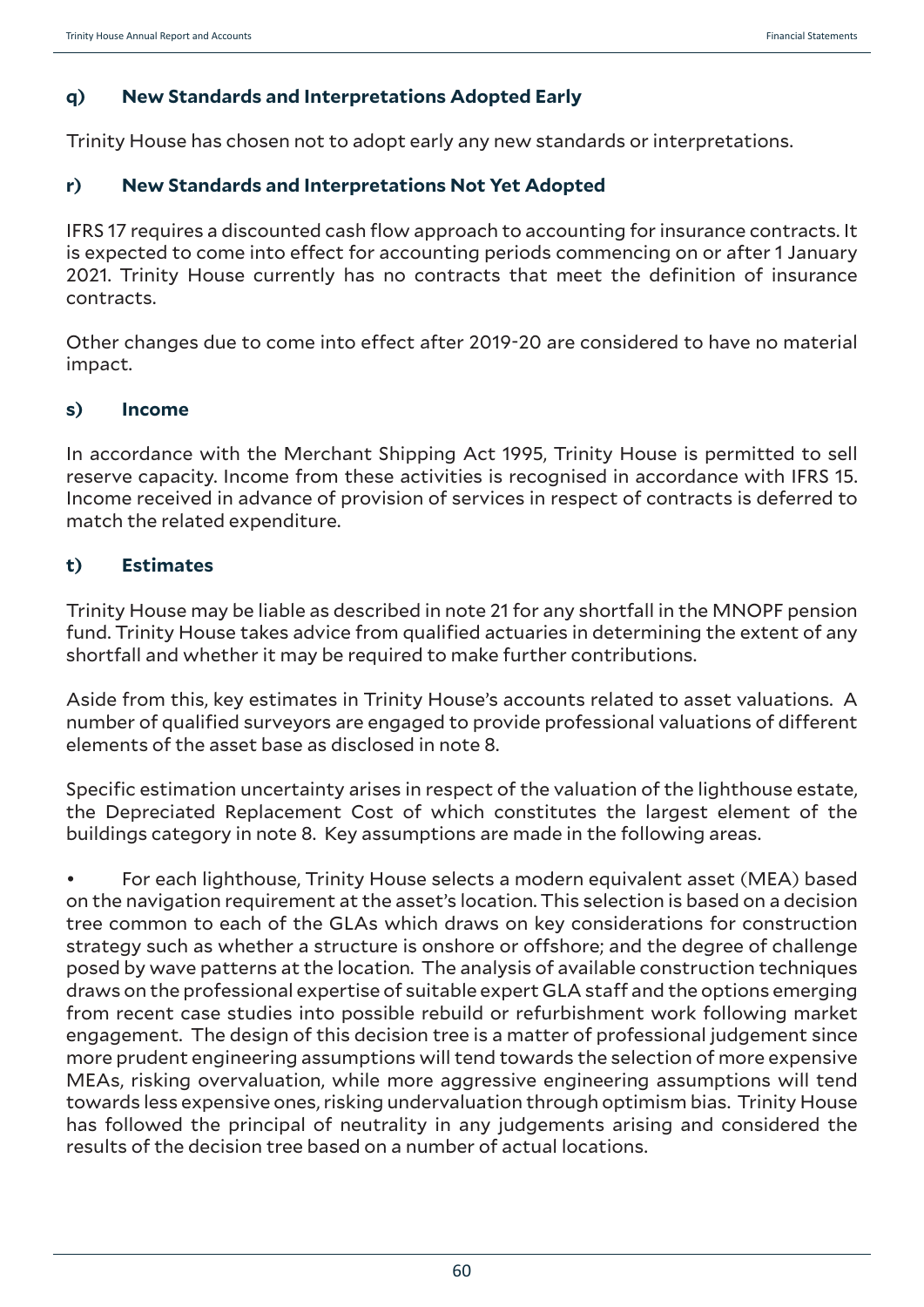### q) New Standards and Interpretations Adopted Early

Trinity House has chosen not to adopt early any new standards or interpretations.

### r) New Standards and Interpretations Not Yet Adopted

IFRS 17 requires a discounted cash flow approach to accounting for insurance contracts. It is expected to come into effect for accounting periods commencing on or after 1 January 2021. Trinity House currently has no contracts that meet the definition of insurance contracts.

Other changes due to come into effect after 2019-20 are considered to have no material impact.

### s) Income

In accordance with the Merchant Shipping Act 1995, Trinity House is permitted to sell reserve capacity. Income from these activities is recognised in accordance with IFRS 15. Income received in advance of provision of services in respect of contracts is deferred to match the related expenditure.

### t) Estimates

Trinity House may be liable as described in note 21 for any shortfall in the MNOPF pension fund. Trinity House takes advice from qualified actuaries in determining the extent of any shortfall and whether it may be required to make further contributions.

Aside from this, key estimates in Trinity House's accounts related to asset valuations. A number of qualified surveyors are engaged to provide professional valuations of different elements of the asset base as disclosed in note 8.

Specific estimation uncertainty arises in respect of the valuation of the lighthouse estate, the Depreciated Replacement Cost of which constitutes the largest element of the buildings category in note 8. Key assumptions are made in the following areas.

- For each lighthouse, Trinity House selects a modern equivalent asset (MEA) based on the navigation requirement at the asset's location. This selection is based on a decision tree common to each of the GLAs which draws on key considerations for construction strategy such as whether a structure is onshore or offshore; and the degree of challenge posed by wave patterns at the location. The analysis of available construction techniques draws on the professional expertise of suitable expert GLA staff and the options emerging from recent case studies into possible rebuild or refurbishment work following market engagement. The design of this decision tree is a matter of professional judgement since more prudent engineering assumptions will tend towards the selection of more expensive MEAs, risking overvaluation, while more aggressive engineering assumptions will tend towards less expensive ones, risking undervaluation through optimism bias. Trinity House has followed the principal of neutrality in any judgements arising and considered the results of the decision tree based on a number of actual locations.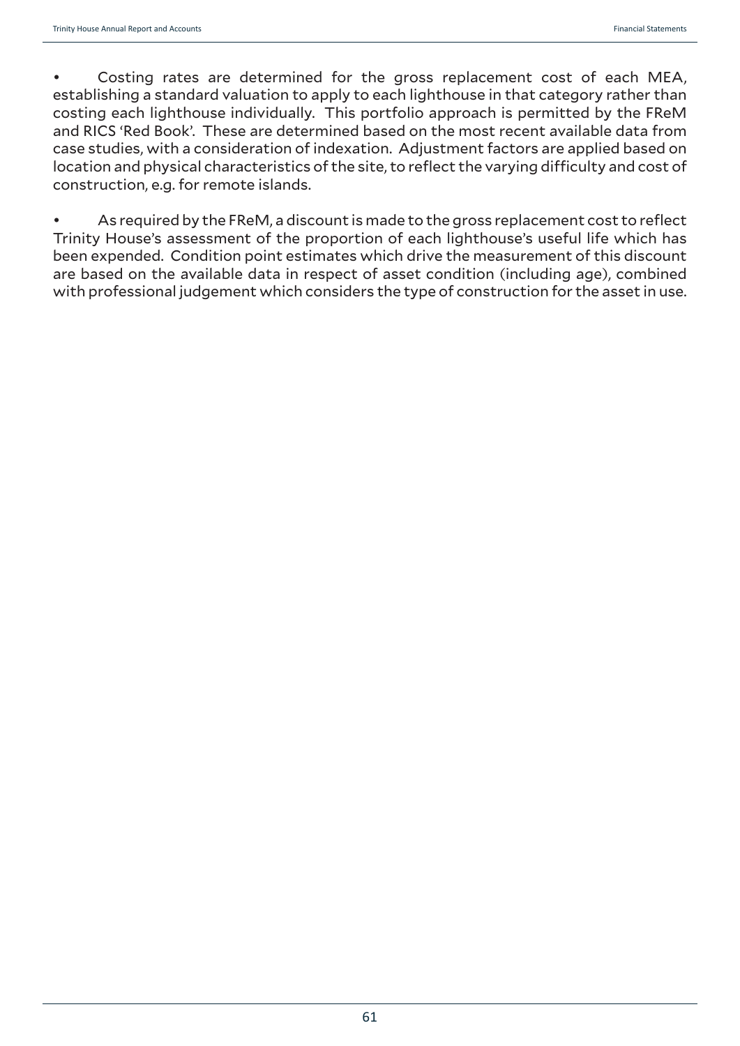- Costing rates are determined for the gross replacement cost of each MEA, establishing a standard valuation to apply to each lighthouse in that category rather than costing each lighthouse individually. This portfolio approach is permitted by the FReM and RICS 'Red Book'. These are determined based on the most recent available data from case studies, with a consideration of indexation. Adjustment factors are applied based on location and physical characteristics of the site, to reflect the varying difficulty and cost of construction, e.g. for remote islands.

- As required by the FReM, a discount is made to the gross replacement cost to reflect Trinity House's assessment of the proportion of each lighthouse's useful life which has been expended. Condition point estimates which drive the measurement of this discount are based on the available data in respect of asset condition (including age), combined with professional judgement which considers the type of construction for the asset in use.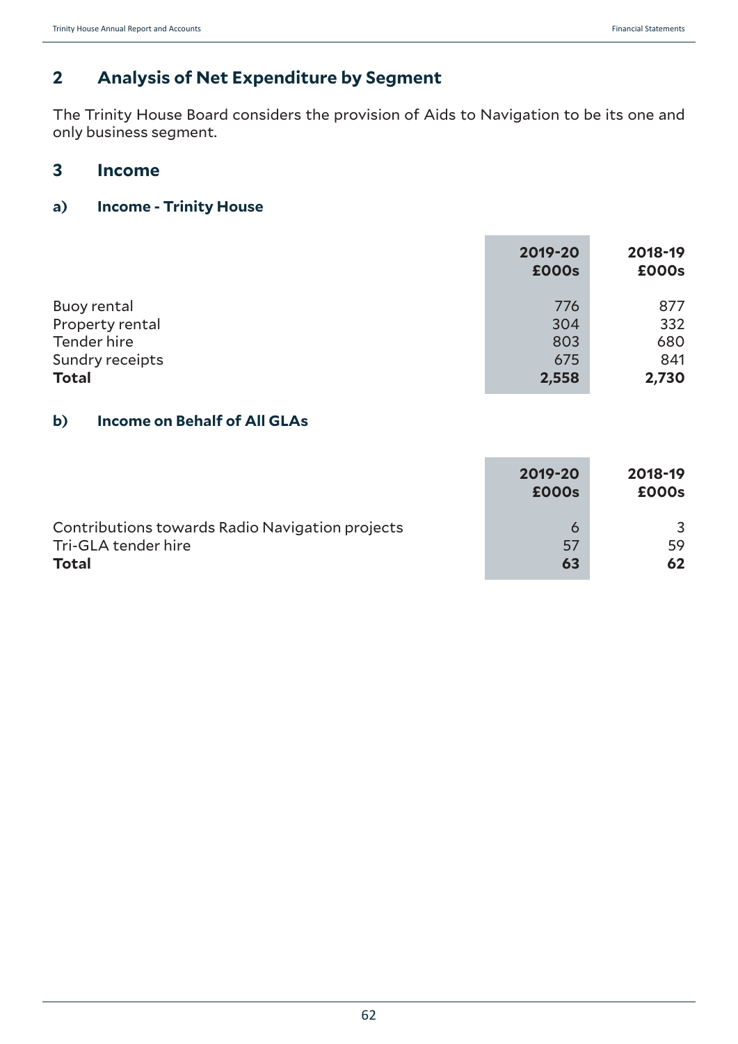## 2 Analysis of Net Expenditure by Segment

The Trinity House Board considers the provision of Aids to Navigation to be its one and only business segment.

## 3 Income

### a) Income - Trinity House

| | 2019-20 £000s | 2018-19 £000s |
|---|---|---|
| Buoy rental | 776 | 877 |
| Property rental | 304 | 332 |
| Tender hire | 803 | 680 |
| Sundry receipts | 675 | 841 |
| **Total** | **2,558** | **2,730** |

### b) Income on Behalf of All GLAs

| | 2019-20 £000s | 2018-19 £000s |
|---|---|---|
| Contributions towards Radio Navigation projects | 6 | 3 |
| Tri-GLA tender hire | 57 | 59 |
| **Total** | **63** | **62** |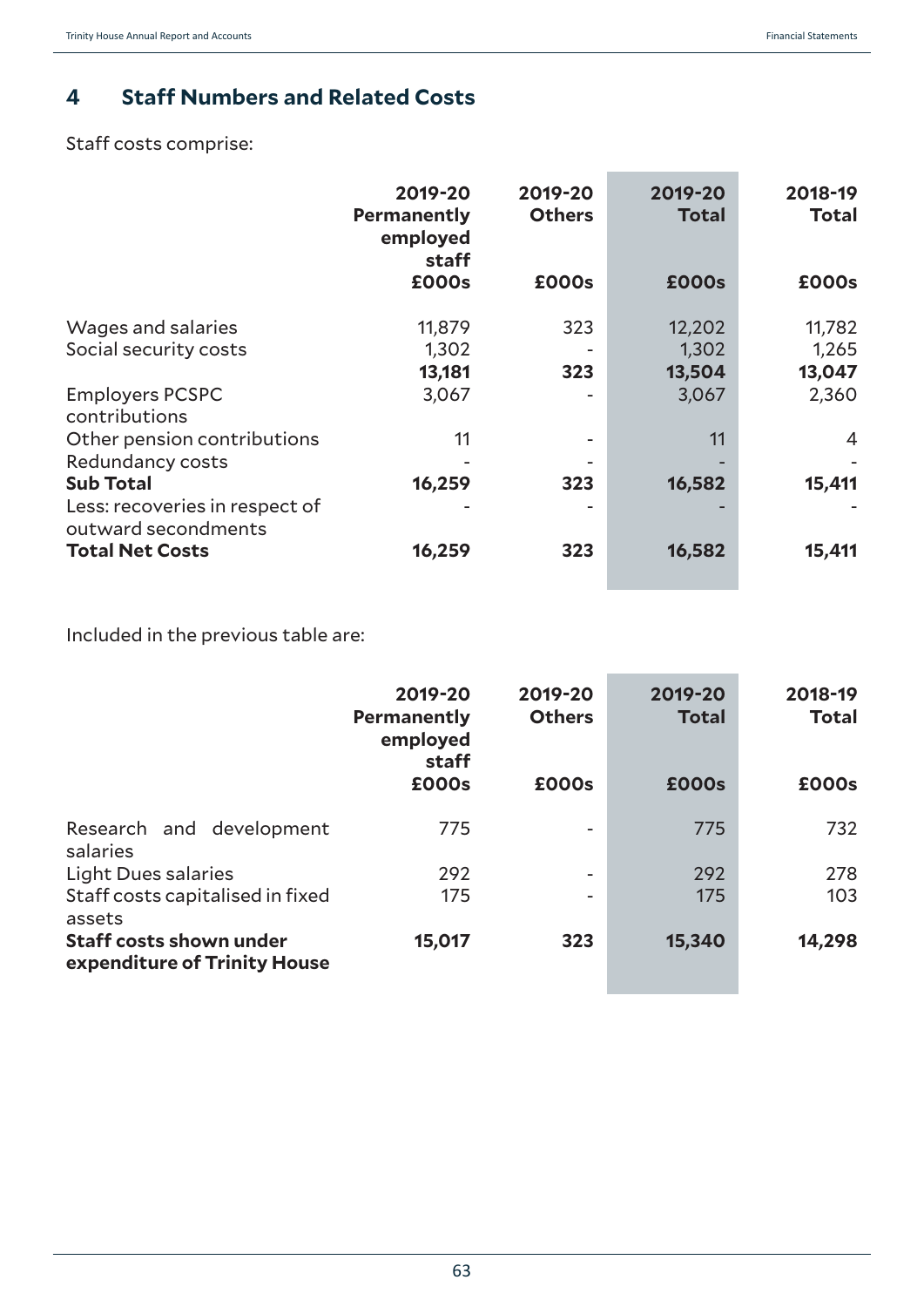## 4 Staff Numbers and Related Costs

Staff costs comprise:

| | 2019-20 Permanently employed staff £000s | 2019-20 Others £000s | 2019-20 Total £000s | 2018-19 Total £000s |
|---|---|---|---|---|
| Wages and salaries | 11,879 | 323 | 12,202 | 11,782 |
| Social security costs | 1,302 | - | 1,302 | 1,265 |
| | **13,181** | **323** | **13,504** | **13,047** |
| Employers PCSPC contributions | 3,067 | - | 3,067 | 2,360 |
| Other pension contributions | 11 | - | 11 | 4 |
| Redundancy costs | - | - | - | - |
| **Sub Total** | **16,259** | **323** | **16,582** | **15,411** |
| Less: recoveries in respect of outward secondments | - | - | - | - |
| **Total Net Costs** | **16,259** | **323** | **16,582** | **15,411** |

Included in the previous table are:

| | 2019-20 Permanently employed staff £000s | 2019-20 Others £000s | 2019-20 Total £000s | 2018-19 Total £000s |
|---|---|---|---|---|
| Research and development salaries | 775 | - | 775 | 732 |
| Light Dues salaries | 292 | - | 292 | 278 |
| Staff costs capitalised in fixed assets | 175 | - | 175 | 103 |
| **Staff costs shown under expenditure of Trinity House** | **15,017** | **323** | **15,340** | **14,298** |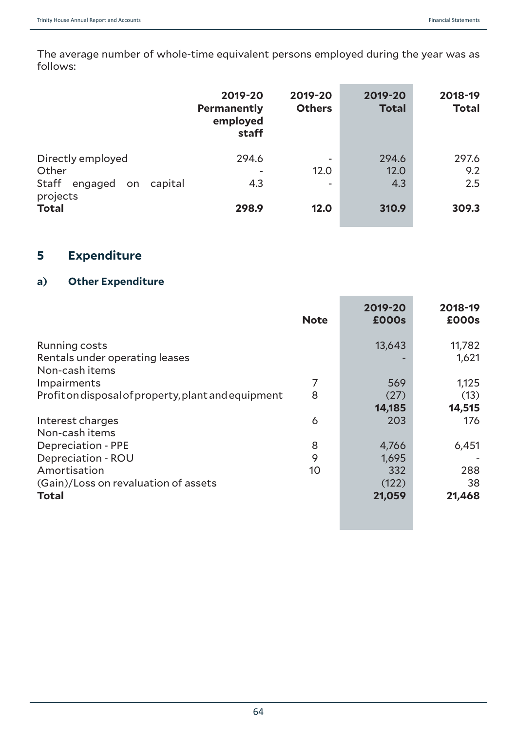The average number of whole-time equivalent persons employed during the year was as follows:

| | 2019-20 Permanently employed staff | 2019-20 Others | 2019-20 Total | 2018-19 Total |
|---|---|---|---|---|
| Directly employed | 294.6 | - | 294.6 | 297.6 |
| Other | - | 12.0 | 12.0 | 9.2 |
| Staff engaged on capital projects | 4.3 | - | 4.3 | 2.5 |
| **Total** | **298.9** | **12.0** | **310.9** | **309.3** |

## 5 Expenditure

### a) Other Expenditure

| | Note | 2019-20 £000s | 2018-19 £000s |
|---|---|---|---|
| Running costs | | 13,643 | 11,782 |
| Rentals under operating leases | | - | 1,621 |
| Non-cash items | | | |
| Impairments | 7 | 569 | 1,125 |
| Profit on disposal of property, plant and equipment | 8 | (27) | (13) |
| | | **14,185** | **14,515** |
| Interest charges | 6 | 203 | 176 |
| Non-cash items | | | |
| Depreciation - PPE | 8 | 4,766 | 6,451 |
| Depreciation - ROU | 9 | 1,695 | - |
| Amortisation | 10 | 332 | 288 |
| (Gain)/Loss on revaluation of assets | | (122) | 38 |
| **Total** | | **21,059** | **21,468** |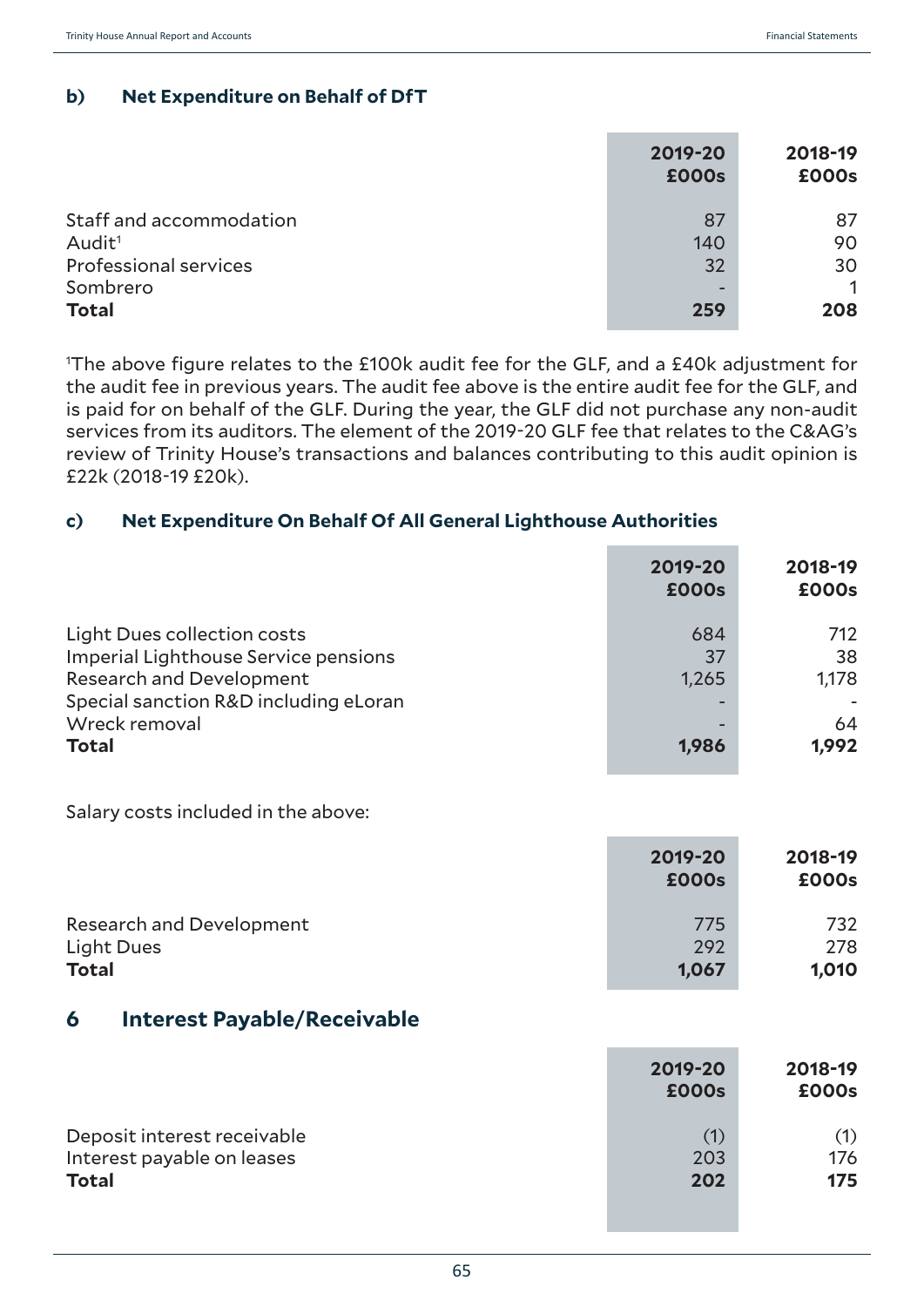### b) Net Expenditure on Behalf of DfT

| | 2019-20 £000s | 2018-19 £000s |
|---|---|---|
| Staff and accommodation | 87 | 87 |
| Audit[1] | 140 | 90 |
| Professional services | 32 | 30 |
| Sombrero | - | 1 |
| **Total** | **259** | **208** |

[1]The above figure relates to the £100k audit fee for the GLF, and a £40k adjustment for the audit fee in previous years. The audit fee above is the entire audit fee for the GLF, and is paid for on behalf of the GLF. During the year, the GLF did not purchase any non-audit services from its auditors. The element of the 2019-20 GLF fee that relates to the C&AG's review of Trinity House's transactions and balances contributing to this audit opinion is £22k (2018-19 £20k).

### c) Net Expenditure On Behalf Of All General Lighthouse Authorities

| | 2019-20 £000s | 2018-19 £000s |
|---|---|---|
| Light Dues collection costs | 684 | 712 |
| Imperial Lighthouse Service pensions | 37 | 38 |
| Research and Development | 1,265 | 1,178 |
| Special sanction R&D including eLoran | - | - |
| Wreck removal | - | 64 |
| **Total** | **1,986** | **1,992** |

Salary costs included in the above:

| | 2019-20 £000s | 2018-19 £000s |
|---|---|---|
| Research and Development | 775 | 732 |
| Light Dues | 292 | 278 |
| **Total** | **1,067** | **1,010** |

## 6 Interest Payable/Receivable

| | 2019-20 £000s | 2018-19 £000s |
|---|---|---|
| Deposit interest receivable | (1) | (1) |
| Interest payable on leases | 203 | 176 |
| **Total** | **202** | **175** |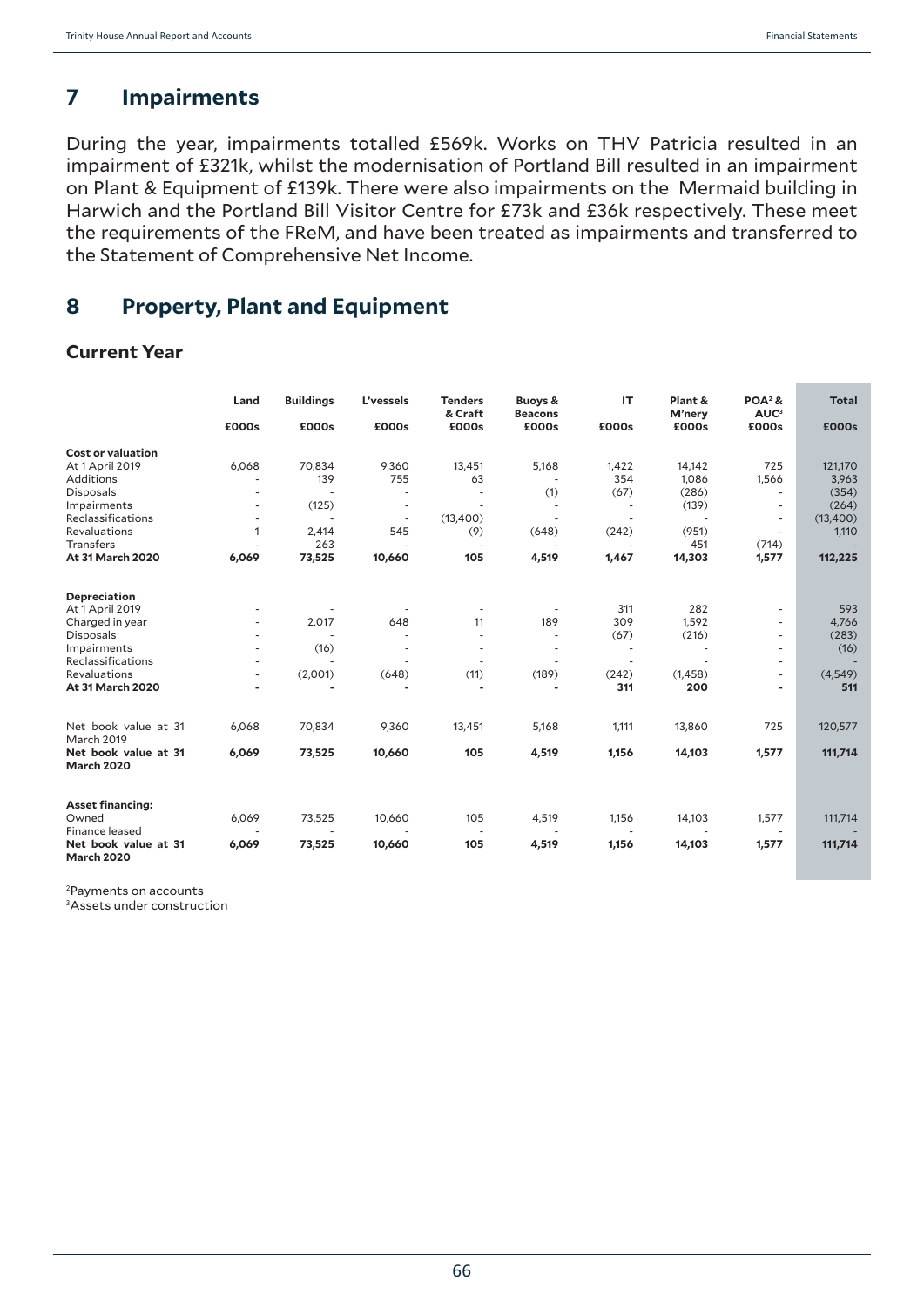## 7 Impairments

During the year, impairments totalled £569k. Works on THV Patricia resulted in an impairment of £321k, whilst the modernisation of Portland Bill resulted in an impairment on Plant & Equipment of £139k. There were also impairments on the Mermaid building in Harwich and the Portland Bill Visitor Centre for £73k and £36k respectively. These meet the requirements of the FReM, and have been treated as impairments and transferred to the Statement of Comprehensive Net Income.

## 8 Property, Plant and Equipment

### Current Year

| | Land | Buildings | L'vessels | Tenders & Craft | Buoys & Beacons | IT | Plant & M'nery | POA[2] & AUC[3] | Total |
|---|---|---|---|---|---|---|---|---|---|
| | £000s | £000s | £000s | £000s | £000s | £000s | £000s | £000s | £000s |
| **Cost or valuation** | | | | | | | | | |
| At 1 April 2019 | 6,068 | 70,834 | 9,360 | 13,451 | 5,168 | 1,422 | 14,142 | 725 | 121,170 |
| Additions | - | 139 | 755 | 63 | - | 354 | 1,086 | 1,566 | 3,963 |
| Disposals | - | - | - | - | (1) | (67) | (286) | - | (354) |
| Impairments | - | (125) | - | - | - | - | (139) | - | (264) |
| Reclassifications | - | - | - | (13,400) | - | - | - | - | (13,400) |
| Revaluations | 1 | 2,414 | 545 | (9) | (648) | (242) | (951) | - | 1,110 |
| Transfers | - | 263 | - | - | - | - | 451 | (714) | - |
| **At 31 March 2020** | **6,069** | **73,525** | **10,660** | **105** | **4,519** | **1,467** | **14,303** | **1,577** | **112,225** |
| **Depreciation** | | | | | | | | | |
| At 1 April 2019 | - | - | - | - | - | 311 | 282 | - | 593 |
| Charged in year | - | 2,017 | 648 | 11 | 189 | 309 | 1,592 | - | 4,766 |
| Disposals | - | - | - | - | - | (67) | (216) | - | (283) |
| Impairments | - | (16) | - | - | - | - | - | - | (16) |
| Reclassifications | - | - | - | - | - | - | - | - | - |
| Revaluations | - | (2,001) | (648) | (11) | (189) | (242) | (1,458) | - | (4,549) |
| **At 31 March 2020** | **-** | **-** | **-** | **-** | **-** | **311** | **200** | **-** | **511** |
| Net book value at 31 March 2019 | 6,068 | 70,834 | 9,360 | 13,451 | 5,168 | 1,111 | 13,860 | 725 | 120,577 |
| **Net book value at 31 March 2020** | **6,069** | **73,525** | **10,660** | **105** | **4,519** | **1,156** | **14,103** | **1,577** | **111,714** |
| **Asset financing:** | | | | | | | | | |
| Owned | 6,069 | 73,525 | 10,660 | 105 | 4,519 | 1,156 | 14,103 | 1,577 | 111,714 |
| Finance leased | - | - | - | - | - | - | - | - | - |
| **Net book value at 31 March 2020** | **6,069** | **73,525** | **10,660** | **105** | **4,519** | **1,156** | **14,103** | **1,577** | **111,714** |

[2]Payments on accounts
[3]Assets under construction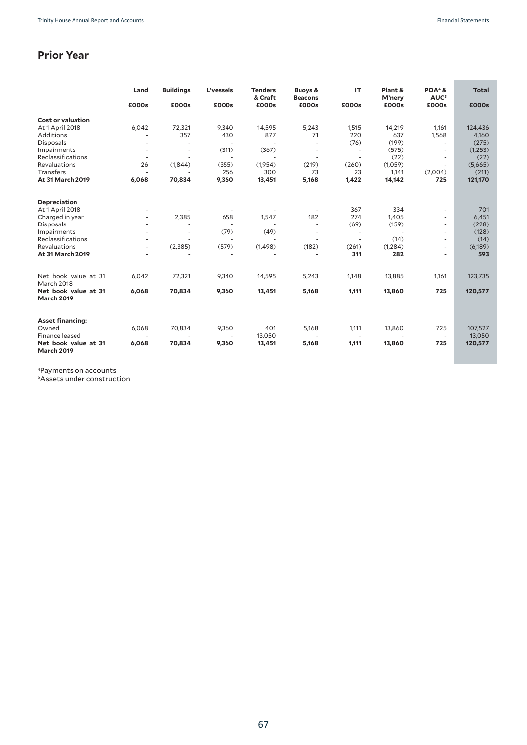## Prior Year

| | Land | Buildings | L'vessels | Tenders & Craft | Buoys & Beacons | IT | Plant & M'nery | POA[4] & AUC[5] | Total |
|---|---|---|---|---|---|---|---|---|---|
| | £000s | £000s | £000s | £000s | £000s | £000s | £000s | £000s | £000s |
| **Cost or valuation** | | | | | | | | | |
| At 1 April 2018 | 6,042 | 72,321 | 9,340 | 14,595 | 5,243 | 1,515 | 14,219 | 1,161 | 124,436 |
| Additions | - | 357 | 430 | 877 | 71 | 220 | 637 | 1,568 | 4,160 |
| Disposals | - | - | - | - | - | (76) | (199) | - | (275) |
| Impairments | - | - | (311) | (367) | - | - | (575) | - | (1,253) |
| Reclassifications | - | - | - | - | - | - | (22) | - | (22) |
| Revaluations | 26 | (1,844) | (355) | (1,954) | (219) | (260) | (1,059) | - | (5,665) |
| Transfers | - | - | 256 | 300 | 73 | 23 | 1,141 | (2,004) | (211) |
| **At 31 March 2019** | **6,068** | **70,834** | **9,360** | **13,451** | **5,168** | **1,422** | **14,142** | **725** | **121,170** |
| **Depreciation** | | | | | | | | | |
| At 1 April 2018 | - | - | - | - | - | 367 | 334 | - | 701 |
| Charged in year | - | 2,385 | 658 | 1,547 | 182 | 274 | 1,405 | - | 6,451 |
| Disposals | - | - | - | - | - | (69) | (159) | - | (228) |
| Impairments | - | - | (79) | (49) | - | - | - | - | (128) |
| Reclassifications | - | - | - | - | - | - | (14) | - | (14) |
| Revaluations | - | (2,385) | (579) | (1,498) | (182) | (261) | (1,284) | - | (6,189) |
| **At 31 March 2019** | **-** | **-** | **-** | **-** | **-** | **311** | **282** | **-** | **593** |
| Net book value at 31 March 2018 | 6,042 | 72,321 | 9,340 | 14,595 | 5,243 | 1,148 | 13,885 | 1,161 | 123,735 |
| **Net book value at 31 March 2019** | **6,068** | **70,834** | **9,360** | **13,451** | **5,168** | **1,111** | **13,860** | **725** | **120,577** |
| **Asset financing:** | | | | | | | | | |
| Owned | 6,068 | 70,834 | 9,360 | 401 | 5,168 | 1,111 | 13,860 | 725 | 107,527 |
| Finance leased | - | - | - | 13,050 | - | - | - | - | 13,050 |
| **Net book value at 31 March 2019** | **6,068** | **70,834** | **9,360** | **13,451** | **5,168** | **1,111** | **13,860** | **725** | **120,577** |

[4]Payments on accounts
[5]Assets under construction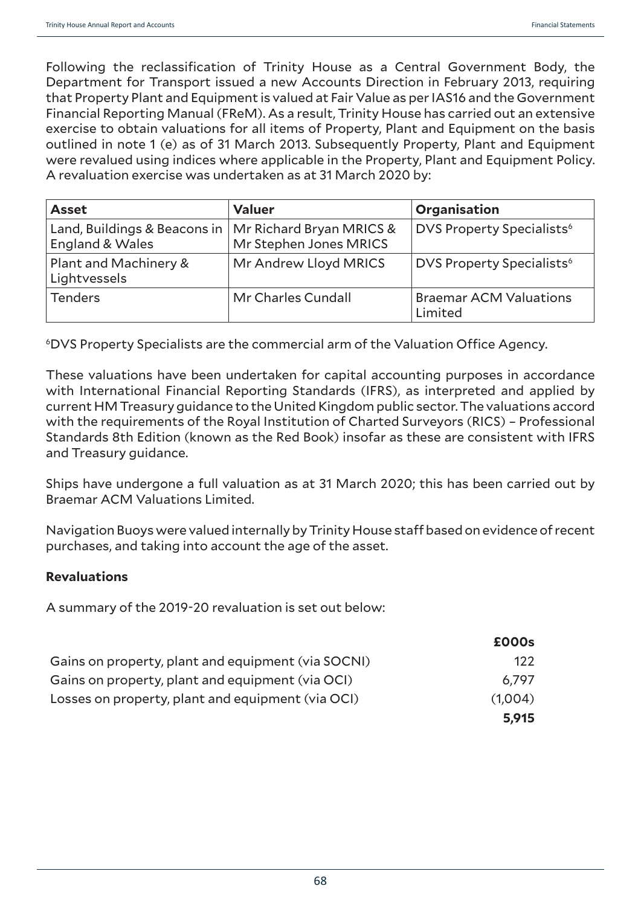Following the reclassification of Trinity House as a Central Government Body, the Department for Transport issued a new Accounts Direction in February 2013, requiring that Property Plant and Equipment is valued at Fair Value as per IAS16 and the Government Financial Reporting Manual (FReM). As a result, Trinity House has carried out an extensive exercise to obtain valuations for all items of Property, Plant and Equipment on the basis outlined in note 1 (e) as of 31 March 2013. Subsequently Property, Plant and Equipment were revalued using indices where applicable in the Property, Plant and Equipment Policy. A revaluation exercise was undertaken as at 31 March 2020 by:

| **Asset** | **Valuer** | **Organisation** |
|---|---|---|
| Land, Buildings & Beacons in England & Wales | Mr Richard Bryan MRICS & Mr Stephen Jones MRICS | DVS Property Specialists[6] |
| Plant and Machinery & Lightvessels | Mr Andrew Lloyd MRICS | DVS Property Specialists[6] |
| Tenders | Mr Charles Cundall | Braemar ACM Valuations Limited |

[6]DVS Property Specialists are the commercial arm of the Valuation Office Agency.

These valuations have been undertaken for capital accounting purposes in accordance with International Financial Reporting Standards (IFRS), as interpreted and applied by current HM Treasury guidance to the United Kingdom public sector. The valuations accord with the requirements of the Royal Institution of Charted Surveyors (RICS) – Professional Standards 8th Edition (known as the Red Book) insofar as these are consistent with IFRS and Treasury guidance.

Ships have undergone a full valuation as at 31 March 2020; this has been carried out by Braemar ACM Valuations Limited.

Navigation Buoys were valued internally by Trinity House staff based on evidence of recent purchases, and taking into account the age of the asset.

**Revaluations**

A summary of the 2019-20 revaluation is set out below:

| | **£000s** |
|---|---|
| Gains on property, plant and equipment (via SOCNI) | 122 |
| Gains on property, plant and equipment (via OCI) | 6,797 |
| Losses on property, plant and equipment (via OCI) | (1,004) |
| | **5,915** |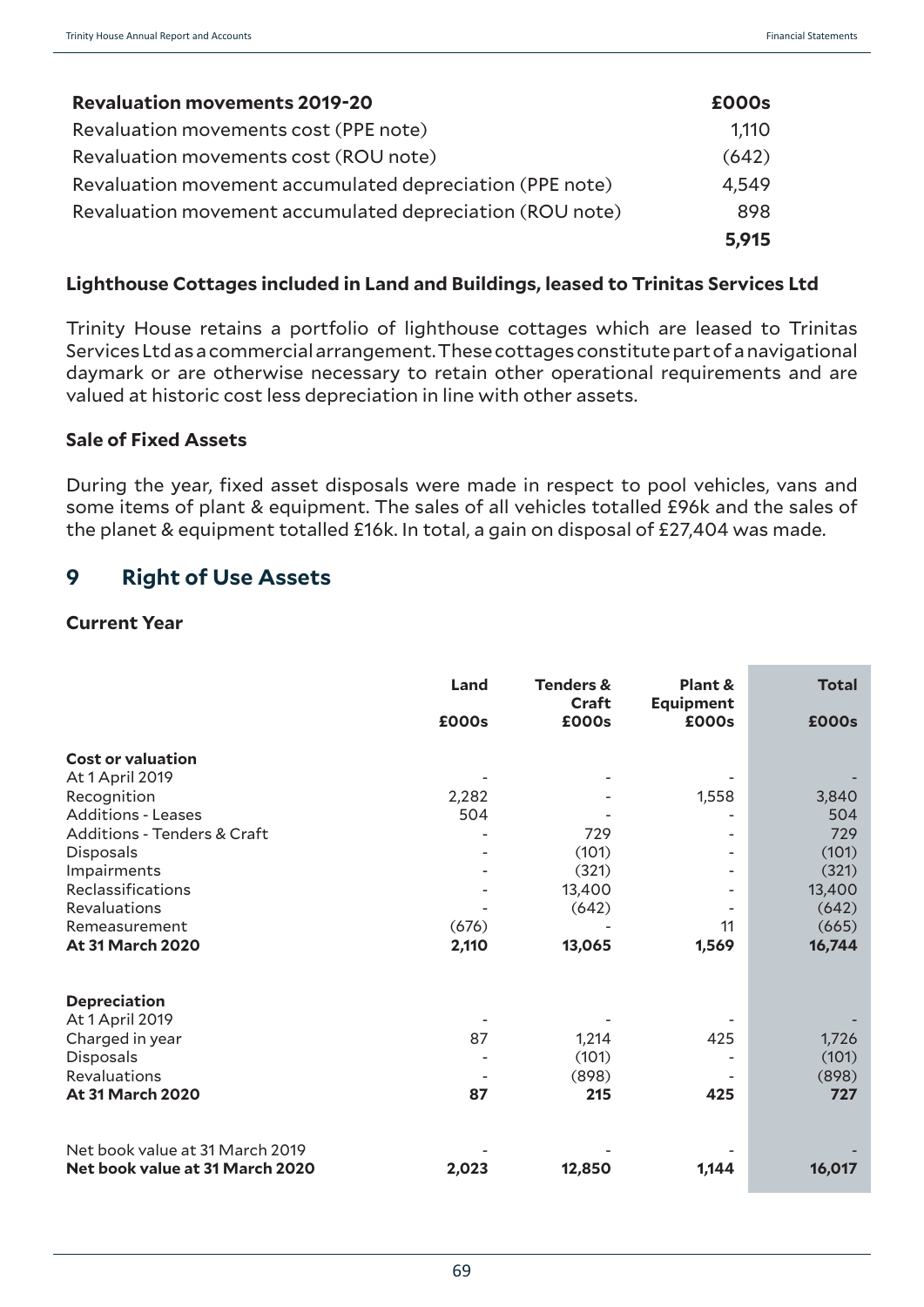| Revaluation movements 2019-20 | £000s |
|---|---|
| Revaluation movements cost (PPE note) | 1,110 |
| Revaluation movements cost (ROU note) | (642) |
| Revaluation movement accumulated depreciation (PPE note) | 4,549 |
| Revaluation movement accumulated depreciation (ROU note) | 898 |
| | **5,915** |

### Lighthouse Cottages included in Land and Buildings, leased to Trinitas Services Ltd

Trinity House retains a portfolio of lighthouse cottages which are leased to Trinitas Services Ltd as a commercial arrangement. These cottages constitute part of a navigational daymark or are otherwise necessary to retain other operational requirements and are valued at historic cost less depreciation in line with other assets.

### Sale of Fixed Assets

During the year, fixed asset disposals were made in respect to pool vehicles, vans and some items of plant & equipment. The sales of all vehicles totalled £96k and the sales of the planet & equipment totalled £16k. In total, a gain on disposal of £27,404 was made.

## 9 Right of Use Assets

### Current Year

| | Land | Tenders & Craft | Plant & Equipment | Total |
|---|---|---|---|---|
| | £000s | £000s | £000s | £000s |
| **Cost or valuation** | | | | |
| At 1 April 2019 | - | - | - | - |
| Recognition | 2,282 | - | 1,558 | 3,840 |
| Additions - Leases | 504 | - | - | 504 |
| Additions - Tenders & Craft | - | 729 | - | 729 |
| Disposals | - | (101) | - | (101) |
| Impairments | - | (321) | - | (321) |
| Reclassifications | - | 13,400 | - | 13,400 |
| Revaluations | - | (642) | - | (642) |
| Remeasurement | (676) | - | 11 | (665) |
| **At 31 March 2020** | **2,110** | **13,065** | **1,569** | **16,744** |
| | | | | |
| **Depreciation** | | | | |
| At 1 April 2019 | - | - | - | - |
| Charged in year | 87 | 1,214 | 425 | 1,726 |
| Disposals | - | (101) | - | (101) |
| Revaluations | - | (898) | - | (898) |
| **At 31 March 2020** | **87** | **215** | **425** | **727** |
| | | | | |
| Net book value at 31 March 2019 | - | - | - | - |
| **Net book value at 31 March 2020** | **2,023** | **12,850** | **1,144** | **16,017** |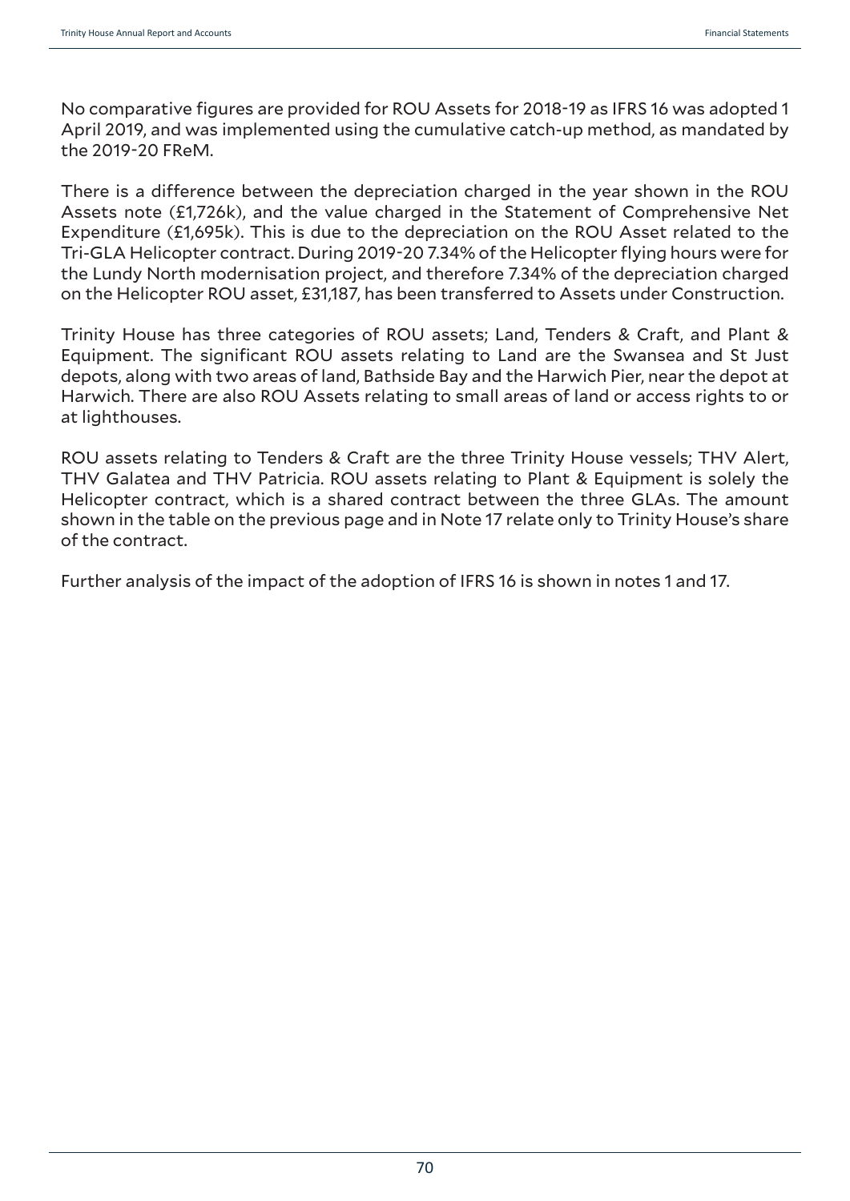No comparative figures are provided for ROU Assets for 2018-19 as IFRS 16 was adopted 1 April 2019, and was implemented using the cumulative catch-up method, as mandated by the 2019-20 FReM.

There is a difference between the depreciation charged in the year shown in the ROU Assets note (£1,726k), and the value charged in the Statement of Comprehensive Net Expenditure (£1,695k). This is due to the depreciation on the ROU Asset related to the Tri-GLA Helicopter contract. During 2019-20 7.34% of the Helicopter flying hours were for the Lundy North modernisation project, and therefore 7.34% of the depreciation charged on the Helicopter ROU asset, £31,187, has been transferred to Assets under Construction.

Trinity House has three categories of ROU assets; Land, Tenders & Craft, and Plant & Equipment. The significant ROU assets relating to Land are the Swansea and St Just depots, along with two areas of land, Bathside Bay and the Harwich Pier, near the depot at Harwich. There are also ROU Assets relating to small areas of land or access rights to or at lighthouses.

ROU assets relating to Tenders & Craft are the three Trinity House vessels; THV Alert, THV Galatea and THV Patricia. ROU assets relating to Plant & Equipment is solely the Helicopter contract, which is a shared contract between the three GLAs. The amount shown in the table on the previous page and in Note 17 relate only to Trinity House's share of the contract.

Further analysis of the impact of the adoption of IFRS 16 is shown in notes 1 and 17.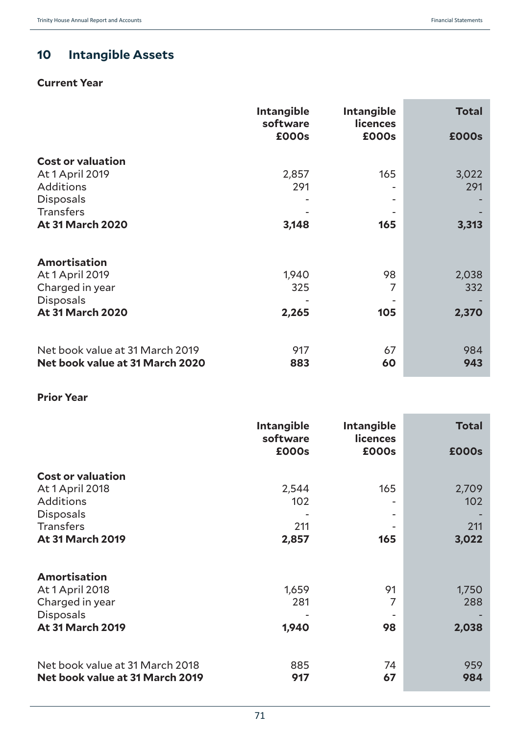## 10 Intangible Assets

### Current Year

| | Intangible software £000s | Intangible licences £000s | Total £000s |
|---|---|---|---|
| **Cost or valuation** | | | |
| At 1 April 2019 | 2,857 | 165 | 3,022 |
| Additions | 291 | - | 291 |
| Disposals | - | - | - |
| Transfers | - | - | - |
| **At 31 March 2020** | **3,148** | **165** | **3,313** |
| | | | |
| **Amortisation** | | | |
| At 1 April 2019 | 1,940 | 98 | 2,038 |
| Charged in year | 325 | 7 | 332 |
| Disposals | - | - | - |
| **At 31 March 2020** | **2,265** | **105** | **2,370** |
| | | | |
| Net book value at 31 March 2019 | 917 | 67 | 984 |
| **Net book value at 31 March 2020** | **883** | **60** | **943** |

### Prior Year

| | Intangible software £000s | Intangible licences £000s | Total £000s |
|---|---|---|---|
| **Cost or valuation** | | | |
| At 1 April 2018 | 2,544 | 165 | 2,709 |
| Additions | 102 | - | 102 |
| Disposals | - | - | - |
| Transfers | 211 | - | 211 |
| **At 31 March 2019** | **2,857** | **165** | **3,022** |
| | | | |
| **Amortisation** | | | |
| At 1 April 2018 | 1,659 | 91 | 1,750 |
| Charged in year | 281 | 7 | 288 |
| Disposals | - | - | - |
| **At 31 March 2019** | **1,940** | **98** | **2,038** |
| | | | |
| Net book value at 31 March 2018 | 885 | 74 | 959 |
| **Net book value at 31 March 2019** | **917** | **67** | **984** |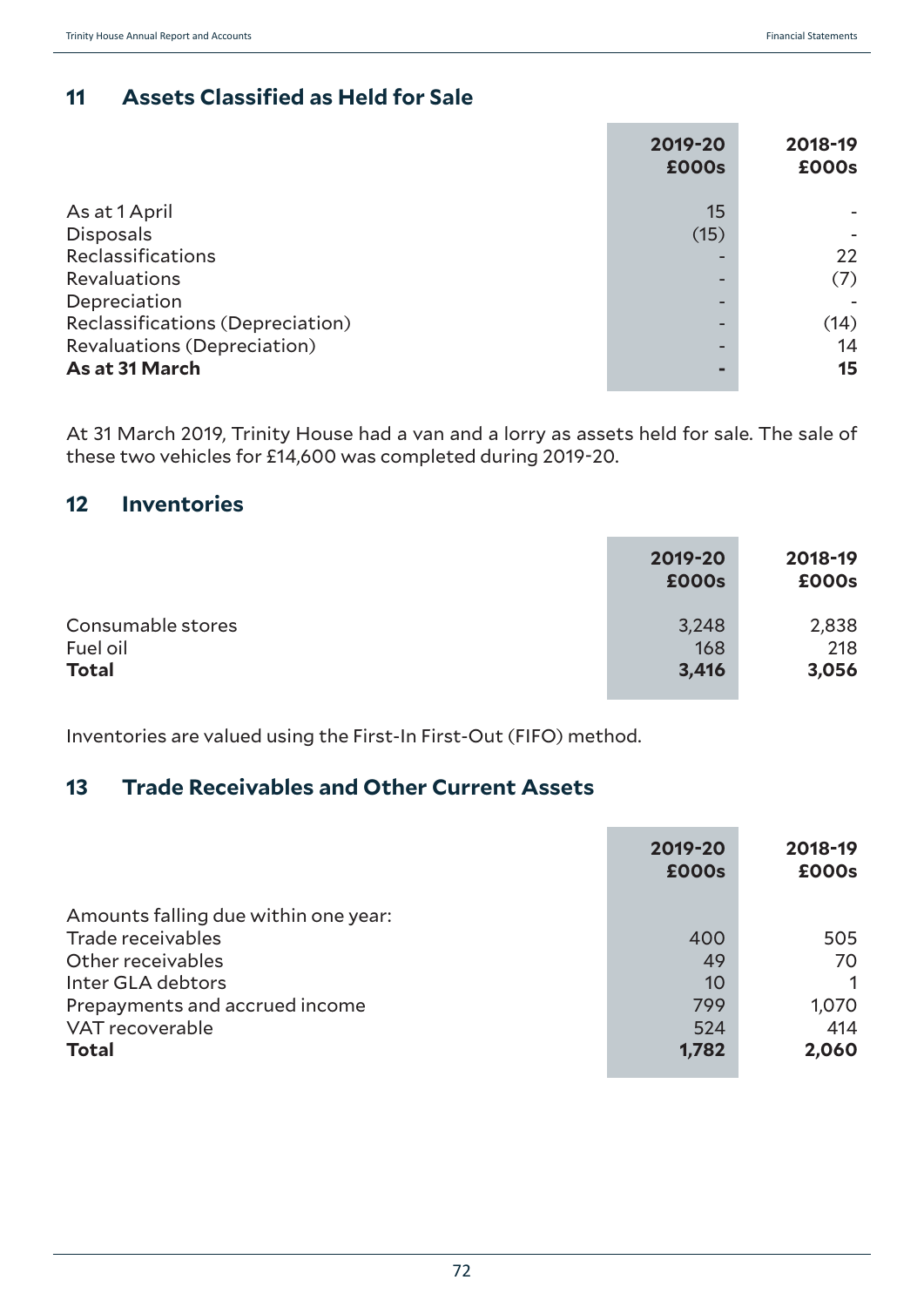## 11 Assets Classified as Held for Sale

| | 2019-20 £000s | 2018-19 £000s |
|---|---|---|
| As at 1 April | 15 | - |
| Disposals | (15) | - |
| Reclassifications | - | 22 |
| Revaluations | - | (7) |
| Depreciation | - | - |
| Reclassifications (Depreciation) | - | (14) |
| Revaluations (Depreciation) | - | 14 |
| **As at 31 March** | **-** | **15** |

At 31 March 2019, Trinity House had a van and a lorry as assets held for sale. The sale of these two vehicles for £14,600 was completed during 2019-20.

## 12 Inventories

| | 2019-20 £000s | 2018-19 £000s |
|---|---|---|
| Consumable stores | 3,248 | 2,838 |
| Fuel oil | 168 | 218 |
| **Total** | **3,416** | **3,056** |

Inventories are valued using the First-In First-Out (FIFO) method.

## 13 Trade Receivables and Other Current Assets

| | 2019-20 £000s | 2018-19 £000s |
|---|---|---|
| Amounts falling due within one year: | | |
| Trade receivables | 400 | 505 |
| Other receivables | 49 | 70 |
| Inter GLA debtors | 10 | 1 |
| Prepayments and accrued income | 799 | 1,070 |
| VAT recoverable | 524 | 414 |
| **Total** | **1,782** | **2,060** |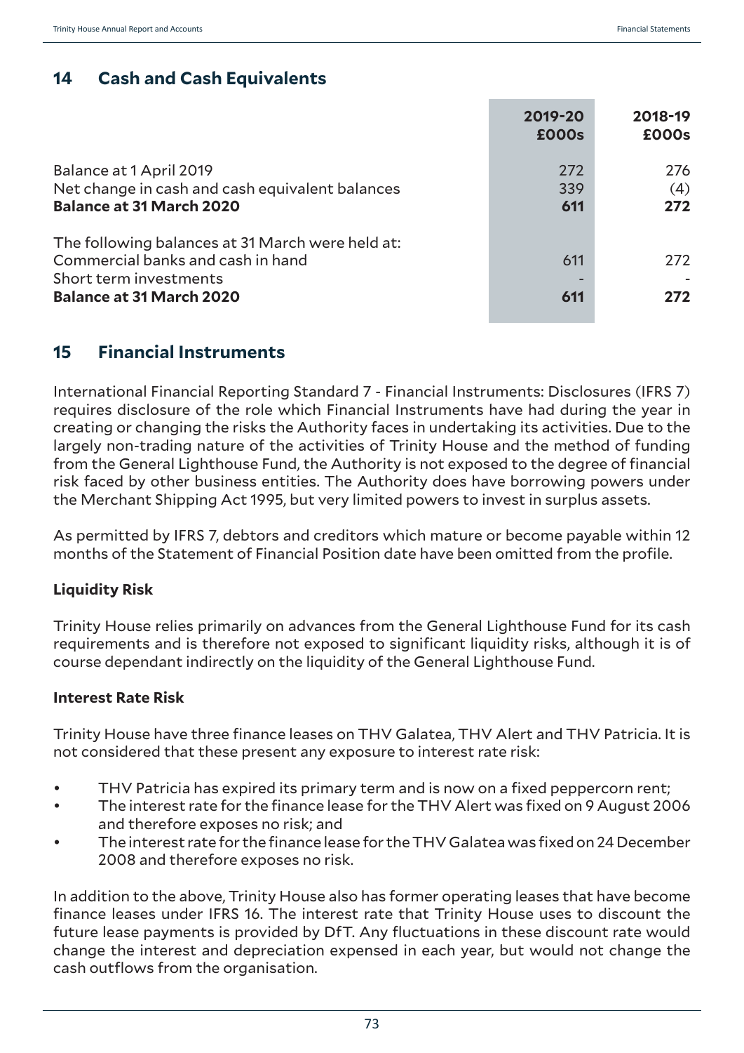## 14 Cash and Cash Equivalents

| | 2019-20 £000s | 2018-19 £000s |
|---|---|---|
| Balance at 1 April 2019 | 272 | 276 |
| Net change in cash and cash equivalent balances | 339 | (4) |
| **Balance at 31 March 2020** | **611** | **272** |
| | | |
| The following balances at 31 March were held at: | | |
| Commercial banks and cash in hand | 611 | 272 |
| Short term investments | - | - |
| **Balance at 31 March 2020** | **611** | **272** |

## 15 Financial Instruments

International Financial Reporting Standard 7 - Financial Instruments: Disclosures (IFRS 7) requires disclosure of the role which Financial Instruments have had during the year in creating or changing the risks the Authority faces in undertaking its activities. Due to the largely non-trading nature of the activities of Trinity House and the method of funding from the General Lighthouse Fund, the Authority is not exposed to the degree of financial risk faced by other business entities. The Authority does have borrowing powers under the Merchant Shipping Act 1995, but very limited powers to invest in surplus assets.

As permitted by IFRS 7, debtors and creditors which mature or become payable within 12 months of the Statement of Financial Position date have been omitted from the profile.

**Liquidity Risk**

Trinity House relies primarily on advances from the General Lighthouse Fund for its cash requirements and is therefore not exposed to significant liquidity risks, although it is of course dependant indirectly on the liquidity of the General Lighthouse Fund.

**Interest Rate Risk**

Trinity House have three finance leases on THV Galatea, THV Alert and THV Patricia. It is not considered that these present any exposure to interest rate risk:

- THV Patricia has expired its primary term and is now on a fixed peppercorn rent;
- The interest rate for the finance lease for the THV Alert was fixed on 9 August 2006 and therefore exposes no risk; and
- The interest rate for the finance lease for the THV Galatea was fixed on 24 December 2008 and therefore exposes no risk.

In addition to the above, Trinity House also has former operating leases that have become finance leases under IFRS 16. The interest rate that Trinity House uses to discount the future lease payments is provided by DfT. Any fluctuations in these discount rate would change the interest and depreciation expensed in each year, but would not change the cash outflows from the organisation.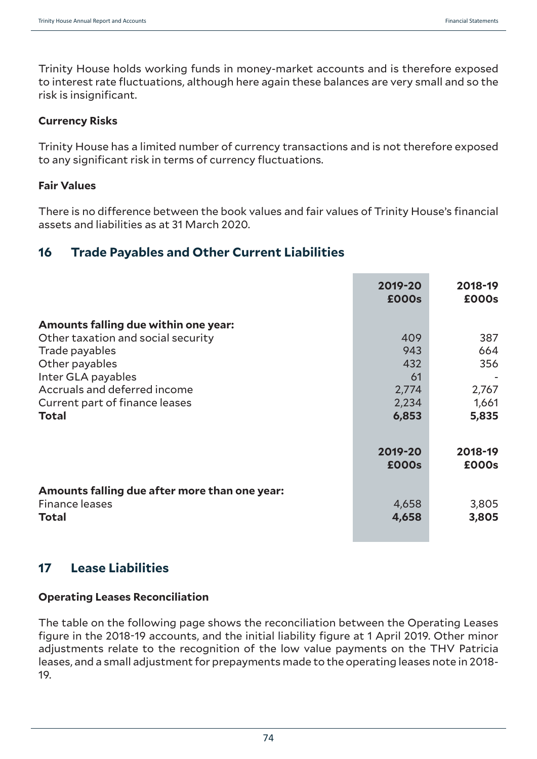Trinity House holds working funds in money-market accounts and is therefore exposed to interest rate fluctuations, although here again these balances are very small and so the risk is insignificant.

**Currency Risks**

Trinity House has a limited number of currency transactions and is not therefore exposed to any significant risk in terms of currency fluctuations.

**Fair Values**

There is no difference between the book values and fair values of Trinity House's financial assets and liabilities as at 31 March 2020.

## 16 Trade Payables and Other Current Liabilities

| | 2019-20 £000s | 2018-19 £000s |
|---|---|---|
| **Amounts falling due within one year:** | | |
| Other taxation and social security | 409 | 387 |
| Trade payables | 943 | 664 |
| Other payables | 432 | 356 |
| Inter GLA payables | 61 | - |
| Accruals and deferred income | 2,774 | 2,767 |
| Current part of finance leases | 2,234 | 1,661 |
| **Total** | **6,853** | **5,835** |

| | 2019-20 £000s | 2018-19 £000s |
|---|---|---|
| **Amounts falling due after more than one year:** | | |
| Finance leases | 4,658 | 3,805 |
| **Total** | **4,658** | **3,805** |

## 17 Lease Liabilities

**Operating Leases Reconciliation**

The table on the following page shows the reconciliation between the Operating Leases figure in the 2018-19 accounts, and the initial liability figure at 1 April 2019. Other minor adjustments relate to the recognition of the low value payments on the THV Patricia leases, and a small adjustment for prepayments made to the operating leases note in 2018-19.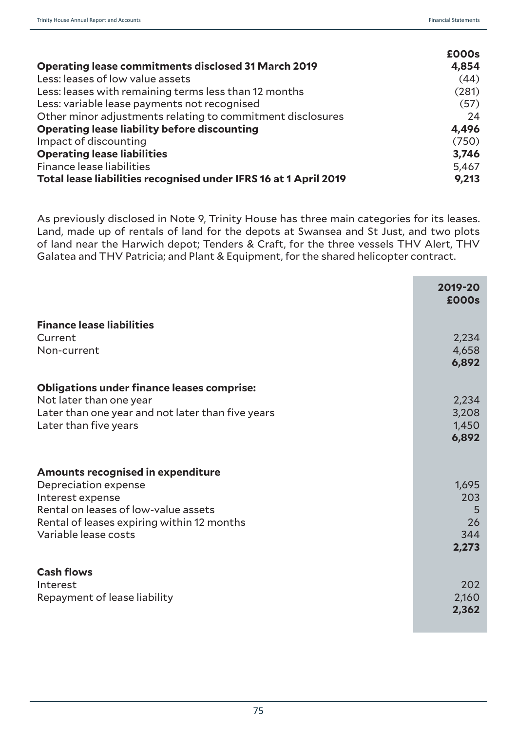| | £000s |
|---|---|
| **Operating lease commitments disclosed 31 March 2019** | **4,854** |
| Less: leases of low value assets | (44) |
| Less: leases with remaining terms less than 12 months | (281) |
| Less: variable lease payments not recognised | (57) |
| Other minor adjustments relating to commitment disclosures | 24 |
| **Operating lease liability before discounting** | **4,496** |
| Impact of discounting | (750) |
| **Operating lease liabilities** | **3,746** |
| Finance lease liabilities | 5,467 |
| **Total lease liabilities recognised under IFRS 16 at 1 April 2019** | **9,213** |

As previously disclosed in Note 9, Trinity House has three main categories for its leases. Land, made up of rentals of land for the depots at Swansea and St Just, and two plots of land near the Harwich depot; Tenders & Craft, for the three vessels THV Alert, THV Galatea and THV Patricia; and Plant & Equipment, for the shared helicopter contract.

| | 2019-20 £000s |
|---|---|
| **Finance lease liabilities** | |
| Current | 2,234 |
| Non-current | 4,658 |
| | **6,892** |
| **Obligations under finance leases comprise:** | |
| Not later than one year | 2,234 |
| Later than one year and not later than five years | 3,208 |
| Later than five years | 1,450 |
| | **6,892** |
| **Amounts recognised in expenditure** | |
| Depreciation expense | 1,695 |
| Interest expense | 203 |
| Rental on leases of low-value assets | 5 |
| Rental of leases expiring within 12 months | 26 |
| Variable lease costs | 344 |
| | **2,273** |
| **Cash flows** | |
| Interest | 202 |
| Repayment of lease liability | 2,160 |
| | **2,362** |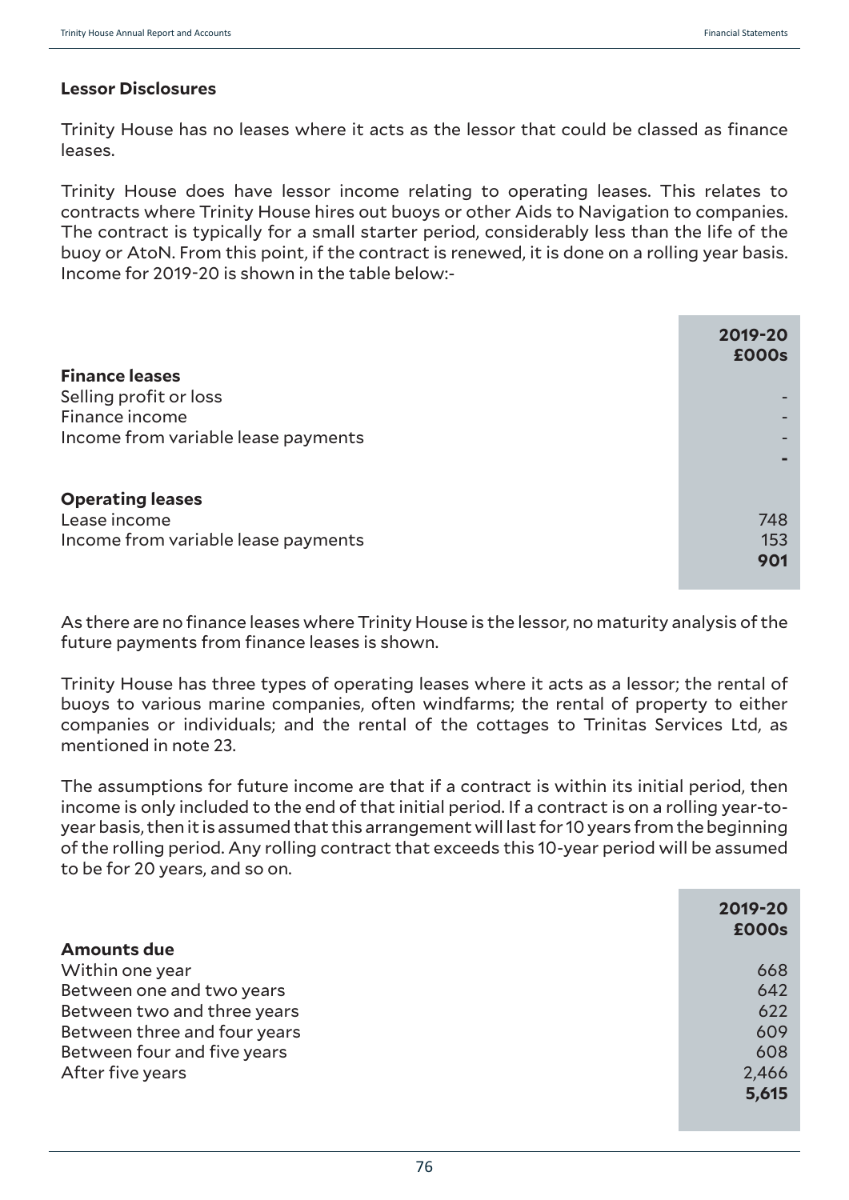### Lessor Disclosures

Trinity House has no leases where it acts as the lessor that could be classed as finance leases.

Trinity House does have lessor income relating to operating leases. This relates to contracts where Trinity House hires out buoys or other Aids to Navigation to companies. The contract is typically for a small starter period, considerably less than the life of the buoy or AtoN. From this point, if the contract is renewed, it is done on a rolling year basis. Income for 2019-20 is shown in the table below:-

| | 2019-20 £000s |
|---|---|
| **Finance leases** | |
| Selling profit or loss | - |
| Finance income | - |
| Income from variable lease payments | - |
| | **-** |
| **Operating leases** | |
| Lease income | 748 |
| Income from variable lease payments | 153 |
| | **901** |

As there are no finance leases where Trinity House is the lessor, no maturity analysis of the future payments from finance leases is shown.

Trinity House has three types of operating leases where it acts as a lessor; the rental of buoys to various marine companies, often windfarms; the rental of property to either companies or individuals; and the rental of the cottages to Trinitas Services Ltd, as mentioned in note 23.

The assumptions for future income are that if a contract is within its initial period, then income is only included to the end of that initial period. If a contract is on a rolling year-to-year basis, then it is assumed that this arrangement will last for 10 years from the beginning of the rolling period. Any rolling contract that exceeds this 10-year period will be assumed to be for 20 years, and so on.

| | 2019-20 £000s |
|---|---|
| **Amounts due** | |
| Within one year | 668 |
| Between one and two years | 642 |
| Between two and three years | 622 |
| Between three and four years | 609 |
| Between four and five years | 608 |
| After five years | 2,466 |
| | **5,615** |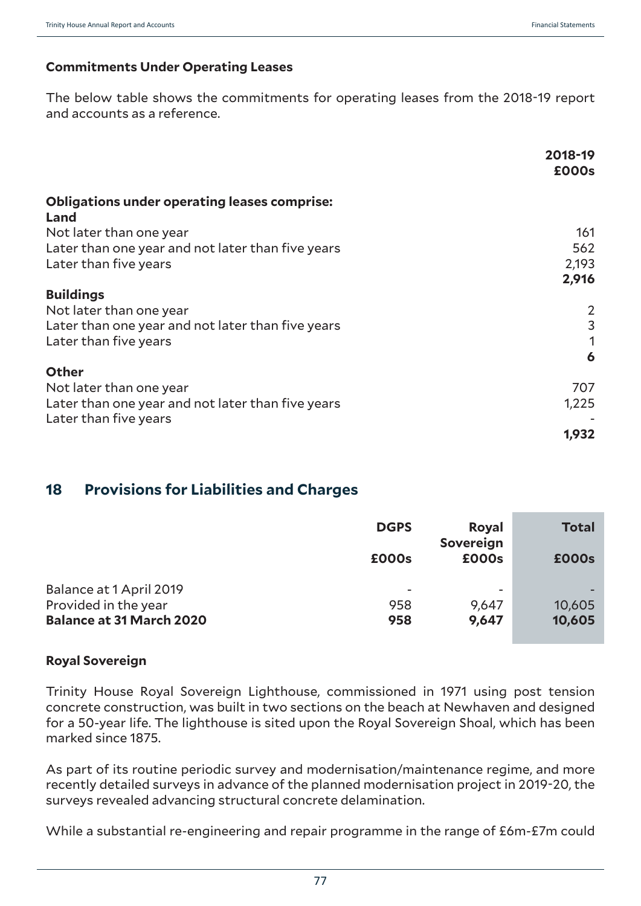### Commitments Under Operating Leases

The below table shows the commitments for operating leases from the 2018-19 report and accounts as a reference.

| | 2018-19 £000s |
|---|---|
| **Obligations under operating leases comprise:** | |
| **Land** | |
| Not later than one year | 161 |
| Later than one year and not later than five years | 562 |
| Later than five years | 2,193 |
| | **2,916** |
| **Buildings** | |
| Not later than one year | 2 |
| Later than one year and not later than five years | 3 |
| Later than five years | 1 |
| | **6** |
| **Other** | |
| Not later than one year | 707 |
| Later than one year and not later than five years | 1,225 |
| Later than five years | - |
| | **1,932** |

## 18 Provisions for Liabilities and Charges

| | DGPS £000s | Royal Sovereign £000s | Total £000s |
|---|---|---|---|
| Balance at 1 April 2019 | - | - | - |
| Provided in the year | 958 | 9,647 | 10,605 |
| **Balance at 31 March 2020** | **958** | **9,647** | **10,605** |

### Royal Sovereign

Trinity House Royal Sovereign Lighthouse, commissioned in 1971 using post tension concrete construction, was built in two sections on the beach at Newhaven and designed for a 50-year life. The lighthouse is sited upon the Royal Sovereign Shoal, which has been marked since 1875.

As part of its routine periodic survey and modernisation/maintenance regime, and more recently detailed surveys in advance of the planned modernisation project in 2019-20, the surveys revealed advancing structural concrete delamination.

While a substantial re-engineering and repair programme in the range of £6m-£7m could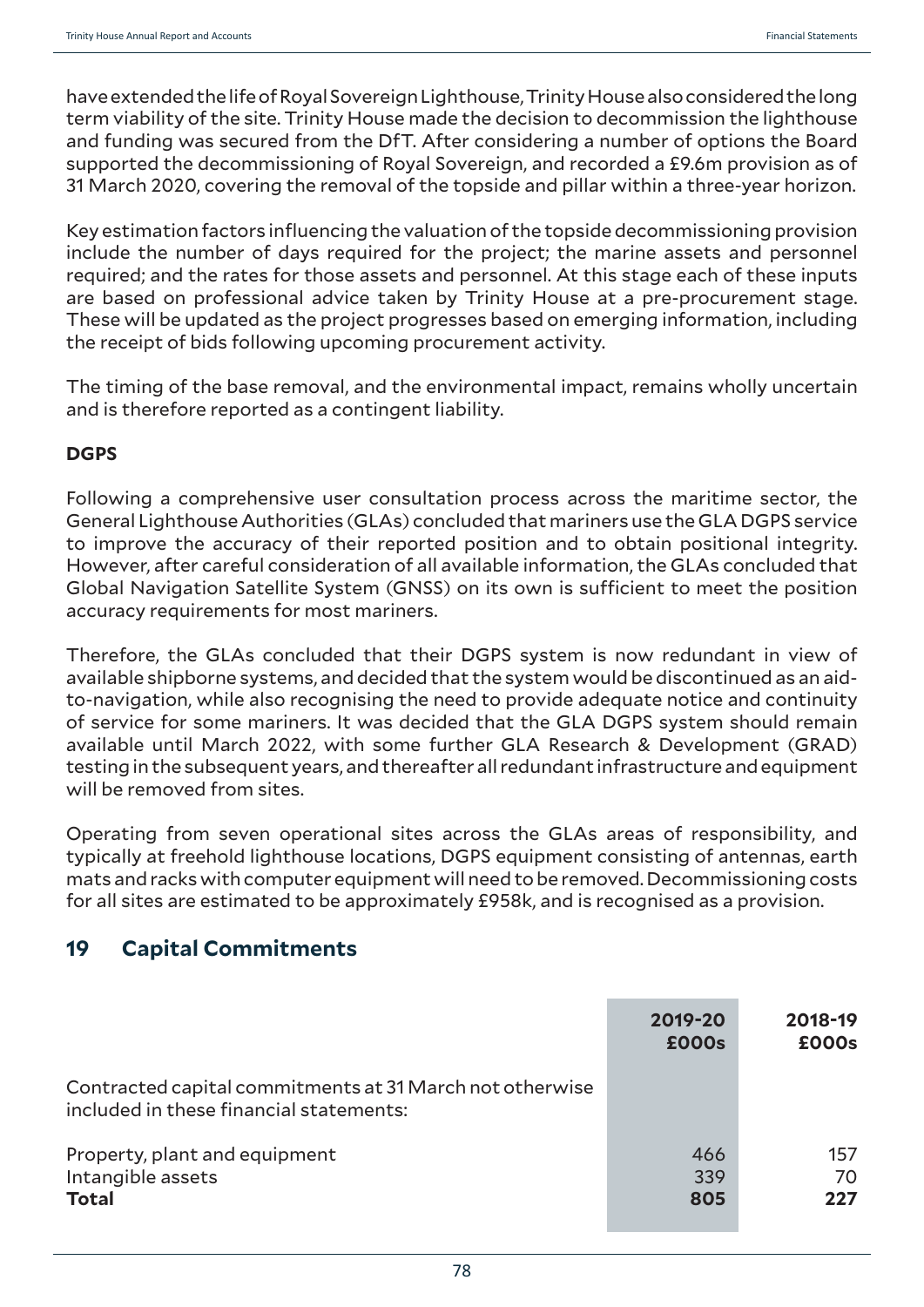have extended the life of Royal Sovereign Lighthouse, Trinity House also considered the long term viability of the site. Trinity House made the decision to decommission the lighthouse and funding was secured from the DfT. After considering a number of options the Board supported the decommissioning of Royal Sovereign, and recorded a £9.6m provision as of 31 March 2020, covering the removal of the topside and pillar within a three-year horizon.

Key estimation factors influencing the valuation of the topside decommissioning provision include the number of days required for the project; the marine assets and personnel required; and the rates for those assets and personnel. At this stage each of these inputs are based on professional advice taken by Trinity House at a pre-procurement stage. These will be updated as the project progresses based on emerging information, including the receipt of bids following upcoming procurement activity.

The timing of the base removal, and the environmental impact, remains wholly uncertain and is therefore reported as a contingent liability.

**DGPS**

Following a comprehensive user consultation process across the maritime sector, the General Lighthouse Authorities (GLAs) concluded that mariners use the GLA DGPS service to improve the accuracy of their reported position and to obtain positional integrity. However, after careful consideration of all available information, the GLAs concluded that Global Navigation Satellite System (GNSS) on its own is sufficient to meet the position accuracy requirements for most mariners.

Therefore, the GLAs concluded that their DGPS system is now redundant in view of available shipborne systems, and decided that the system would be discontinued as an aid-to-navigation, while also recognising the need to provide adequate notice and continuity of service for some mariners. It was decided that the GLA DGPS system should remain available until March 2022, with some further GLA Research & Development (GRAD) testing in the subsequent years, and thereafter all redundant infrastructure and equipment will be removed from sites.

Operating from seven operational sites across the GLAs areas of responsibility, and typically at freehold lighthouse locations, DGPS equipment consisting of antennas, earth mats and racks with computer equipment will need to be removed. Decommissioning costs for all sites are estimated to be approximately £958k, and is recognised as a provision.

## 19 Capital Commitments

| | 2019-20 £000s | 2018-19 £000s |
|---|---|---|
| Contracted capital commitments at 31 March not otherwise included in these financial statements: | | |
| Property, plant and equipment | 466 | 157 |
| Intangible assets | 339 | 70 |
| **Total** | **805** | **227** |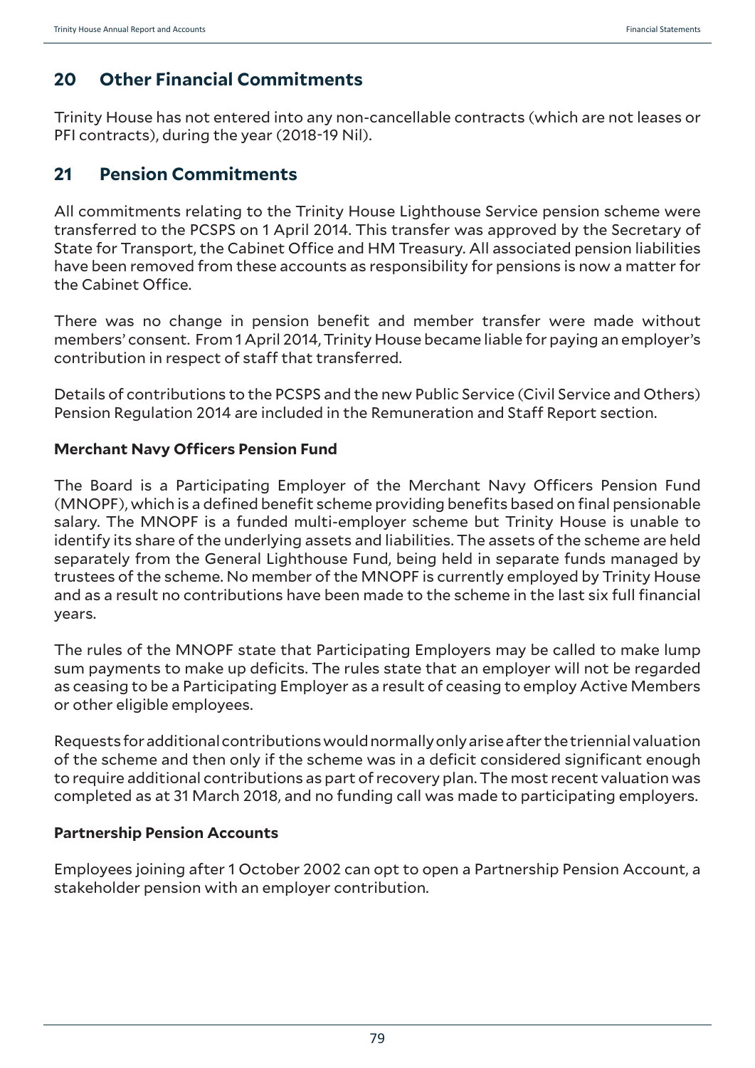## 20 Other Financial Commitments

Trinity House has not entered into any non-cancellable contracts (which are not leases or PFI contracts), during the year (2018-19 Nil).

## 21 Pension Commitments

All commitments relating to the Trinity House Lighthouse Service pension scheme were transferred to the PCSPS on 1 April 2014. This transfer was approved by the Secretary of State for Transport, the Cabinet Office and HM Treasury. All associated pension liabilities have been removed from these accounts as responsibility for pensions is now a matter for the Cabinet Office.

There was no change in pension benefit and member transfer were made without members' consent. From 1 April 2014, Trinity House became liable for paying an employer's contribution in respect of staff that transferred.

Details of contributions to the PCSPS and the new Public Service (Civil Service and Others) Pension Regulation 2014 are included in the Remuneration and Staff Report section.

### Merchant Navy Officers Pension Fund

The Board is a Participating Employer of the Merchant Navy Officers Pension Fund (MNOPF), which is a defined benefit scheme providing benefits based on final pensionable salary. The MNOPF is a funded multi-employer scheme but Trinity House is unable to identify its share of the underlying assets and liabilities. The assets of the scheme are held separately from the General Lighthouse Fund, being held in separate funds managed by trustees of the scheme. No member of the MNOPF is currently employed by Trinity House and as a result no contributions have been made to the scheme in the last six full financial years.

The rules of the MNOPF state that Participating Employers may be called to make lump sum payments to make up deficits. The rules state that an employer will not be regarded as ceasing to be a Participating Employer as a result of ceasing to employ Active Members or other eligible employees.

Requests for additional contributions would normally only arise after the triennial valuation of the scheme and then only if the scheme was in a deficit considered significant enough to require additional contributions as part of recovery plan. The most recent valuation was completed as at 31 March 2018, and no funding call was made to participating employers.

### Partnership Pension Accounts

Employees joining after 1 October 2002 can opt to open a Partnership Pension Account, a stakeholder pension with an employer contribution.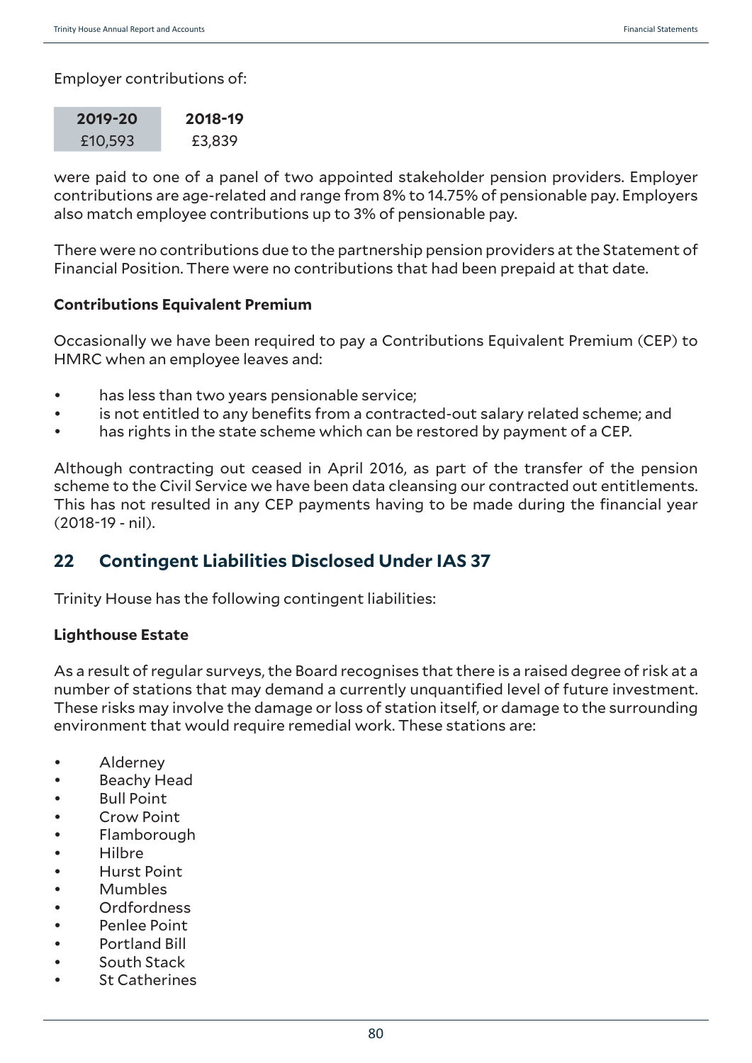Employer contributions of:

| 2019-20 | 2018-19 |
|---|---|
| £10,593 | £3,839 |

were paid to one of a panel of two appointed stakeholder pension providers. Employer contributions are age-related and range from 8% to 14.75% of pensionable pay. Employers also match employee contributions up to 3% of pensionable pay.

There were no contributions due to the partnership pension providers at the Statement of Financial Position. There were no contributions that had been prepaid at that date.

**Contributions Equivalent Premium**

Occasionally we have been required to pay a Contributions Equivalent Premium (CEP) to HMRC when an employee leaves and:

- has less than two years pensionable service;
- is not entitled to any benefits from a contracted-out salary related scheme; and
- has rights in the state scheme which can be restored by payment of a CEP.

Although contracting out ceased in April 2016, as part of the transfer of the pension scheme to the Civil Service we have been data cleansing our contracted out entitlements. This has not resulted in any CEP payments having to be made during the financial year (2018-19 - nil).

## 22 Contingent Liabilities Disclosed Under IAS 37

Trinity House has the following contingent liabilities:

**Lighthouse Estate**

As a result of regular surveys, the Board recognises that there is a raised degree of risk at a number of stations that may demand a currently unquantified level of future investment. These risks may involve the damage or loss of station itself, or damage to the surrounding environment that would require remedial work. These stations are:

- Alderney
- Beachy Head
- Bull Point
- Crow Point
- Flamborough
- Hilbre
- Hurst Point
- Mumbles
- Ordfordness
- Penlee Point
- Portland Bill
- South Stack
- St Catherines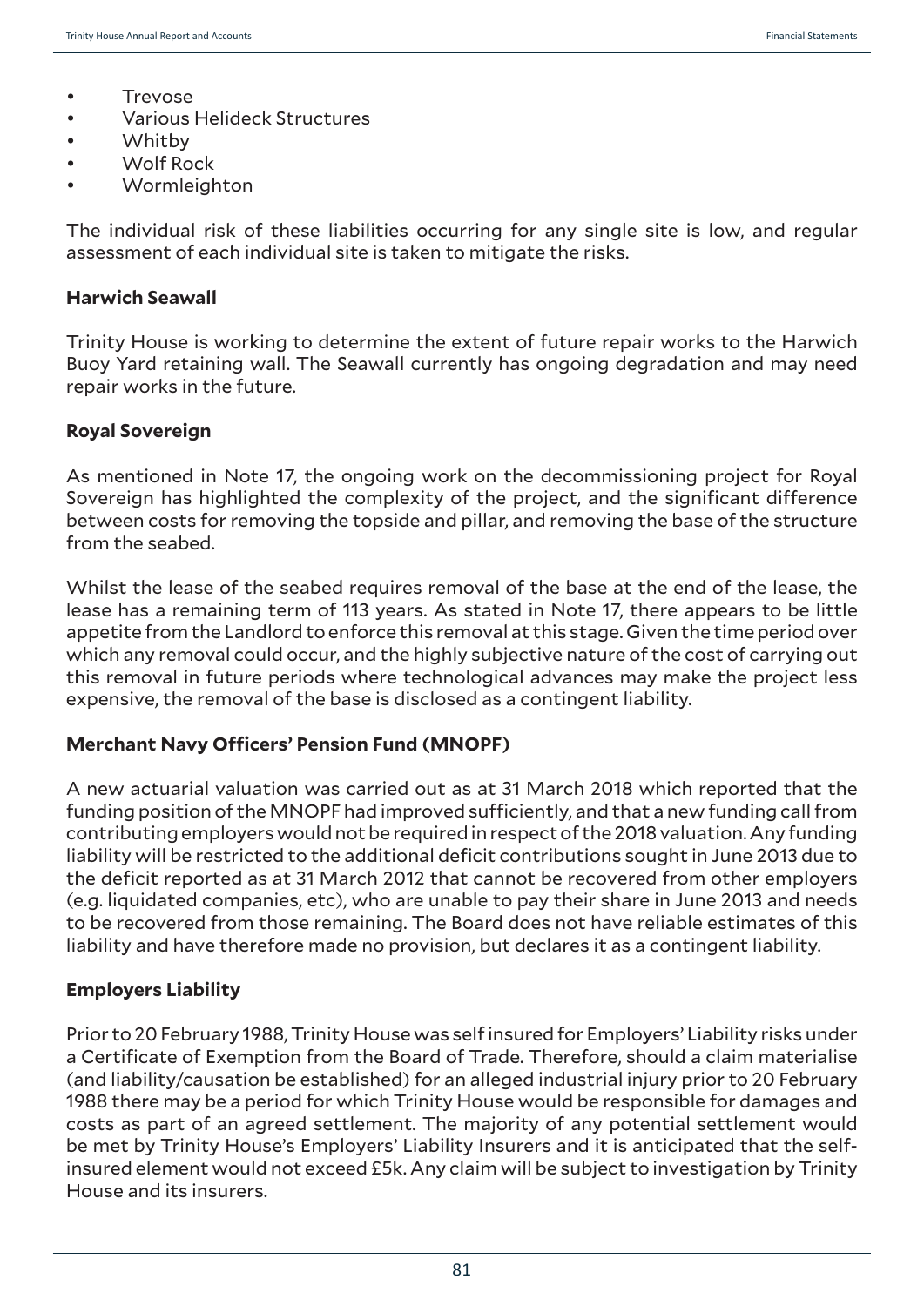- Trevose
- Various Helideck Structures
- Whitby
- Wolf Rock
- Wormleighton

The individual risk of these liabilities occurring for any single site is low, and regular assessment of each individual site is taken to mitigate the risks.

**Harwich Seawall**

Trinity House is working to determine the extent of future repair works to the Harwich Buoy Yard retaining wall. The Seawall currently has ongoing degradation and may need repair works in the future.

**Royal Sovereign**

As mentioned in Note 17, the ongoing work on the decommissioning project for Royal Sovereign has highlighted the complexity of the project, and the significant difference between costs for removing the topside and pillar, and removing the base of the structure from the seabed.

Whilst the lease of the seabed requires removal of the base at the end of the lease, the lease has a remaining term of 113 years. As stated in Note 17, there appears to be little appetite from the Landlord to enforce this removal at this stage. Given the time period over which any removal could occur, and the highly subjective nature of the cost of carrying out this removal in future periods where technological advances may make the project less expensive, the removal of the base is disclosed as a contingent liability.

**Merchant Navy Officers' Pension Fund (MNOPF)**

A new actuarial valuation was carried out as at 31 March 2018 which reported that the funding position of the MNOPF had improved sufficiently, and that a new funding call from contributing employers would not be required in respect of the 2018 valuation. Any funding liability will be restricted to the additional deficit contributions sought in June 2013 due to the deficit reported as at 31 March 2012 that cannot be recovered from other employers (e.g. liquidated companies, etc), who are unable to pay their share in June 2013 and needs to be recovered from those remaining. The Board does not have reliable estimates of this liability and have therefore made no provision, but declares it as a contingent liability.

**Employers Liability**

Prior to 20 February 1988, Trinity House was self insured for Employers' Liability risks under a Certificate of Exemption from the Board of Trade. Therefore, should a claim materialise (and liability/causation be established) for an alleged industrial injury prior to 20 February 1988 there may be a period for which Trinity House would be responsible for damages and costs as part of an agreed settlement. The majority of any potential settlement would be met by Trinity House's Employers' Liability Insurers and it is anticipated that the self-insured element would not exceed £5k. Any claim will be subject to investigation by Trinity House and its insurers.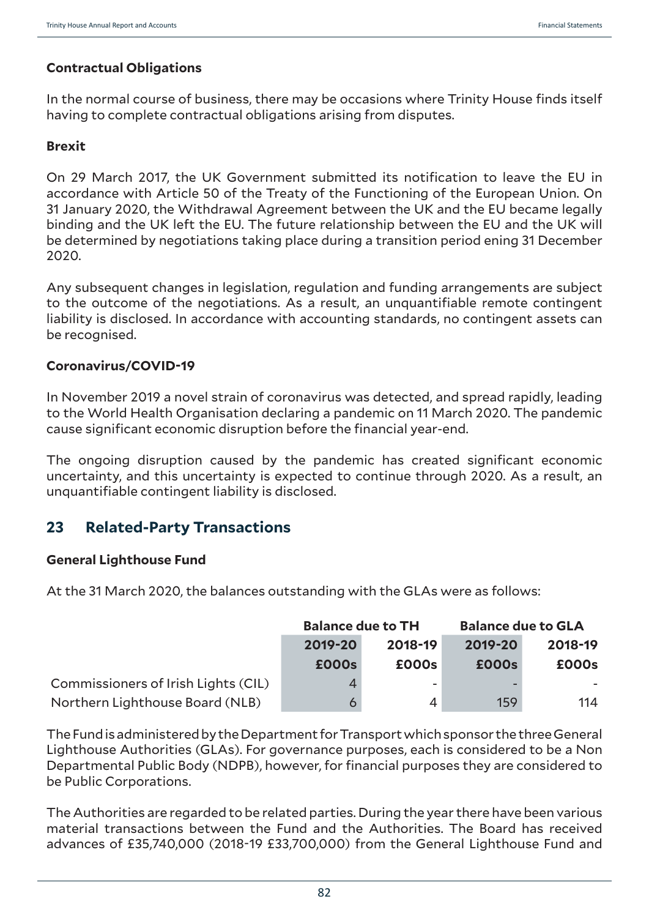### Contractual Obligations

In the normal course of business, there may be occasions where Trinity House finds itself having to complete contractual obligations arising from disputes.

### Brexit

On 29 March 2017, the UK Government submitted its notification to leave the EU in accordance with Article 50 of the Treaty of the Functioning of the European Union. On 31 January 2020, the Withdrawal Agreement between the UK and the EU became legally binding and the UK left the EU. The future relationship between the EU and the UK will be determined by negotiations taking place during a transition period ening 31 December 2020.

Any subsequent changes in legislation, regulation and funding arrangements are subject to the outcome of the negotiations. As a result, an unquantifiable remote contingent liability is disclosed. In accordance with accounting standards, no contingent assets can be recognised.

### Coronavirus/COVID-19

In November 2019 a novel strain of coronavirus was detected, and spread rapidly, leading to the World Health Organisation declaring a pandemic on 11 March 2020. The pandemic cause significant economic disruption before the financial year-end.

The ongoing disruption caused by the pandemic has created significant economic uncertainty, and this uncertainty is expected to continue through 2020. As a result, an unquantifiable contingent liability is disclosed.

## 23 Related-Party Transactions

### General Lighthouse Fund

At the 31 March 2020, the balances outstanding with the GLAs were as follows:

| | Balance due to TH | | Balance due to GLA | |
|---|---|---|---|---|
| | 2019-20 | 2018-19 | 2019-20 | 2018-19 |
| | £000s | £000s | £000s | £000s |
| Commissioners of Irish Lights (CIL) | 4 | - | - | - |
| Northern Lighthouse Board (NLB) | 6 | 4 | 159 | 114 |

The Fund is administered by the Department for Transport which sponsor the three General Lighthouse Authorities (GLAs). For governance purposes, each is considered to be a Non Departmental Public Body (NDPB), however, for financial purposes they are considered to be Public Corporations.

The Authorities are regarded to be related parties. During the year there have been various material transactions between the Fund and the Authorities. The Board has received advances of £35,740,000 (2018-19 £33,700,000) from the General Lighthouse Fund and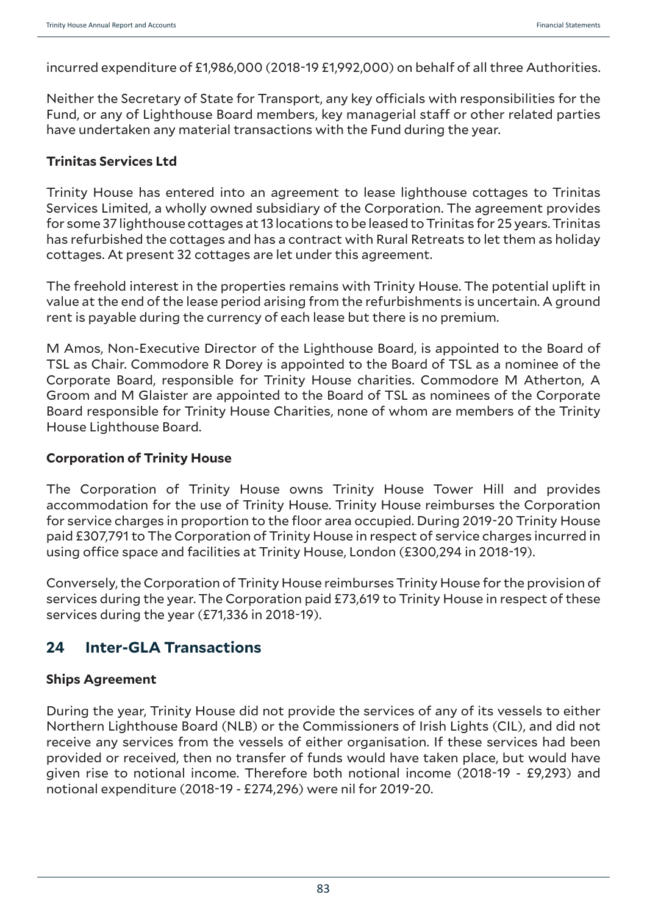incurred expenditure of £1,986,000 (2018-19 £1,992,000) on behalf of all three Authorities.

Neither the Secretary of State for Transport, any key officials with responsibilities for the Fund, or any of Lighthouse Board members, key managerial staff or other related parties have undertaken any material transactions with the Fund during the year.

**Trinitas Services Ltd**

Trinity House has entered into an agreement to lease lighthouse cottages to Trinitas Services Limited, a wholly owned subsidiary of the Corporation. The agreement provides for some 37 lighthouse cottages at 13 locations to be leased to Trinitas for 25 years. Trinitas has refurbished the cottages and has a contract with Rural Retreats to let them as holiday cottages. At present 32 cottages are let under this agreement.

The freehold interest in the properties remains with Trinity House. The potential uplift in value at the end of the lease period arising from the refurbishments is uncertain. A ground rent is payable during the currency of each lease but there is no premium.

M Amos, Non-Executive Director of the Lighthouse Board, is appointed to the Board of TSL as Chair. Commodore R Dorey is appointed to the Board of TSL as a nominee of the Corporate Board, responsible for Trinity House charities. Commodore M Atherton, A Groom and M Glaister are appointed to the Board of TSL as nominees of the Corporate Board responsible for Trinity House Charities, none of whom are members of the Trinity House Lighthouse Board.

**Corporation of Trinity House**

The Corporation of Trinity House owns Trinity House Tower Hill and provides accommodation for the use of Trinity House. Trinity House reimburses the Corporation for service charges in proportion to the floor area occupied. During 2019-20 Trinity House paid £307,791 to The Corporation of Trinity House in respect of service charges incurred in using office space and facilities at Trinity House, London (£300,294 in 2018-19).

Conversely, the Corporation of Trinity House reimburses Trinity House for the provision of services during the year. The Corporation paid £73,619 to Trinity House in respect of these services during the year (£71,336 in 2018-19).

## 24 Inter-GLA Transactions

**Ships Agreement**

During the year, Trinity House did not provide the services of any of its vessels to either Northern Lighthouse Board (NLB) or the Commissioners of Irish Lights (CIL), and did not receive any services from the vessels of either organisation. If these services had been provided or received, then no transfer of funds would have taken place, but would have given rise to notional income. Therefore both notional income (2018-19 - £9,293) and notional expenditure (2018-19 - £274,296) were nil for 2019-20.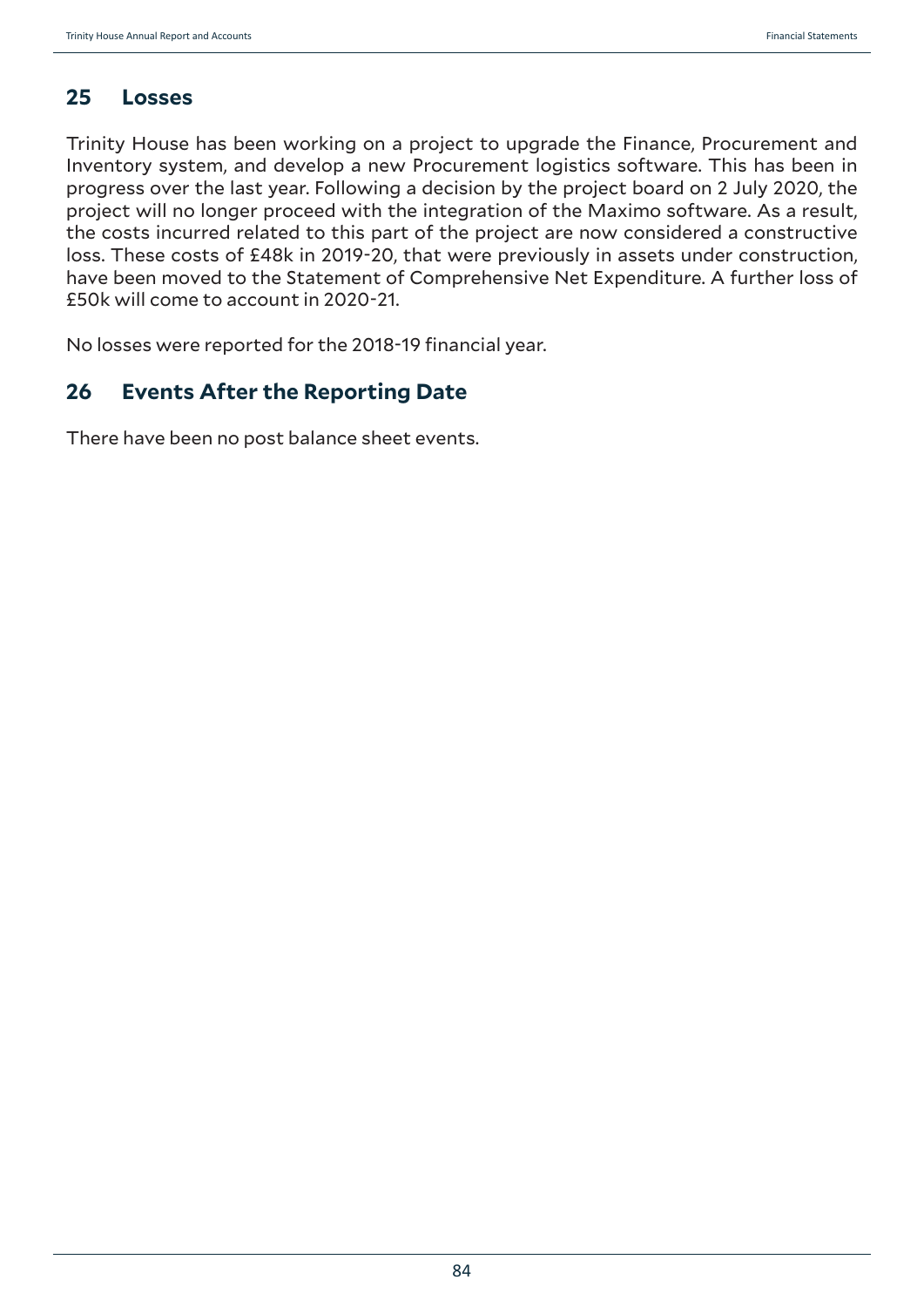## 25 Losses

Trinity House has been working on a project to upgrade the Finance, Procurement and Inventory system, and develop a new Procurement logistics software. This has been in progress over the last year. Following a decision by the project board on 2 July 2020, the project will no longer proceed with the integration of the Maximo software. As a result, the costs incurred related to this part of the project are now considered a constructive loss. These costs of £48k in 2019-20, that were previously in assets under construction, have been moved to the Statement of Comprehensive Net Expenditure. A further loss of £50k will come to account in 2020-21.

No losses were reported for the 2018-19 financial year.

## 26 Events After the Reporting Date

There have been no post balance sheet events.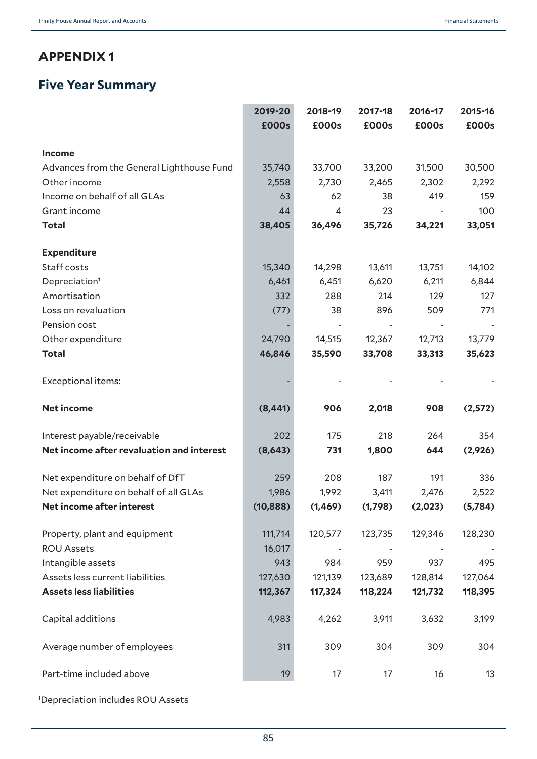## APPENDIX 1

## Five Year Summary

| | 2019-20<br>£000s | 2018-19<br>£000s | 2017-18<br>£000s | 2016-17<br>£000s | 2015-16<br>£000s |
|---|---|---|---|---|---|
| **Income** | | | | | |
| Advances from the General Lighthouse Fund | 35,740 | 33,700 | 33,200 | 31,500 | 30,500 |
| Other income | 2,558 | 2,730 | 2,465 | 2,302 | 2,292 |
| Income on behalf of all GLAs | 63 | 62 | 38 | 419 | 159 |
| Grant income | 44 | 4 | 23 | - | 100 |
| **Total** | **38,405** | **36,496** | **35,726** | **34,221** | **33,051** |
| **Expenditure** | | | | | |
| Staff costs | 15,340 | 14,298 | 13,611 | 13,751 | 14,102 |
| Depreciation[1] | 6,461 | 6,451 | 6,620 | 6,211 | 6,844 |
| Amortisation | 332 | 288 | 214 | 129 | 127 |
| Loss on revaluation | (77) | 38 | 896 | 509 | 771 |
| Pension cost | - | - | - | - | - |
| Other expenditure | 24,790 | 14,515 | 12,367 | 12,713 | 13,779 |
| **Total** | **46,846** | **35,590** | **33,708** | **33,313** | **35,623** |
| Exceptional items: | - | - | - | - | - |
| **Net income** | **(8,441)** | **906** | **2,018** | **908** | **(2,572)** |
| Interest payable/receivable | 202 | 175 | 218 | 264 | 354 |
| **Net income after revaluation and interest** | **(8,643)** | **731** | **1,800** | **644** | **(2,926)** |
| Net expenditure on behalf of DfT | 259 | 208 | 187 | 191 | 336 |
| Net expenditure on behalf of all GLAs | 1,986 | 1,992 | 3,411 | 2,476 | 2,522 |
| **Net income after interest** | **(10,888)** | **(1,469)** | **(1,798)** | **(2,023)** | **(5,784)** |
| Property, plant and equipment | 111,714 | 120,577 | 123,735 | 129,346 | 128,230 |
| ROU Assets | 16,017 | - | - | - | - |
| Intangible assets | 943 | 984 | 959 | 937 | 495 |
| Assets less current liabilities | 127,630 | 121,139 | 123,689 | 128,814 | 127,064 |
| **Assets less liabilities** | **112,367** | **117,324** | **118,224** | **121,732** | **118,395** |
| Capital additions | 4,983 | 4,262 | 3,911 | 3,632 | 3,199 |
| Average number of employees | 311 | 309 | 304 | 309 | 304 |
| Part-time included above | 19 | 17 | 17 | 16 | 13 |

[1]Depreciation includes ROU Assets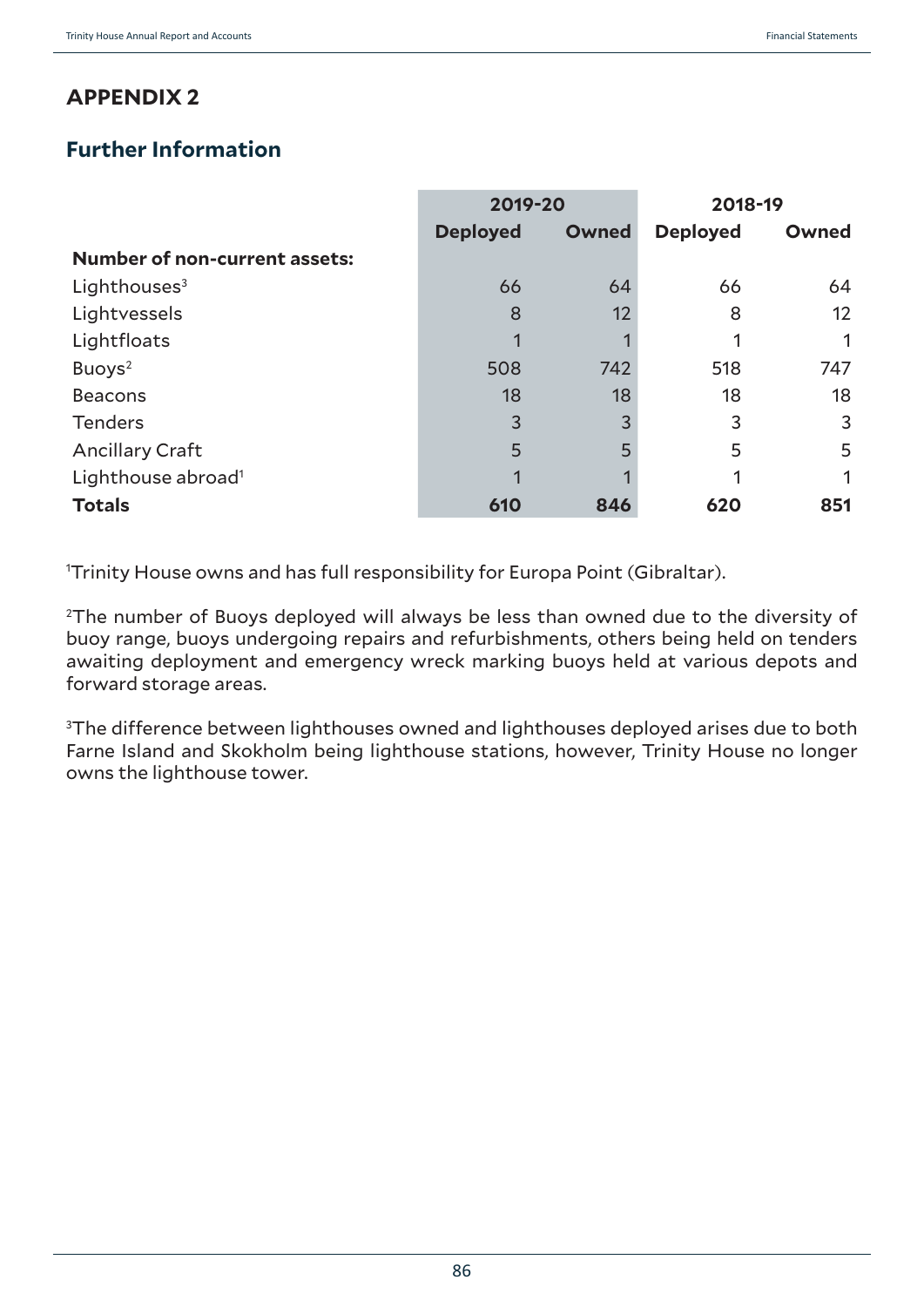## APPENDIX 2

## Further Information

| | 2019-20 | | 2018-19 | |
|---|---|---|---|---|
| | **Deployed** | **Owned** | **Deployed** | **Owned** |
| **Number of non-current assets:** | | | | |
| Lighthouses[3] | 66 | 64 | 66 | 64 |
| Lightvessels | 8 | 12 | 8 | 12 |
| Lightfloats | 1 | 1 | 1 | 1 |
| Buoys[2] | 508 | 742 | 518 | 747 |
| Beacons | 18 | 18 | 18 | 18 |
| Tenders | 3 | 3 | 3 | 3 |
| Ancillary Craft | 5 | 5 | 5 | 5 |
| Lighthouse abroad[1] | 1 | 1 | 1 | 1 |
| **Totals** | **610** | **846** | **620** | **851** |

[1]Trinity House owns and has full responsibility for Europa Point (Gibraltar).

[2]The number of Buoys deployed will always be less than owned due to the diversity of buoy range, buoys undergoing repairs and refurbishments, others being held on tenders awaiting deployment and emergency wreck marking buoys held at various depots and forward storage areas.

[3]The difference between lighthouses owned and lighthouses deployed arises due to both Farne Island and Skokholm being lighthouse stations, however, Trinity House no longer owns the lighthouse tower.